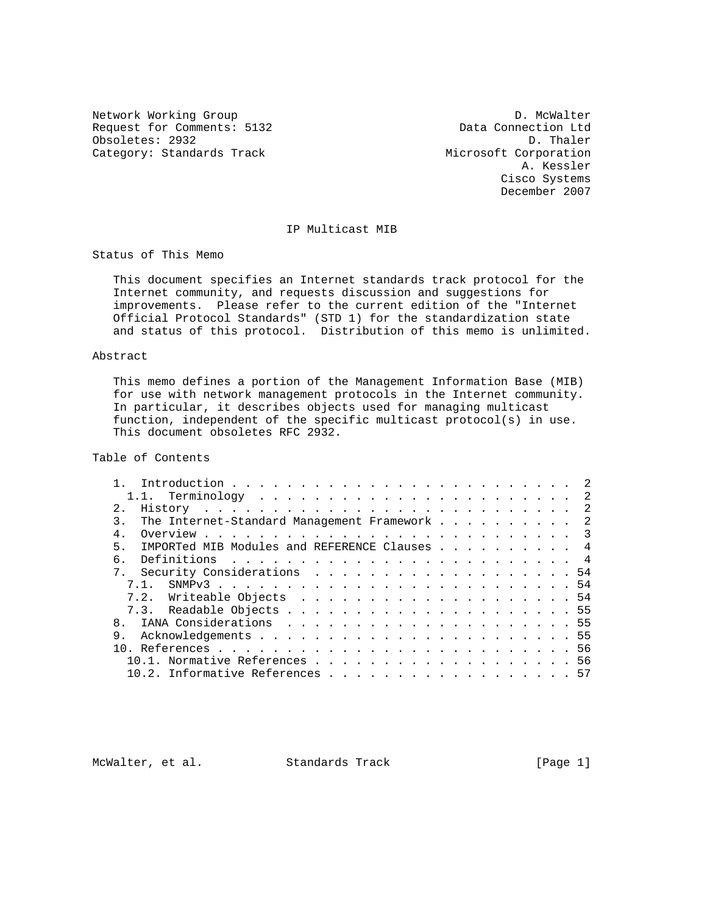Network Working Group D. McWalter
Request for Comments: 5132 Data Connection Ltd
Obsoletes: 2932 D. Thaler
Category: Standards Track Microsoft Corporation
A. Kessler
Cisco Systems
December 2007

# IP Multicast MIB

## Status of This Memo

This document specifies an Internet standards track protocol for the Internet community, and requests discussion and suggestions for improvements. Please refer to the current edition of the "Internet Official Protocol Standards" (STD 1) for the standardization state and status of this protocol. Distribution of this memo is unlimited.

## Abstract

This memo defines a portion of the Management Information Base (MIB) for use with network management protocols in the Internet community. In particular, it describes objects used for managing multicast function, independent of the specific multicast protocol(s) in use. This document obsoletes RFC 2932.

## Table of Contents

```
   1.  Introduction . . . . . . . . . . . . . . . . . . . . . . . . .  2
     1.1.  Terminology  . . . . . . . . . . . . . . . . . . . . . . .  2
   2.  History  . . . . . . . . . . . . . . . . . . . . . . . . . . .  2
   3.  The Internet-Standard Management Framework . . . . . . . . . .  2
   4.  Overview . . . . . . . . . . . . . . . . . . . . . . . . . . .  3
   5.  IMPORTed MIB Modules and REFERENCE Clauses . . . . . . . . . .  4
   6.  Definitions  . . . . . . . . . . . . . . . . . . . . . . . . .  4
   7.  Security Considerations  . . . . . . . . . . . . . . . . . . . 54
     7.1.  SNMPv3 . . . . . . . . . . . . . . . . . . . . . . . . . . 54
     7.2.  Writeable Objects  . . . . . . . . . . . . . . . . . . . . 54
     7.3.  Readable Objects . . . . . . . . . . . . . . . . . . . . . 55
   8.  IANA Considerations  . . . . . . . . . . . . . . . . . . . . . 55
   9.  Acknowledgements . . . . . . . . . . . . . . . . . . . . . . . 55
   10. References . . . . . . . . . . . . . . . . . . . . . . . . . . 56
     10.1. Normative References . . . . . . . . . . . . . . . . . . . 56
     10.2. Informative References . . . . . . . . . . . . . . . . . . 57
```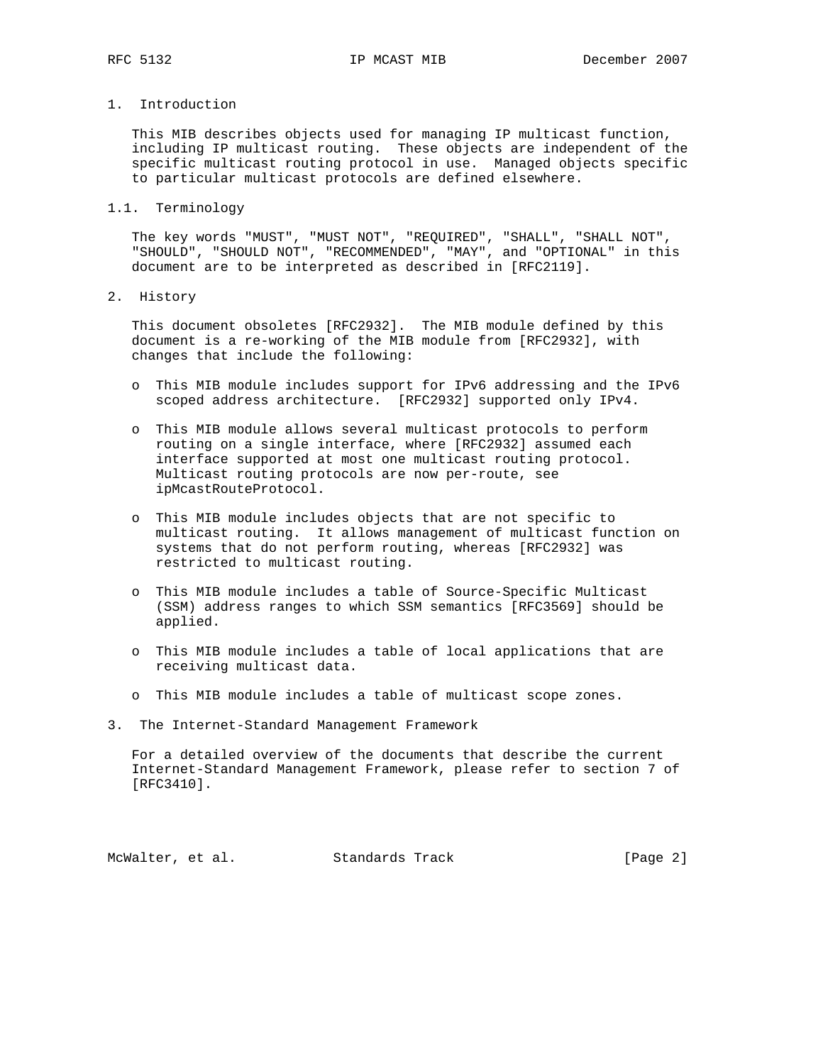# 1. Introduction

This MIB describes objects used for managing IP multicast function, including IP multicast routing. These objects are independent of the specific multicast routing protocol in use. Managed objects specific to particular multicast protocols are defined elsewhere.

## 1.1. Terminology

The key words "MUST", "MUST NOT", "REQUIRED", "SHALL", "SHALL NOT", "SHOULD", "SHOULD NOT", "RECOMMENDED", "MAY", and "OPTIONAL" in this document are to be interpreted as described in [RFC2119].

# 2. History

This document obsoletes [RFC2932]. The MIB module defined by this document is a re-working of the MIB module from [RFC2932], with changes that include the following:

- This MIB module includes support for IPv6 addressing and the IPv6 scoped address architecture. [RFC2932] supported only IPv4.
- This MIB module allows several multicast protocols to perform routing on a single interface, where [RFC2932] assumed each interface supported at most one multicast routing protocol. Multicast routing protocols are now per-route, see ipMcastRouteProtocol.
- This MIB module includes objects that are not specific to multicast routing. It allows management of multicast function on systems that do not perform routing, whereas [RFC2932] was restricted to multicast routing.
- This MIB module includes a table of Source-Specific Multicast (SSM) address ranges to which SSM semantics [RFC3569] should be applied.
- This MIB module includes a table of local applications that are receiving multicast data.
- This MIB module includes a table of multicast scope zones.

# 3. The Internet-Standard Management Framework

For a detailed overview of the documents that describe the current Internet-Standard Management Framework, please refer to section 7 of [RFC3410].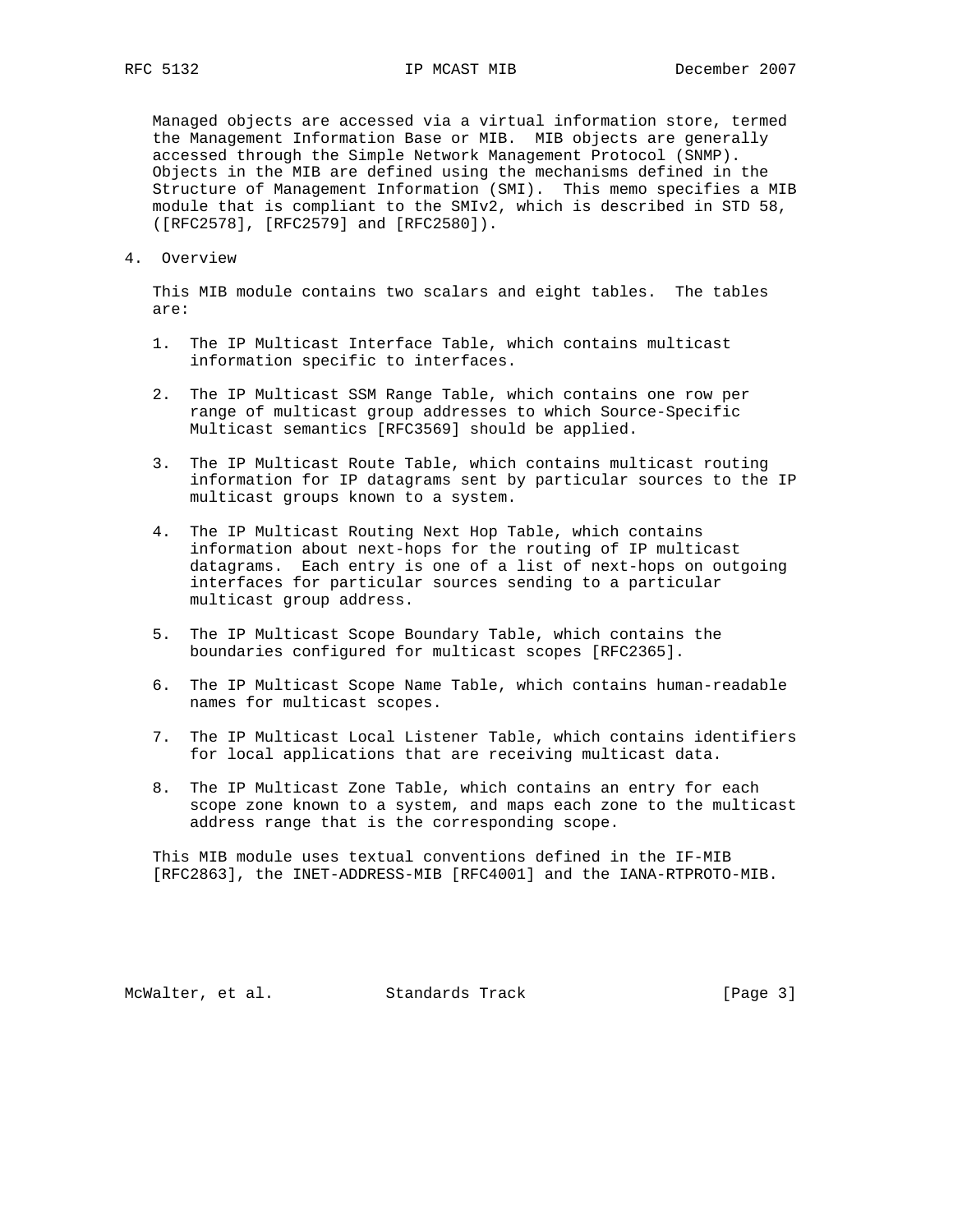Managed objects are accessed via a virtual information store, termed the Management Information Base or MIB. MIB objects are generally accessed through the Simple Network Management Protocol (SNMP). Objects in the MIB are defined using the mechanisms defined in the Structure of Management Information (SMI). This memo specifies a MIB module that is compliant to the SMIv2, which is described in STD 58, ([RFC2578], [RFC2579] and [RFC2580]).

## 4. Overview

This MIB module contains two scalars and eight tables. The tables are:

1. The IP Multicast Interface Table, which contains multicast information specific to interfaces.

2. The IP Multicast SSM Range Table, which contains one row per range of multicast group addresses to which Source-Specific Multicast semantics [RFC3569] should be applied.

3. The IP Multicast Route Table, which contains multicast routing information for IP datagrams sent by particular sources to the IP multicast groups known to a system.

4. The IP Multicast Routing Next Hop Table, which contains information about next-hops for the routing of IP multicast datagrams. Each entry is one of a list of next-hops on outgoing interfaces for particular sources sending to a particular multicast group address.

5. The IP Multicast Scope Boundary Table, which contains the boundaries configured for multicast scopes [RFC2365].

6. The IP Multicast Scope Name Table, which contains human-readable names for multicast scopes.

7. The IP Multicast Local Listener Table, which contains identifiers for local applications that are receiving multicast data.

8. The IP Multicast Zone Table, which contains an entry for each scope zone known to a system, and maps each zone to the multicast address range that is the corresponding scope.

This MIB module uses textual conventions defined in the IF-MIB [RFC2863], the INET-ADDRESS-MIB [RFC4001] and the IANA-RTPROTO-MIB.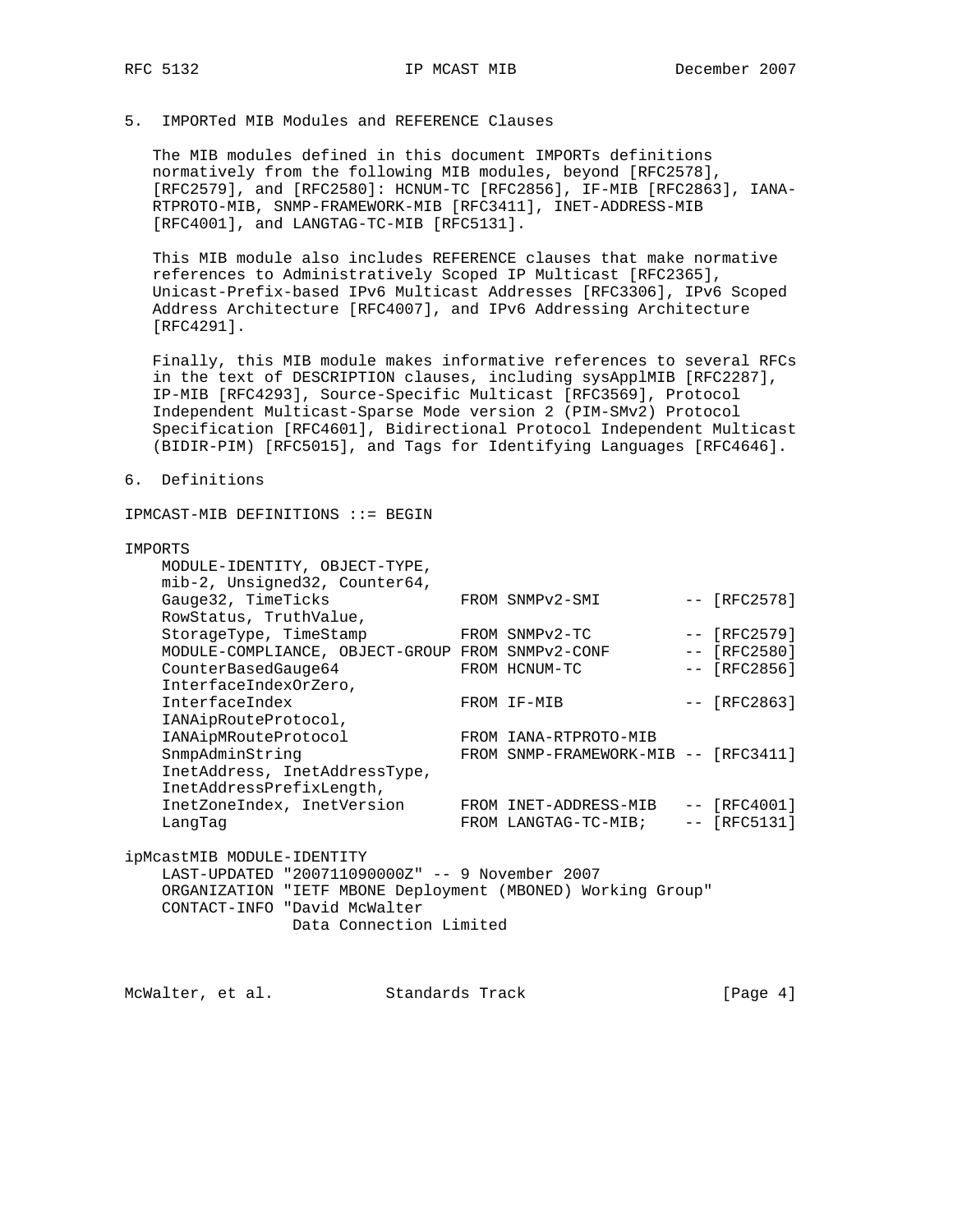## 5. IMPORTed MIB Modules and REFERENCE Clauses

The MIB modules defined in this document IMPORTs definitions normatively from the following MIB modules, beyond [RFC2578], [RFC2579], and [RFC2580]: HCNUM-TC [RFC2856], IF-MIB [RFC2863], IANA-RTPROTO-MIB, SNMP-FRAMEWORK-MIB [RFC3411], INET-ADDRESS-MIB [RFC4001], and LANGTAG-TC-MIB [RFC5131].

This MIB module also includes REFERENCE clauses that make normative references to Administratively Scoped IP Multicast [RFC2365], Unicast-Prefix-based IPv6 Multicast Addresses [RFC3306], IPv6 Scoped Address Architecture [RFC4007], and IPv6 Addressing Architecture [RFC4291].

Finally, this MIB module makes informative references to several RFCs in the text of DESCRIPTION clauses, including sysApplMIB [RFC2287], IP-MIB [RFC4293], Source-Specific Multicast [RFC3569], Protocol Independent Multicast-Sparse Mode version 2 (PIM-SMv2) Protocol Specification [RFC4601], Bidirectional Protocol Independent Multicast (BIDIR-PIM) [RFC5015], and Tags for Identifying Languages [RFC4646].

## 6. Definitions

```
IPMCAST-MIB DEFINITIONS ::= BEGIN

IMPORTS
    MODULE-IDENTITY, OBJECT-TYPE,
    mib-2, Unsigned32, Counter64,
    Gauge32, TimeTicks               FROM SNMPv2-SMI          -- [RFC2578]
    RowStatus, TruthValue,
    StorageType, TimeStamp           FROM SNMPv2-TC           -- [RFC2579]
    MODULE-COMPLIANCE, OBJECT-GROUP  FROM SNMPv2-CONF         -- [RFC2580]
    CounterBasedGauge64              FROM HCNUM-TC            -- [RFC2856]
    InterfaceIndexOrZero,
    InterfaceIndex                   FROM IF-MIB              -- [RFC2863]
    IANAipRouteProtocol,
    IANAipMRouteProtocol             FROM IANA-RTPROTO-MIB
    SnmpAdminString                  FROM SNMP-FRAMEWORK-MIB -- [RFC3411]
    InetAddress, InetAddressType,
    InetAddressPrefixLength,
    InetZoneIndex, InetVersion       FROM INET-ADDRESS-MIB    -- [RFC4001]
    LangTag                          FROM LANGTAG-TC-MIB;     -- [RFC5131]

ipMcastMIB MODULE-IDENTITY
    LAST-UPDATED "200711090000Z" -- 9 November 2007
    ORGANIZATION "IETF MBONE Deployment (MBONED) Working Group"
    CONTACT-INFO "David McWalter
                  Data Connection Limited
```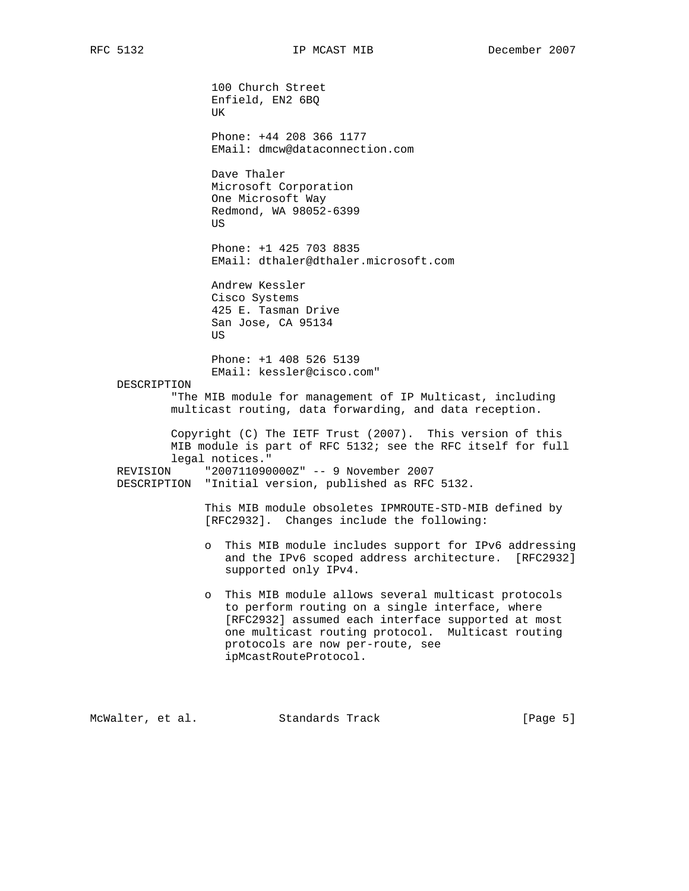```
                  100 Church Street
                  Enfield, EN2 6BQ
                  UK

                  Phone: +44 208 366 1177
                  EMail: dmcw@dataconnection.com

                  Dave Thaler
                  Microsoft Corporation
                  One Microsoft Way
                  Redmond, WA 98052-6399
                  US

                  Phone: +1 425 703 8835
                  EMail: dthaler@dthaler.microsoft.com

                  Andrew Kessler
                  Cisco Systems
                  425 E. Tasman Drive
                  San Jose, CA 95134
                  US

                  Phone: +1 408 526 5139
                  EMail: kessler@cisco.com"
    DESCRIPTION
            "The MIB module for management of IP Multicast, including
            multicast routing, data forwarding, and data reception.

            Copyright (C) The IETF Trust (2007).  This version of this
            MIB module is part of RFC 5132; see the RFC itself for full
            legal notices."
    REVISION     "200711090000Z" -- 9 November 2007
    DESCRIPTION  "Initial version, published as RFC 5132.

                 This MIB module obsoletes IPMROUTE-STD-MIB defined by
                 [RFC2932].  Changes include the following:

                 o  This MIB module includes support for IPv6 addressing
                    and the IPv6 scoped address architecture.  [RFC2932]
                    supported only IPv4.

                 o  This MIB module allows several multicast protocols
                    to perform routing on a single interface, where
                    [RFC2932] assumed each interface supported at most
                    one multicast routing protocol.  Multicast routing
                    protocols are now per-route, see
                    ipMcastRouteProtocol.
```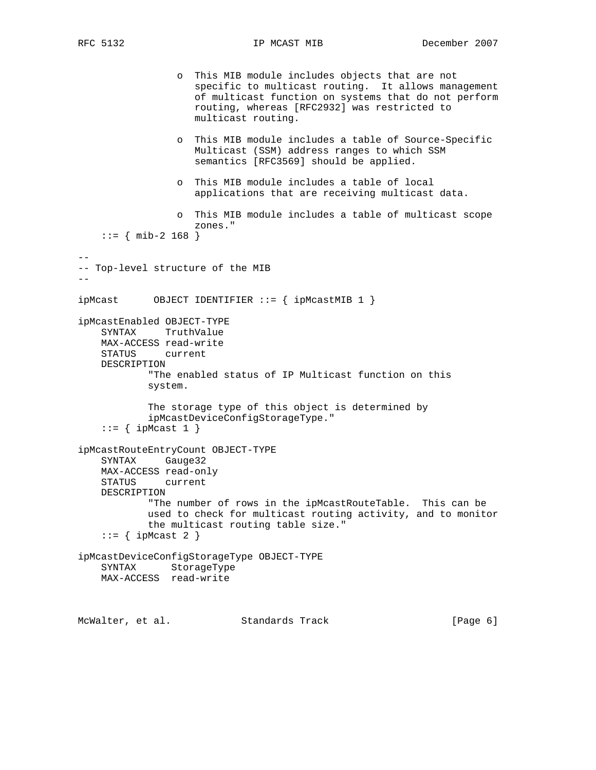```
                 o  This MIB module includes objects that are not
                    specific to multicast routing.  It allows management
                    of multicast function on systems that do not perform
                    routing, whereas [RFC2932] was restricted to
                    multicast routing.

                 o  This MIB module includes a table of Source-Specific
                    Multicast (SSM) address ranges to which SSM
                    semantics [RFC3569] should be applied.

                 o  This MIB module includes a table of local
                    applications that are receiving multicast data.

                 o  This MIB module includes a table of multicast scope
                    zones."
    ::= { mib-2 168 }

--
-- Top-level structure of the MIB
--

ipMcast      OBJECT IDENTIFIER ::= { ipMcastMIB 1 }

ipMcastEnabled OBJECT-TYPE
    SYNTAX     TruthValue
    MAX-ACCESS read-write
    STATUS     current
    DESCRIPTION
            "The enabled status of IP Multicast function on this
            system.

            The storage type of this object is determined by
            ipMcastDeviceConfigStorageType."
    ::= { ipMcast 1 }

ipMcastRouteEntryCount OBJECT-TYPE
    SYNTAX     Gauge32
    MAX-ACCESS read-only
    STATUS     current
    DESCRIPTION
            "The number of rows in the ipMcastRouteTable.  This can be
            used to check for multicast routing activity, and to monitor
            the multicast routing table size."
    ::= { ipMcast 2 }

ipMcastDeviceConfigStorageType OBJECT-TYPE
    SYNTAX      StorageType
    MAX-ACCESS  read-write
```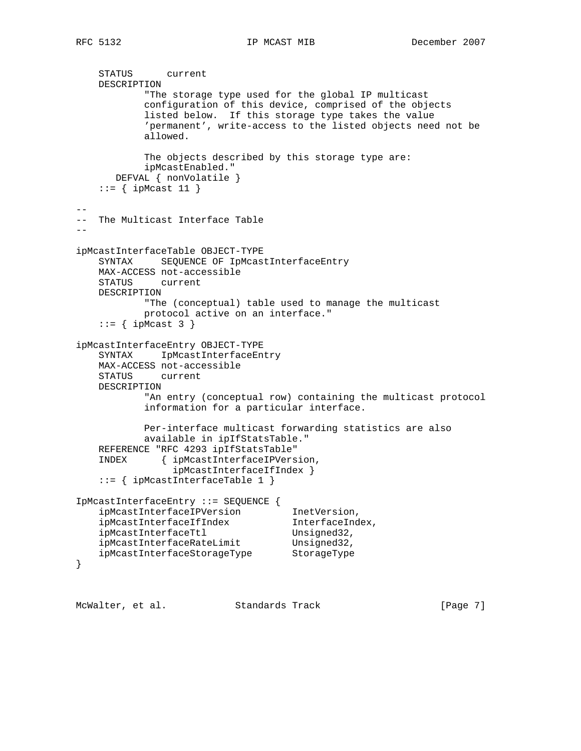```
    STATUS      current
    DESCRIPTION
            "The storage type used for the global IP multicast
            configuration of this device, comprised of the objects
            listed below.  If this storage type takes the value
            'permanent', write-access to the listed objects need not be
            allowed.

            The objects described by this storage type are:
            ipMcastEnabled."
       DEFVAL { nonVolatile }
    ::= { ipMcast 11 }

--
--  The Multicast Interface Table
--

ipMcastInterfaceTable OBJECT-TYPE
    SYNTAX     SEQUENCE OF IpMcastInterfaceEntry
    MAX-ACCESS not-accessible
    STATUS     current
    DESCRIPTION
            "The (conceptual) table used to manage the multicast
            protocol active on an interface."
    ::= { ipMcast 3 }

ipMcastInterfaceEntry OBJECT-TYPE
    SYNTAX     IpMcastInterfaceEntry
    MAX-ACCESS not-accessible
    STATUS     current
    DESCRIPTION
            "An entry (conceptual row) containing the multicast protocol
            information for a particular interface.

            Per-interface multicast forwarding statistics are also
            available in ipIfStatsTable."
    REFERENCE "RFC 4293 ipIfStatsTable"
    INDEX      { ipMcastInterfaceIPVersion,
                 ipMcastInterfaceIfIndex }
    ::= { ipMcastInterfaceTable 1 }

IpMcastInterfaceEntry ::= SEQUENCE {
    ipMcastInterfaceIPVersion         InetVersion,
    ipMcastInterfaceIfIndex           InterfaceIndex,
    ipMcastInterfaceTtl               Unsigned32,
    ipMcastInterfaceRateLimit         Unsigned32,
    ipMcastInterfaceStorageType       StorageType
}
```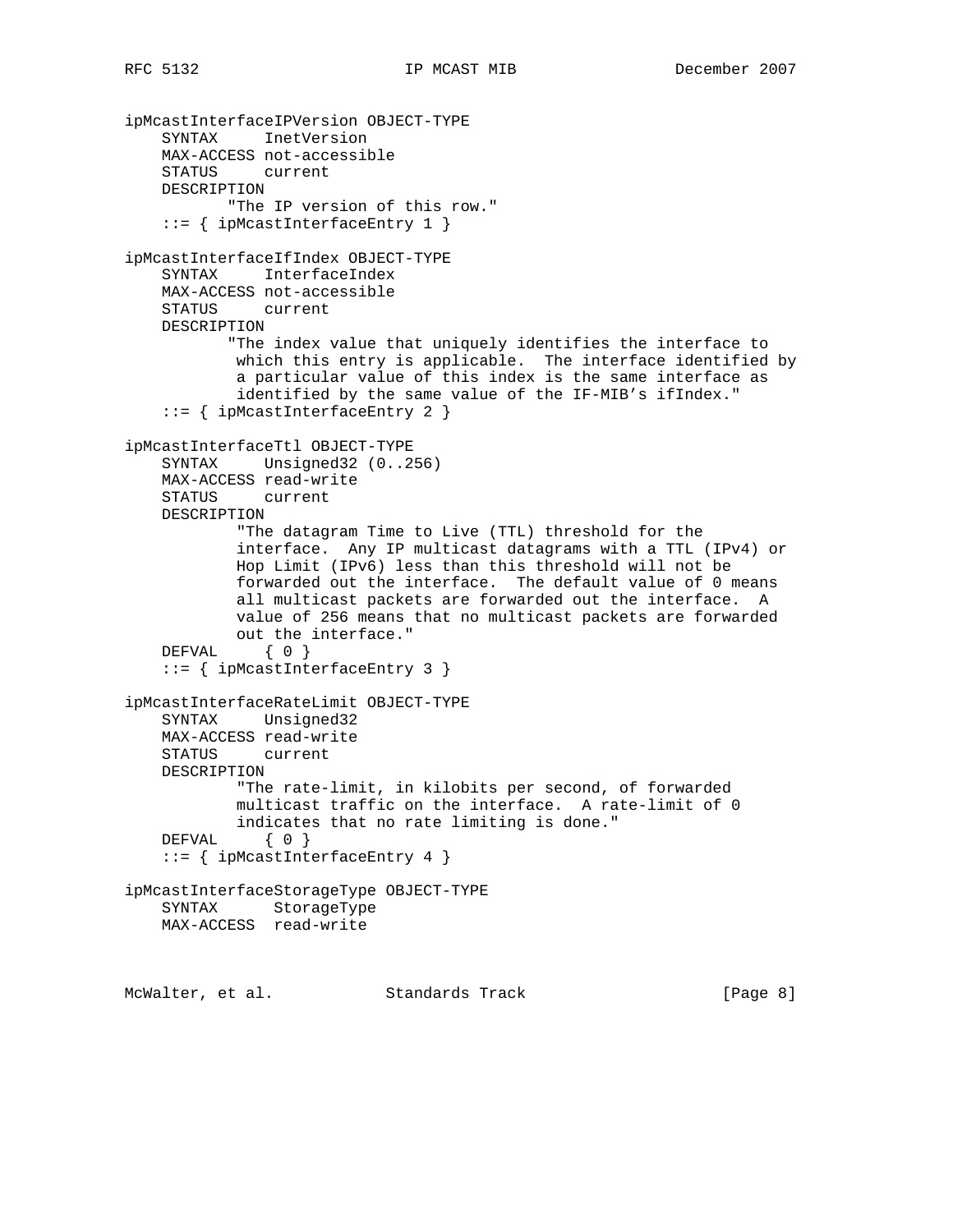```
ipMcastInterfaceIPVersion OBJECT-TYPE
    SYNTAX     InetVersion
    MAX-ACCESS not-accessible
    STATUS     current
    DESCRIPTION
           "The IP version of this row."
    ::= { ipMcastInterfaceEntry 1 }

ipMcastInterfaceIfIndex OBJECT-TYPE
    SYNTAX     InterfaceIndex
    MAX-ACCESS not-accessible
    STATUS     current
    DESCRIPTION
           "The index value that uniquely identifies the interface to
            which this entry is applicable.  The interface identified by
            a particular value of this index is the same interface as
            identified by the same value of the IF-MIB's ifIndex."
    ::= { ipMcastInterfaceEntry 2 }

ipMcastInterfaceTtl OBJECT-TYPE
    SYNTAX     Unsigned32 (0..256)
    MAX-ACCESS read-write
    STATUS     current
    DESCRIPTION
            "The datagram Time to Live (TTL) threshold for the
            interface.  Any IP multicast datagrams with a TTL (IPv4) or
            Hop Limit (IPv6) less than this threshold will not be
            forwarded out the interface.  The default value of 0 means
            all multicast packets are forwarded out the interface.  A
            value of 256 means that no multicast packets are forwarded
            out the interface."
    DEFVAL     { 0 }
    ::= { ipMcastInterfaceEntry 3 }

ipMcastInterfaceRateLimit OBJECT-TYPE
    SYNTAX     Unsigned32
    MAX-ACCESS read-write
    STATUS     current
    DESCRIPTION
            "The rate-limit, in kilobits per second, of forwarded
            multicast traffic on the interface.  A rate-limit of 0
            indicates that no rate limiting is done."
    DEFVAL     { 0 }
    ::= { ipMcastInterfaceEntry 4 }

ipMcastInterfaceStorageType OBJECT-TYPE
    SYNTAX      StorageType
    MAX-ACCESS  read-write
```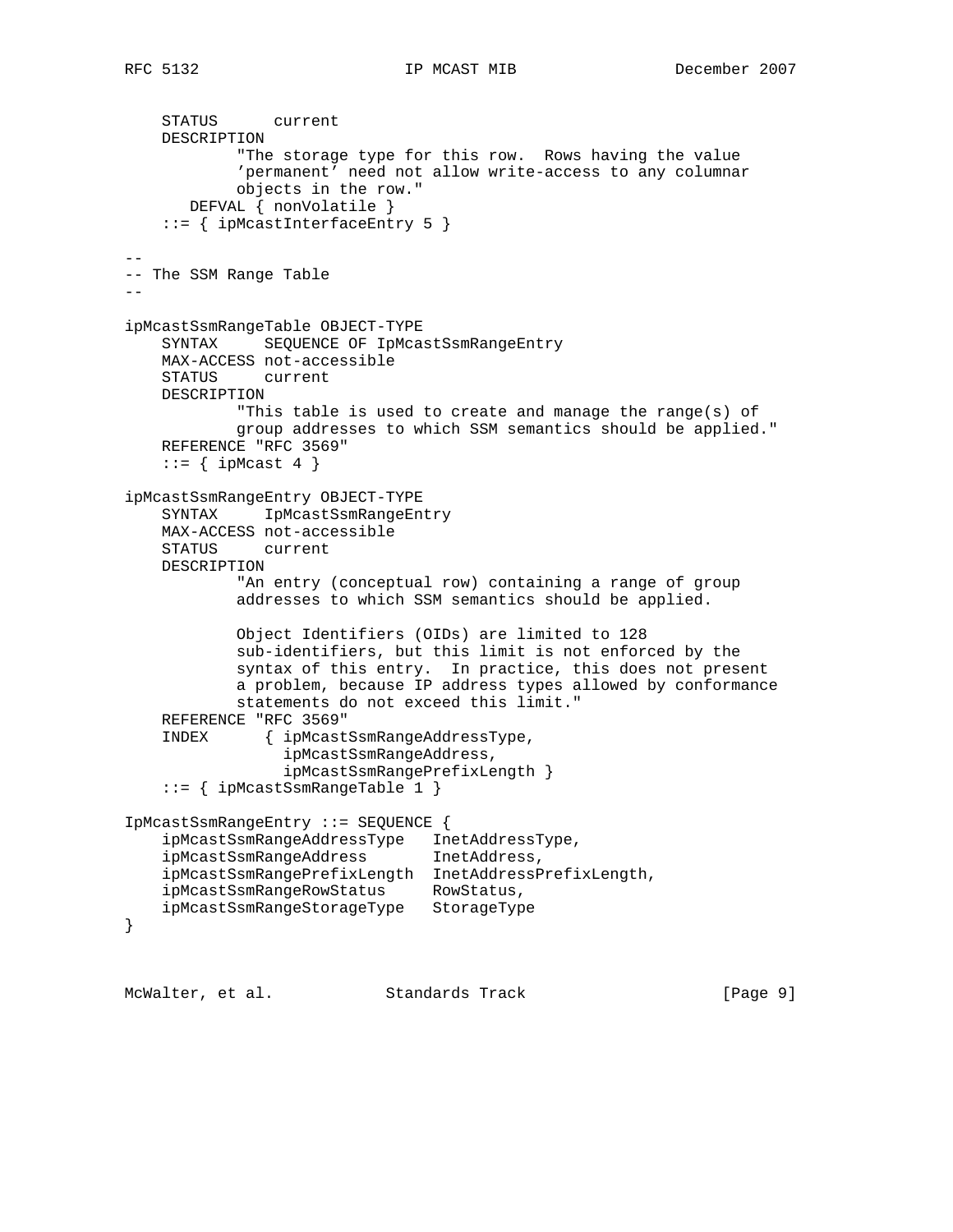```
    STATUS      current
    DESCRIPTION
            "The storage type for this row.  Rows having the value
            'permanent' need not allow write-access to any columnar
            objects in the row."
       DEFVAL { nonVolatile }
    ::= { ipMcastInterfaceEntry 5 }

--
-- The SSM Range Table
--

ipMcastSsmRangeTable OBJECT-TYPE
    SYNTAX     SEQUENCE OF IpMcastSsmRangeEntry
    MAX-ACCESS not-accessible
    STATUS     current
    DESCRIPTION
            "This table is used to create and manage the range(s) of
            group addresses to which SSM semantics should be applied."
    REFERENCE "RFC 3569"
    ::= { ipMcast 4 }

ipMcastSsmRangeEntry OBJECT-TYPE
    SYNTAX     IpMcastSsmRangeEntry
    MAX-ACCESS not-accessible
    STATUS     current
    DESCRIPTION
            "An entry (conceptual row) containing a range of group
            addresses to which SSM semantics should be applied.

            Object Identifiers (OIDs) are limited to 128
            sub-identifiers, but this limit is not enforced by the
            syntax of this entry.  In practice, this does not present
            a problem, because IP address types allowed by conformance
            statements do not exceed this limit."
    REFERENCE "RFC 3569"
    INDEX      { ipMcastSsmRangeAddressType,
                 ipMcastSsmRangeAddress,
                 ipMcastSsmRangePrefixLength }
    ::= { ipMcastSsmRangeTable 1 }

IpMcastSsmRangeEntry ::= SEQUENCE {
    ipMcastSsmRangeAddressType   InetAddressType,
    ipMcastSsmRangeAddress       InetAddress,
    ipMcastSsmRangePrefixLength  InetAddressPrefixLength,
    ipMcastSsmRangeRowStatus     RowStatus,
    ipMcastSsmRangeStorageType   StorageType
}
```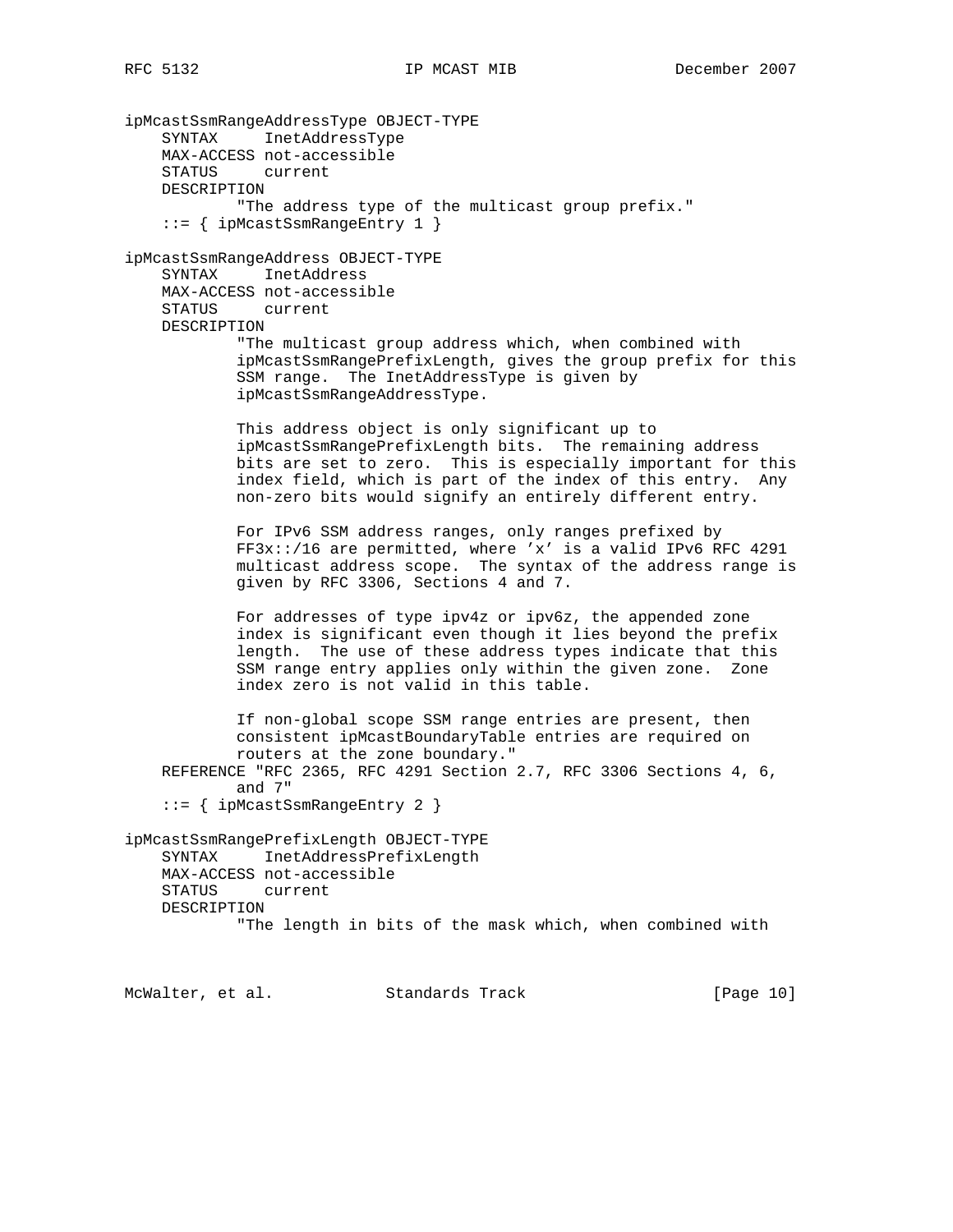```
ipMcastSsmRangeAddressType OBJECT-TYPE
    SYNTAX     InetAddressType
    MAX-ACCESS not-accessible
    STATUS     current
    DESCRIPTION
            "The address type of the multicast group prefix."
    ::= { ipMcastSsmRangeEntry 1 }

ipMcastSsmRangeAddress OBJECT-TYPE
    SYNTAX     InetAddress
    MAX-ACCESS not-accessible
    STATUS     current
    DESCRIPTION
            "The multicast group address which, when combined with
            ipMcastSsmRangePrefixLength, gives the group prefix for this
            SSM range.  The InetAddressType is given by
            ipMcastSsmRangeAddressType.

            This address object is only significant up to
            ipMcastSsmRangePrefixLength bits.  The remaining address
            bits are set to zero.  This is especially important for this
            index field, which is part of the index of this entry.  Any
            non-zero bits would signify an entirely different entry.

            For IPv6 SSM address ranges, only ranges prefixed by
            FF3x::/16 are permitted, where 'x' is a valid IPv6 RFC 4291
            multicast address scope.  The syntax of the address range is
            given by RFC 3306, Sections 4 and 7.

            For addresses of type ipv4z or ipv6z, the appended zone
            index is significant even though it lies beyond the prefix
            length.  The use of these address types indicate that this
            SSM range entry applies only within the given zone.  Zone
            index zero is not valid in this table.

            If non-global scope SSM range entries are present, then
            consistent ipMcastBoundaryTable entries are required on
            routers at the zone boundary."
    REFERENCE "RFC 2365, RFC 4291 Section 2.7, RFC 3306 Sections 4, 6,
            and 7"
    ::= { ipMcastSsmRangeEntry 2 }

ipMcastSsmRangePrefixLength OBJECT-TYPE
    SYNTAX     InetAddressPrefixLength
    MAX-ACCESS not-accessible
    STATUS     current
    DESCRIPTION
            "The length in bits of the mask which, when combined with
```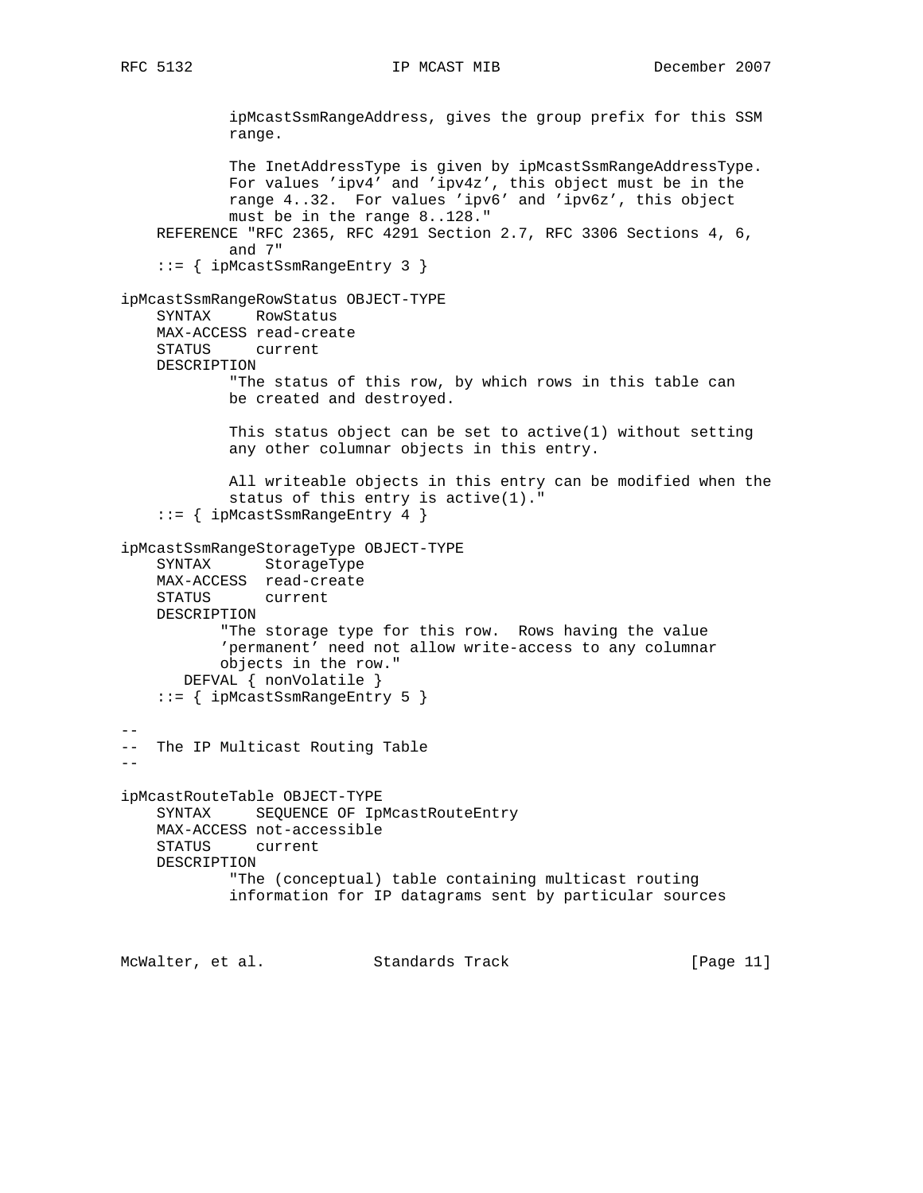```
            ipMcastSsmRangeAddress, gives the group prefix for this SSM
            range.

            The InetAddressType is given by ipMcastSsmRangeAddressType.
            For values 'ipv4' and 'ipv4z', this object must be in the
            range 4..32.  For values 'ipv6' and 'ipv6z', this object
            must be in the range 8..128."
    REFERENCE "RFC 2365, RFC 4291 Section 2.7, RFC 3306 Sections 4, 6,
            and 7"
    ::= { ipMcastSsmRangeEntry 3 }

ipMcastSsmRangeRowStatus OBJECT-TYPE
    SYNTAX     RowStatus
    MAX-ACCESS read-create
    STATUS     current
    DESCRIPTION
            "The status of this row, by which rows in this table can
            be created and destroyed.

            This status object can be set to active(1) without setting
            any other columnar objects in this entry.

            All writeable objects in this entry can be modified when the
            status of this entry is active(1)."
    ::= { ipMcastSsmRangeEntry 4 }

ipMcastSsmRangeStorageType OBJECT-TYPE
    SYNTAX      StorageType
    MAX-ACCESS  read-create
    STATUS      current
    DESCRIPTION
           "The storage type for this row.  Rows having the value
           'permanent' need not allow write-access to any columnar
           objects in the row."
       DEFVAL { nonVolatile }
    ::= { ipMcastSsmRangeEntry 5 }

--
--  The IP Multicast Routing Table
--

ipMcastRouteTable OBJECT-TYPE
    SYNTAX     SEQUENCE OF IpMcastRouteEntry
    MAX-ACCESS not-accessible
    STATUS     current
    DESCRIPTION
            "The (conceptual) table containing multicast routing
            information for IP datagrams sent by particular sources
```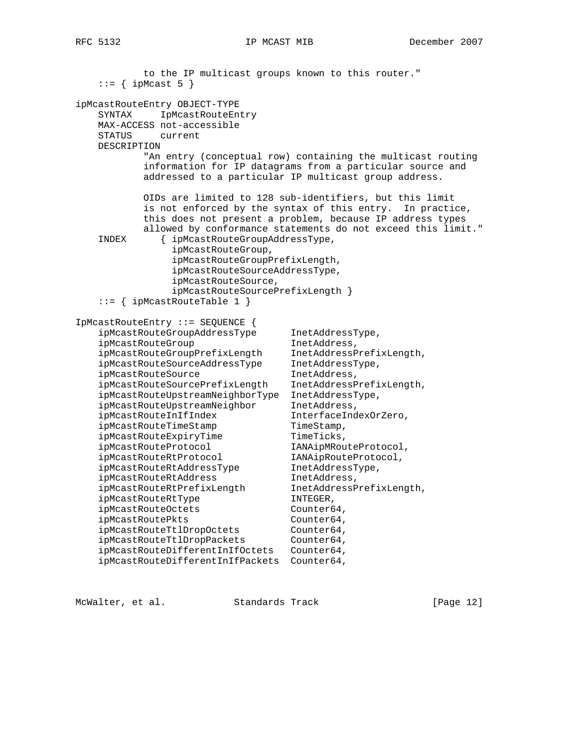```
            to the IP multicast groups known to this router."
    ::= { ipMcast 5 }

ipMcastRouteEntry OBJECT-TYPE
    SYNTAX     IpMcastRouteEntry
    MAX-ACCESS not-accessible
    STATUS     current
    DESCRIPTION
            "An entry (conceptual row) containing the multicast routing
            information for IP datagrams from a particular source and
            addressed to a particular IP multicast group address.

            OIDs are limited to 128 sub-identifiers, but this limit
            is not enforced by the syntax of this entry.  In practice,
            this does not present a problem, because IP address types
            allowed by conformance statements do not exceed this limit."
    INDEX      { ipMcastRouteGroupAddressType,
                 ipMcastRouteGroup,
                 ipMcastRouteGroupPrefixLength,
                 ipMcastRouteSourceAddressType,
                 ipMcastRouteSource,
                 ipMcastRouteSourcePrefixLength }
    ::= { ipMcastRouteTable 1 }

IpMcastRouteEntry ::= SEQUENCE {
    ipMcastRouteGroupAddressType      InetAddressType,
    ipMcastRouteGroup                 InetAddress,
    ipMcastRouteGroupPrefixLength     InetAddressPrefixLength,
    ipMcastRouteSourceAddressType     InetAddressType,
    ipMcastRouteSource                InetAddress,
    ipMcastRouteSourcePrefixLength    InetAddressPrefixLength,
    ipMcastRouteUpstreamNeighborType  InetAddressType,
    ipMcastRouteUpstreamNeighbor      InetAddress,
    ipMcastRouteInIfIndex             InterfaceIndexOrZero,
    ipMcastRouteTimeStamp             TimeStamp,
    ipMcastRouteExpiryTime            TimeTicks,
    ipMcastRouteProtocol              IANAipMRouteProtocol,
    ipMcastRouteRtProtocol            IANAipRouteProtocol,
    ipMcastRouteRtAddressType         InetAddressType,
    ipMcastRouteRtAddress             InetAddress,
    ipMcastRouteRtPrefixLength        InetAddressPrefixLength,
    ipMcastRouteRtType                INTEGER,
    ipMcastRouteOctets                Counter64,
    ipMcastRoutePkts                  Counter64,
    ipMcastRouteTtlDropOctets         Counter64,
    ipMcastRouteTtlDropPackets        Counter64,
    ipMcastRouteDifferentInIfOctets   Counter64,
    ipMcastRouteDifferentInIfPackets  Counter64,
```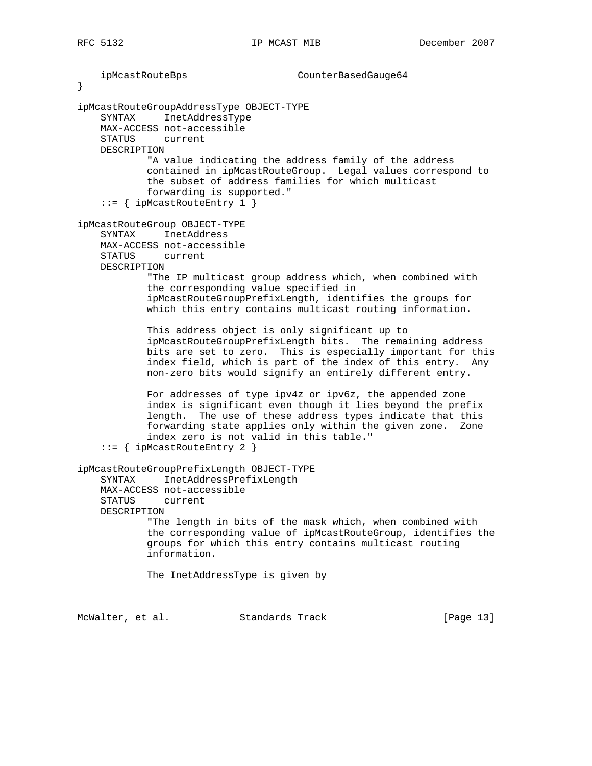```
    ipMcastRouteBps                 CounterBasedGauge64
}

ipMcastRouteGroupAddressType OBJECT-TYPE
    SYNTAX     InetAddressType
    MAX-ACCESS not-accessible
    STATUS     current
    DESCRIPTION
            "A value indicating the address family of the address
            contained in ipMcastRouteGroup.  Legal values correspond to
            the subset of address families for which multicast
            forwarding is supported."
    ::= { ipMcastRouteEntry 1 }

ipMcastRouteGroup OBJECT-TYPE
    SYNTAX     InetAddress
    MAX-ACCESS not-accessible
    STATUS     current
    DESCRIPTION
            "The IP multicast group address which, when combined with
            the corresponding value specified in
            ipMcastRouteGroupPrefixLength, identifies the groups for
            which this entry contains multicast routing information.

            This address object is only significant up to
            ipMcastRouteGroupPrefixLength bits.  The remaining address
            bits are set to zero.  This is especially important for this
            index field, which is part of the index of this entry.  Any
            non-zero bits would signify an entirely different entry.

            For addresses of type ipv4z or ipv6z, the appended zone
            index is significant even though it lies beyond the prefix
            length.  The use of these address types indicate that this
            forwarding state applies only within the given zone.  Zone
            index zero is not valid in this table."
    ::= { ipMcastRouteEntry 2 }

ipMcastRouteGroupPrefixLength OBJECT-TYPE
    SYNTAX     InetAddressPrefixLength
    MAX-ACCESS not-accessible
    STATUS     current
    DESCRIPTION
            "The length in bits of the mask which, when combined with
            the corresponding value of ipMcastRouteGroup, identifies the
            groups for which this entry contains multicast routing
            information.

            The InetAddressType is given by
```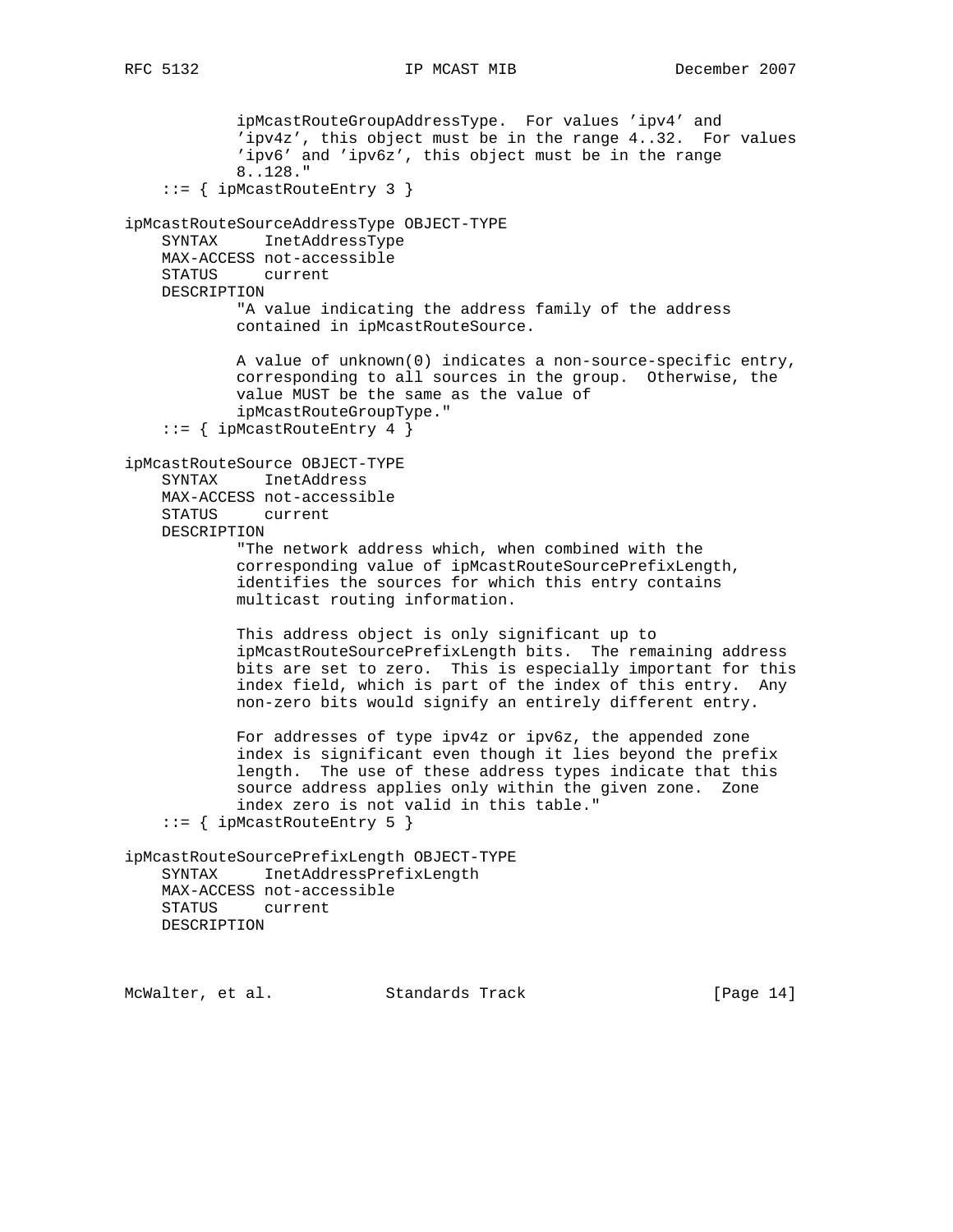```
            ipMcastRouteGroupAddressType.  For values 'ipv4' and
            'ipv4z', this object must be in the range 4..32.  For values
            'ipv6' and 'ipv6z', this object must be in the range
            8..128."
    ::= { ipMcastRouteEntry 3 }

ipMcastRouteSourceAddressType OBJECT-TYPE
    SYNTAX     InetAddressType
    MAX-ACCESS not-accessible
    STATUS     current
    DESCRIPTION
            "A value indicating the address family of the address
            contained in ipMcastRouteSource.

            A value of unknown(0) indicates a non-source-specific entry,
            corresponding to all sources in the group.  Otherwise, the
            value MUST be the same as the value of
            ipMcastRouteGroupType."
    ::= { ipMcastRouteEntry 4 }

ipMcastRouteSource OBJECT-TYPE
    SYNTAX     InetAddress
    MAX-ACCESS not-accessible
    STATUS     current
    DESCRIPTION
            "The network address which, when combined with the
            corresponding value of ipMcastRouteSourcePrefixLength,
            identifies the sources for which this entry contains
            multicast routing information.

            This address object is only significant up to
            ipMcastRouteSourcePrefixLength bits.  The remaining address
            bits are set to zero.  This is especially important for this
            index field, which is part of the index of this entry.  Any
            non-zero bits would signify an entirely different entry.

            For addresses of type ipv4z or ipv6z, the appended zone
            index is significant even though it lies beyond the prefix
            length.  The use of these address types indicate that this
            source address applies only within the given zone.  Zone
            index zero is not valid in this table."
    ::= { ipMcastRouteEntry 5 }

ipMcastRouteSourcePrefixLength OBJECT-TYPE
    SYNTAX     InetAddressPrefixLength
    MAX-ACCESS not-accessible
    STATUS     current
    DESCRIPTION
```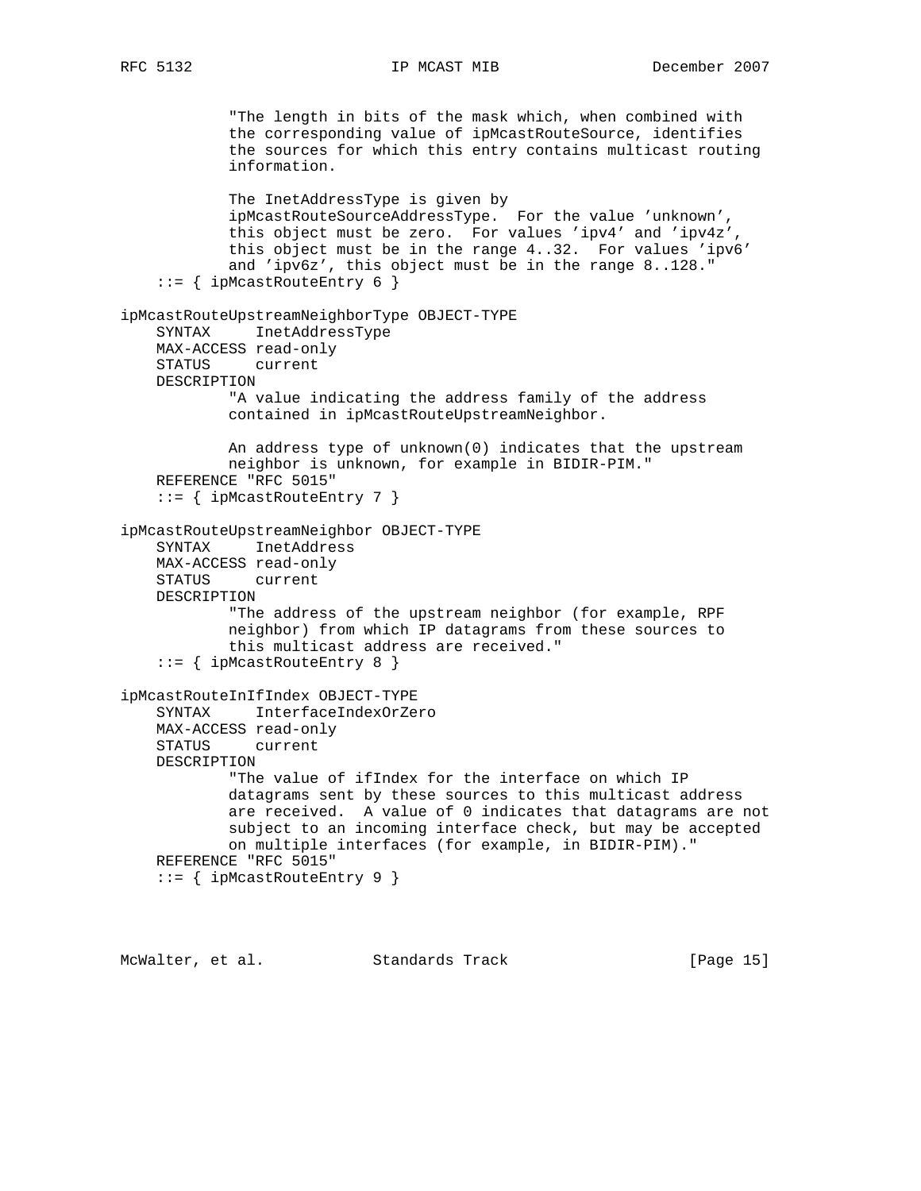```
            "The length in bits of the mask which, when combined with
            the corresponding value of ipMcastRouteSource, identifies
            the sources for which this entry contains multicast routing
            information.

            The InetAddressType is given by
            ipMcastRouteSourceAddressType.  For the value 'unknown',
            this object must be zero.  For values 'ipv4' and 'ipv4z',
            this object must be in the range 4..32.  For values 'ipv6'
            and 'ipv6z', this object must be in the range 8..128."
    ::= { ipMcastRouteEntry 6 }

ipMcastRouteUpstreamNeighborType OBJECT-TYPE
    SYNTAX     InetAddressType
    MAX-ACCESS read-only
    STATUS     current
    DESCRIPTION
            "A value indicating the address family of the address
            contained in ipMcastRouteUpstreamNeighbor.

            An address type of unknown(0) indicates that the upstream
            neighbor is unknown, for example in BIDIR-PIM."
    REFERENCE "RFC 5015"
    ::= { ipMcastRouteEntry 7 }

ipMcastRouteUpstreamNeighbor OBJECT-TYPE
    SYNTAX     InetAddress
    MAX-ACCESS read-only
    STATUS     current
    DESCRIPTION
            "The address of the upstream neighbor (for example, RPF
            neighbor) from which IP datagrams from these sources to
            this multicast address are received."
    ::= { ipMcastRouteEntry 8 }

ipMcastRouteInIfIndex OBJECT-TYPE
    SYNTAX     InterfaceIndexOrZero
    MAX-ACCESS read-only
    STATUS     current
    DESCRIPTION
            "The value of ifIndex for the interface on which IP
            datagrams sent by these sources to this multicast address
            are received.  A value of 0 indicates that datagrams are not
            subject to an incoming interface check, but may be accepted
            on multiple interfaces (for example, in BIDIR-PIM)."
    REFERENCE "RFC 5015"
    ::= { ipMcastRouteEntry 9 }
```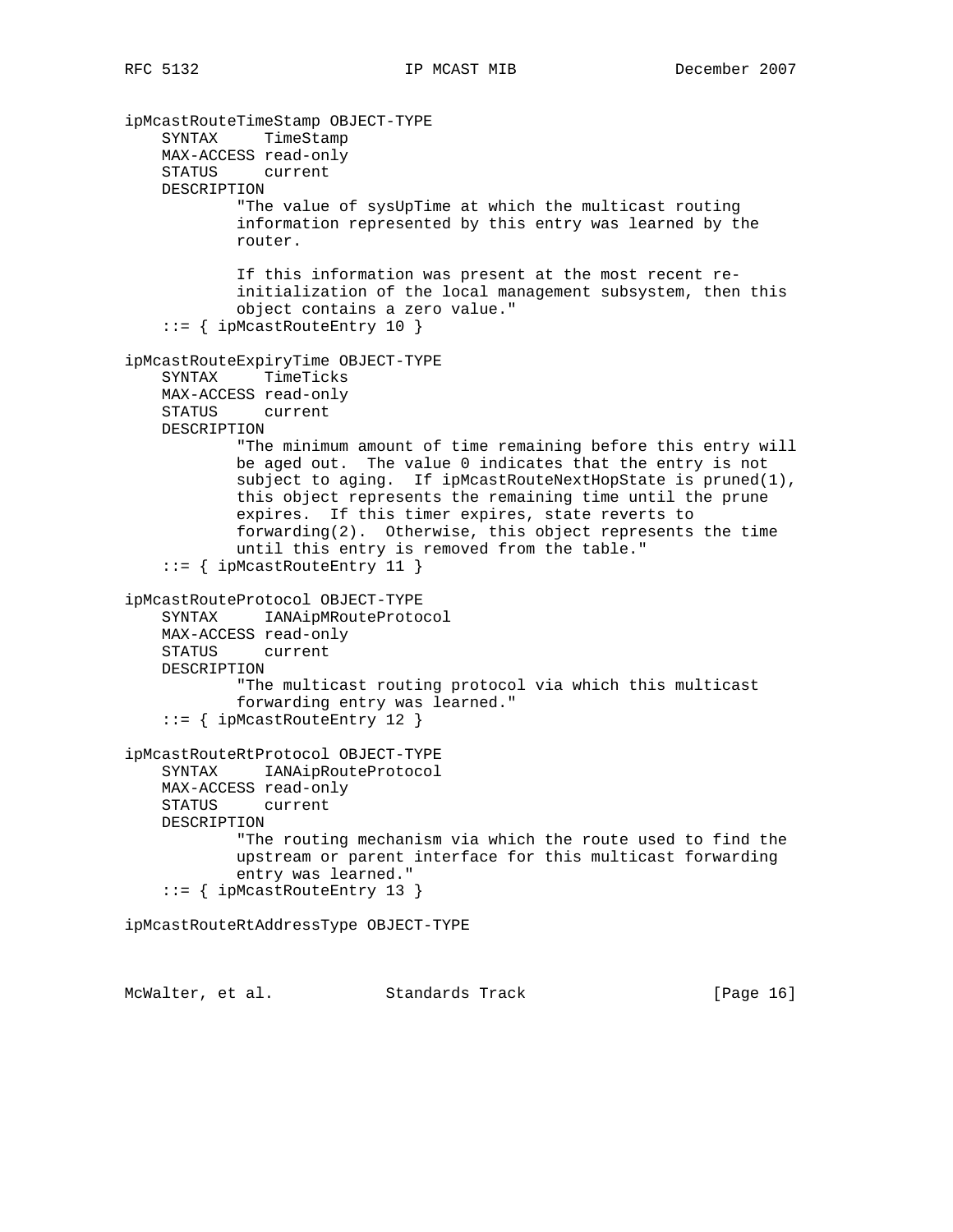```
ipMcastRouteTimeStamp OBJECT-TYPE
    SYNTAX     TimeStamp
    MAX-ACCESS read-only
    STATUS     current
    DESCRIPTION
            "The value of sysUpTime at which the multicast routing
            information represented by this entry was learned by the
            router.

            If this information was present at the most recent re-
            initialization of the local management subsystem, then this
            object contains a zero value."
    ::= { ipMcastRouteEntry 10 }

ipMcastRouteExpiryTime OBJECT-TYPE
    SYNTAX     TimeTicks
    MAX-ACCESS read-only
    STATUS     current
    DESCRIPTION
            "The minimum amount of time remaining before this entry will
            be aged out.  The value 0 indicates that the entry is not
            subject to aging.  If ipMcastRouteNextHopState is pruned(1),
            this object represents the remaining time until the prune
            expires.  If this timer expires, state reverts to
            forwarding(2).  Otherwise, this object represents the time
            until this entry is removed from the table."
    ::= { ipMcastRouteEntry 11 }

ipMcastRouteProtocol OBJECT-TYPE
    SYNTAX     IANAipMRouteProtocol
    MAX-ACCESS read-only
    STATUS     current
    DESCRIPTION
            "The multicast routing protocol via which this multicast
            forwarding entry was learned."
    ::= { ipMcastRouteEntry 12 }

ipMcastRouteRtProtocol OBJECT-TYPE
    SYNTAX     IANAipRouteProtocol
    MAX-ACCESS read-only
    STATUS     current
    DESCRIPTION
            "The routing mechanism via which the route used to find the
            upstream or parent interface for this multicast forwarding
            entry was learned."
    ::= { ipMcastRouteEntry 13 }

ipMcastRouteRtAddressType OBJECT-TYPE
```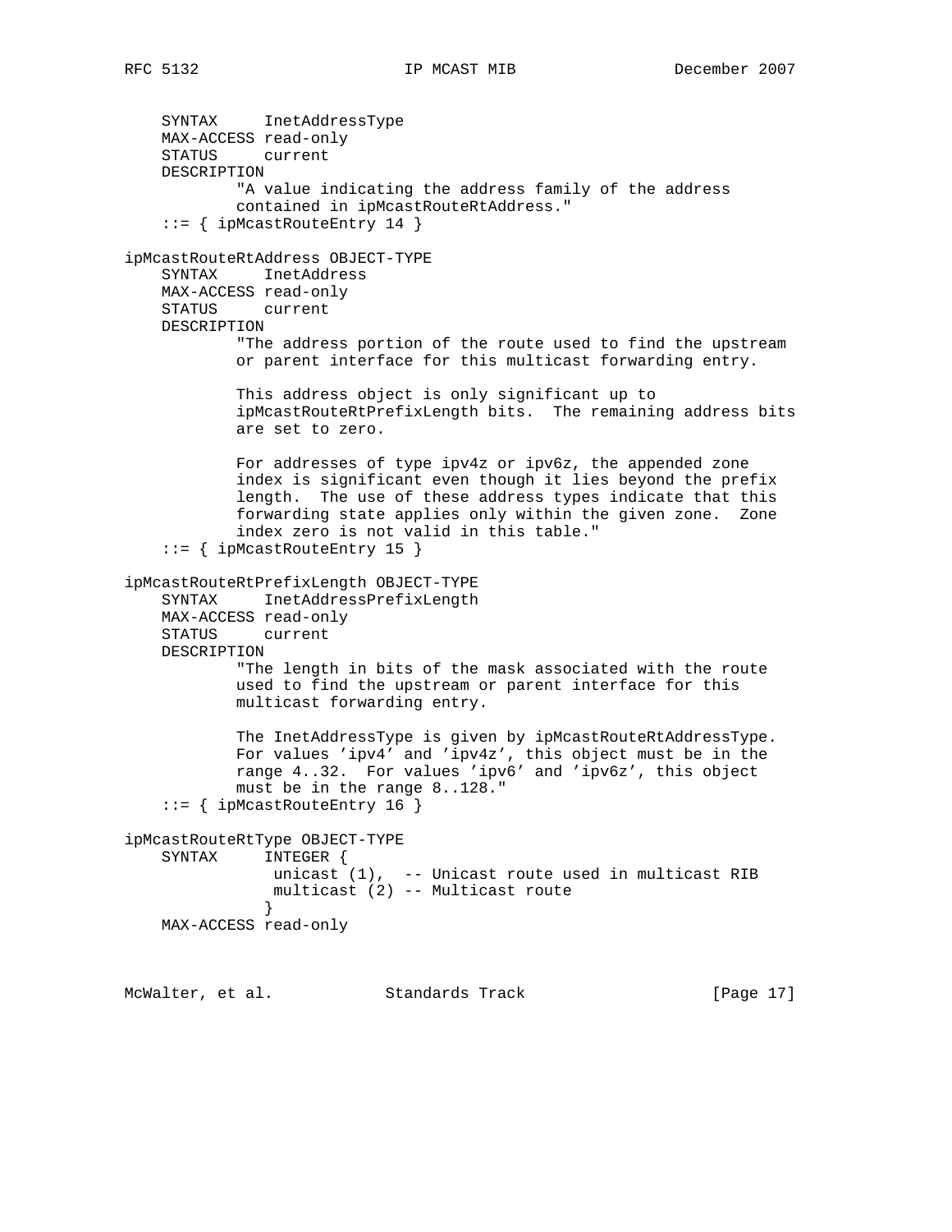```
    SYNTAX     InetAddressType
    MAX-ACCESS read-only
    STATUS     current
    DESCRIPTION
            "A value indicating the address family of the address
            contained in ipMcastRouteRtAddress."
    ::= { ipMcastRouteEntry 14 }

ipMcastRouteRtAddress OBJECT-TYPE
    SYNTAX     InetAddress
    MAX-ACCESS read-only
    STATUS     current
    DESCRIPTION
            "The address portion of the route used to find the upstream
            or parent interface for this multicast forwarding entry.

            This address object is only significant up to
            ipMcastRouteRtPrefixLength bits.  The remaining address bits
            are set to zero.

            For addresses of type ipv4z or ipv6z, the appended zone
            index is significant even though it lies beyond the prefix
            length.  The use of these address types indicate that this
            forwarding state applies only within the given zone.  Zone
            index zero is not valid in this table."
    ::= { ipMcastRouteEntry 15 }

ipMcastRouteRtPrefixLength OBJECT-TYPE
    SYNTAX     InetAddressPrefixLength
    MAX-ACCESS read-only
    STATUS     current
    DESCRIPTION
            "The length in bits of the mask associated with the route
            used to find the upstream or parent interface for this
            multicast forwarding entry.

            The InetAddressType is given by ipMcastRouteRtAddressType.
            For values 'ipv4' and 'ipv4z', this object must be in the
            range 4..32.  For values 'ipv6' and 'ipv6z', this object
            must be in the range 8..128."
    ::= { ipMcastRouteEntry 16 }

ipMcastRouteRtType OBJECT-TYPE
    SYNTAX     INTEGER {
                unicast (1),  -- Unicast route used in multicast RIB
                multicast (2) -- Multicast route
               }
    MAX-ACCESS read-only
```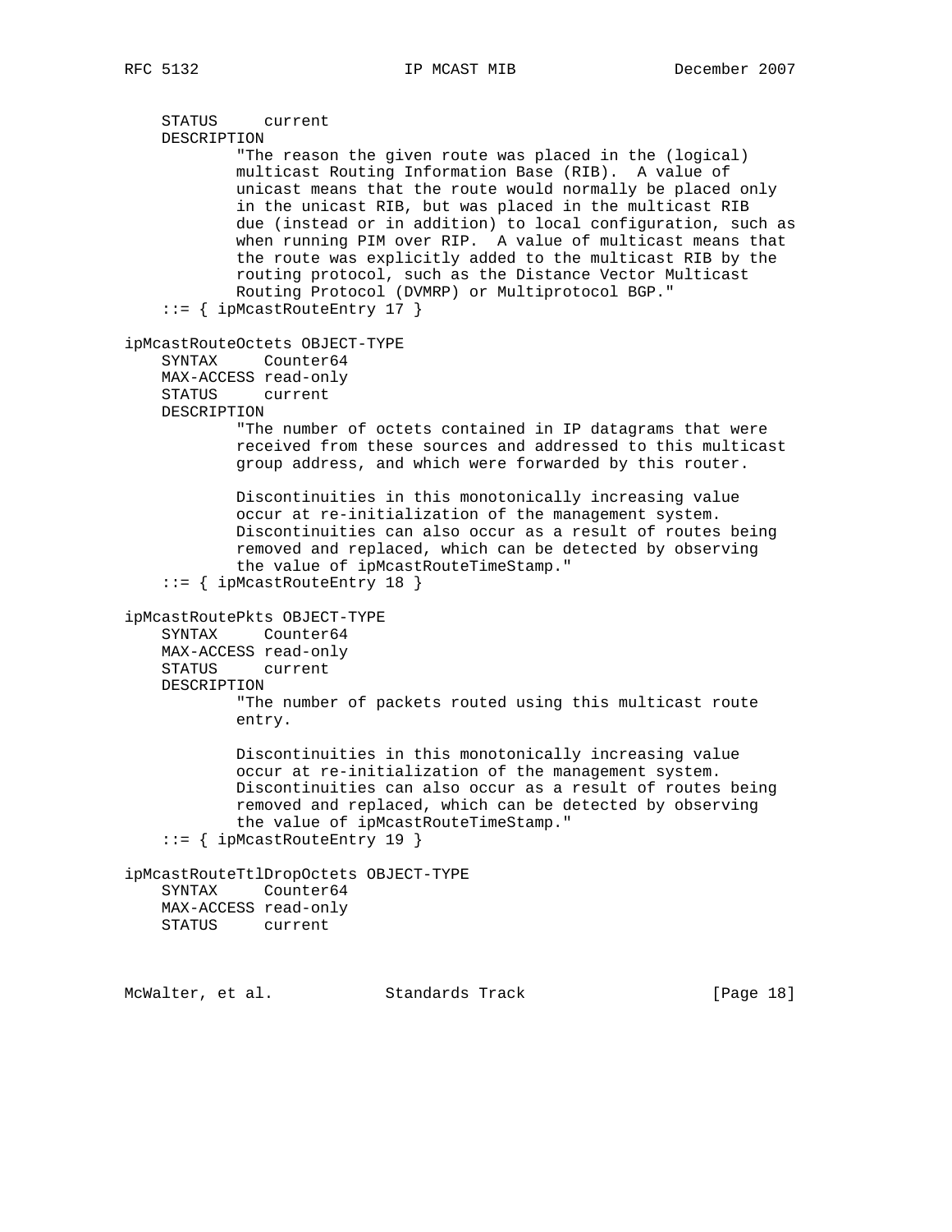```
    STATUS     current
    DESCRIPTION
            "The reason the given route was placed in the (logical)
            multicast Routing Information Base (RIB).  A value of
            unicast means that the route would normally be placed only
            in the unicast RIB, but was placed in the multicast RIB
            due (instead or in addition) to local configuration, such as
            when running PIM over RIP.  A value of multicast means that
            the route was explicitly added to the multicast RIB by the
            routing protocol, such as the Distance Vector Multicast
            Routing Protocol (DVMRP) or Multiprotocol BGP."
    ::= { ipMcastRouteEntry 17 }

ipMcastRouteOctets OBJECT-TYPE
    SYNTAX     Counter64
    MAX-ACCESS read-only
    STATUS     current
    DESCRIPTION
            "The number of octets contained in IP datagrams that were
            received from these sources and addressed to this multicast
            group address, and which were forwarded by this router.

            Discontinuities in this monotonically increasing value
            occur at re-initialization of the management system.
            Discontinuities can also occur as a result of routes being
            removed and replaced, which can be detected by observing
            the value of ipMcastRouteTimeStamp."
    ::= { ipMcastRouteEntry 18 }

ipMcastRoutePkts OBJECT-TYPE
    SYNTAX     Counter64
    MAX-ACCESS read-only
    STATUS     current
    DESCRIPTION
            "The number of packets routed using this multicast route
            entry.

            Discontinuities in this monotonically increasing value
            occur at re-initialization of the management system.
            Discontinuities can also occur as a result of routes being
            removed and replaced, which can be detected by observing
            the value of ipMcastRouteTimeStamp."
    ::= { ipMcastRouteEntry 19 }

ipMcastRouteTtlDropOctets OBJECT-TYPE
    SYNTAX     Counter64
    MAX-ACCESS read-only
    STATUS     current
```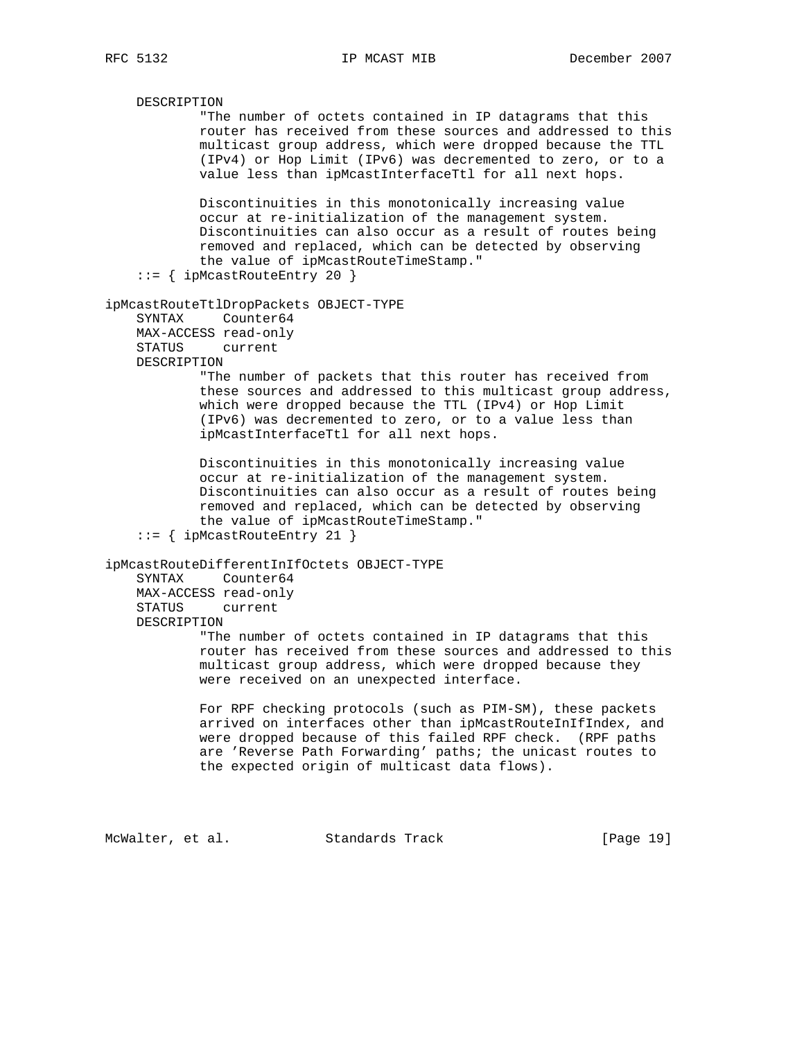```
    DESCRIPTION
            "The number of octets contained in IP datagrams that this
            router has received from these sources and addressed to this
            multicast group address, which were dropped because the TTL
            (IPv4) or Hop Limit (IPv6) was decremented to zero, or to a
            value less than ipMcastInterfaceTtl for all next hops.

            Discontinuities in this monotonically increasing value
            occur at re-initialization of the management system.
            Discontinuities can also occur as a result of routes being
            removed and replaced, which can be detected by observing
            the value of ipMcastRouteTimeStamp."
    ::= { ipMcastRouteEntry 20 }

ipMcastRouteTtlDropPackets OBJECT-TYPE
    SYNTAX     Counter64
    MAX-ACCESS read-only
    STATUS     current
    DESCRIPTION
            "The number of packets that this router has received from
            these sources and addressed to this multicast group address,
            which were dropped because the TTL (IPv4) or Hop Limit
            (IPv6) was decremented to zero, or to a value less than
            ipMcastInterfaceTtl for all next hops.

            Discontinuities in this monotonically increasing value
            occur at re-initialization of the management system.
            Discontinuities can also occur as a result of routes being
            removed and replaced, which can be detected by observing
            the value of ipMcastRouteTimeStamp."
    ::= { ipMcastRouteEntry 21 }

ipMcastRouteDifferentInIfOctets OBJECT-TYPE
    SYNTAX     Counter64
    MAX-ACCESS read-only
    STATUS     current
    DESCRIPTION
            "The number of octets contained in IP datagrams that this
            router has received from these sources and addressed to this
            multicast group address, which were dropped because they
            were received on an unexpected interface.

            For RPF checking protocols (such as PIM-SM), these packets
            arrived on interfaces other than ipMcastRouteInIfIndex, and
            were dropped because of this failed RPF check.  (RPF paths
            are 'Reverse Path Forwarding' paths; the unicast routes to
            the expected origin of multicast data flows).
```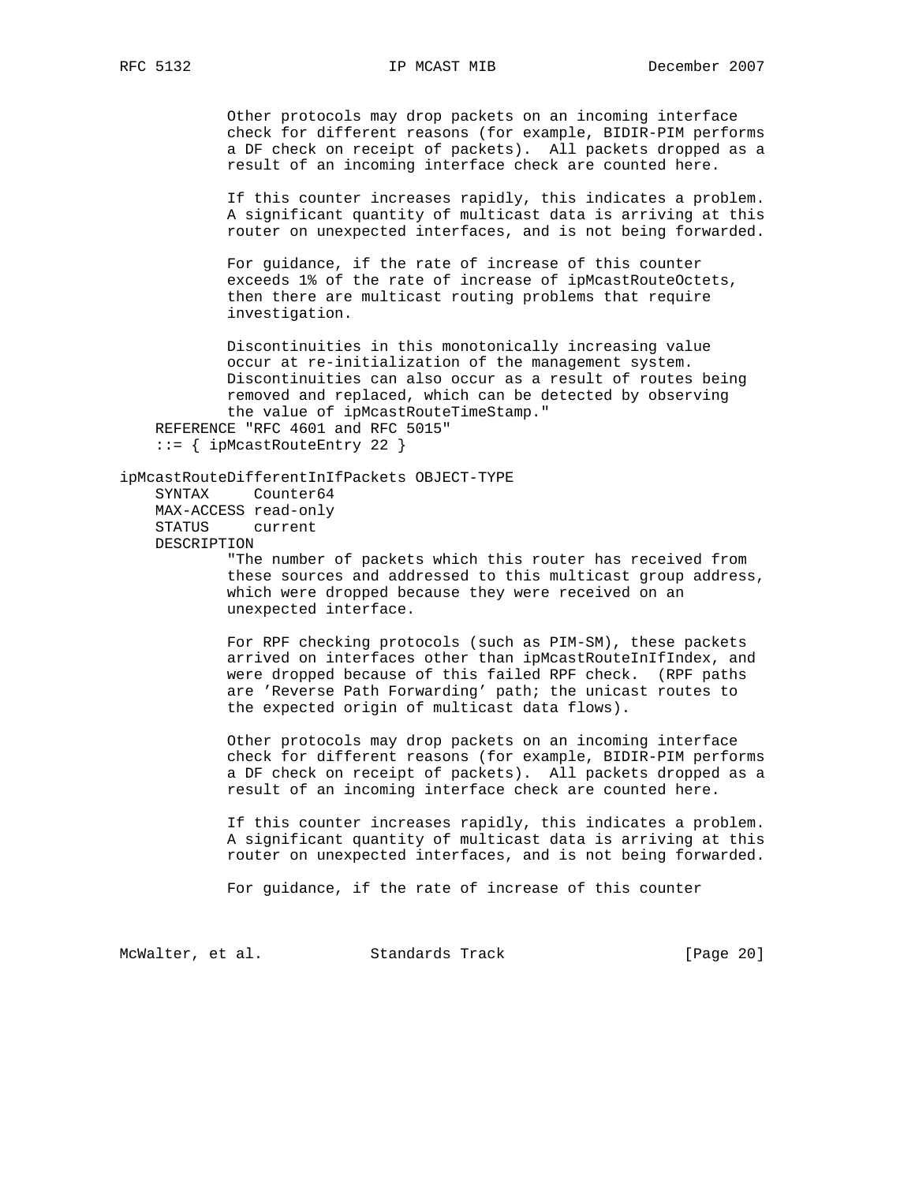```
            Other protocols may drop packets on an incoming interface
            check for different reasons (for example, BIDIR-PIM performs
            a DF check on receipt of packets).  All packets dropped as a
            result of an incoming interface check are counted here.

            If this counter increases rapidly, this indicates a problem.
            A significant quantity of multicast data is arriving at this
            router on unexpected interfaces, and is not being forwarded.

            For guidance, if the rate of increase of this counter
            exceeds 1% of the rate of increase of ipMcastRouteOctets,
            then there are multicast routing problems that require
            investigation.

            Discontinuities in this monotonically increasing value
            occur at re-initialization of the management system.
            Discontinuities can also occur as a result of routes being
            removed and replaced, which can be detected by observing
            the value of ipMcastRouteTimeStamp."
    REFERENCE "RFC 4601 and RFC 5015"
    ::= { ipMcastRouteEntry 22 }

ipMcastRouteDifferentInIfPackets OBJECT-TYPE
    SYNTAX     Counter64
    MAX-ACCESS read-only
    STATUS     current
    DESCRIPTION
            "The number of packets which this router has received from
            these sources and addressed to this multicast group address,
            which were dropped because they were received on an
            unexpected interface.

            For RPF checking protocols (such as PIM-SM), these packets
            arrived on interfaces other than ipMcastRouteInIfIndex, and
            were dropped because of this failed RPF check.  (RPF paths
            are 'Reverse Path Forwarding' path; the unicast routes to
            the expected origin of multicast data flows).

            Other protocols may drop packets on an incoming interface
            check for different reasons (for example, BIDIR-PIM performs
            a DF check on receipt of packets).  All packets dropped as a
            result of an incoming interface check are counted here.

            If this counter increases rapidly, this indicates a problem.
            A significant quantity of multicast data is arriving at this
            router on unexpected interfaces, and is not being forwarded.

            For guidance, if the rate of increase of this counter
```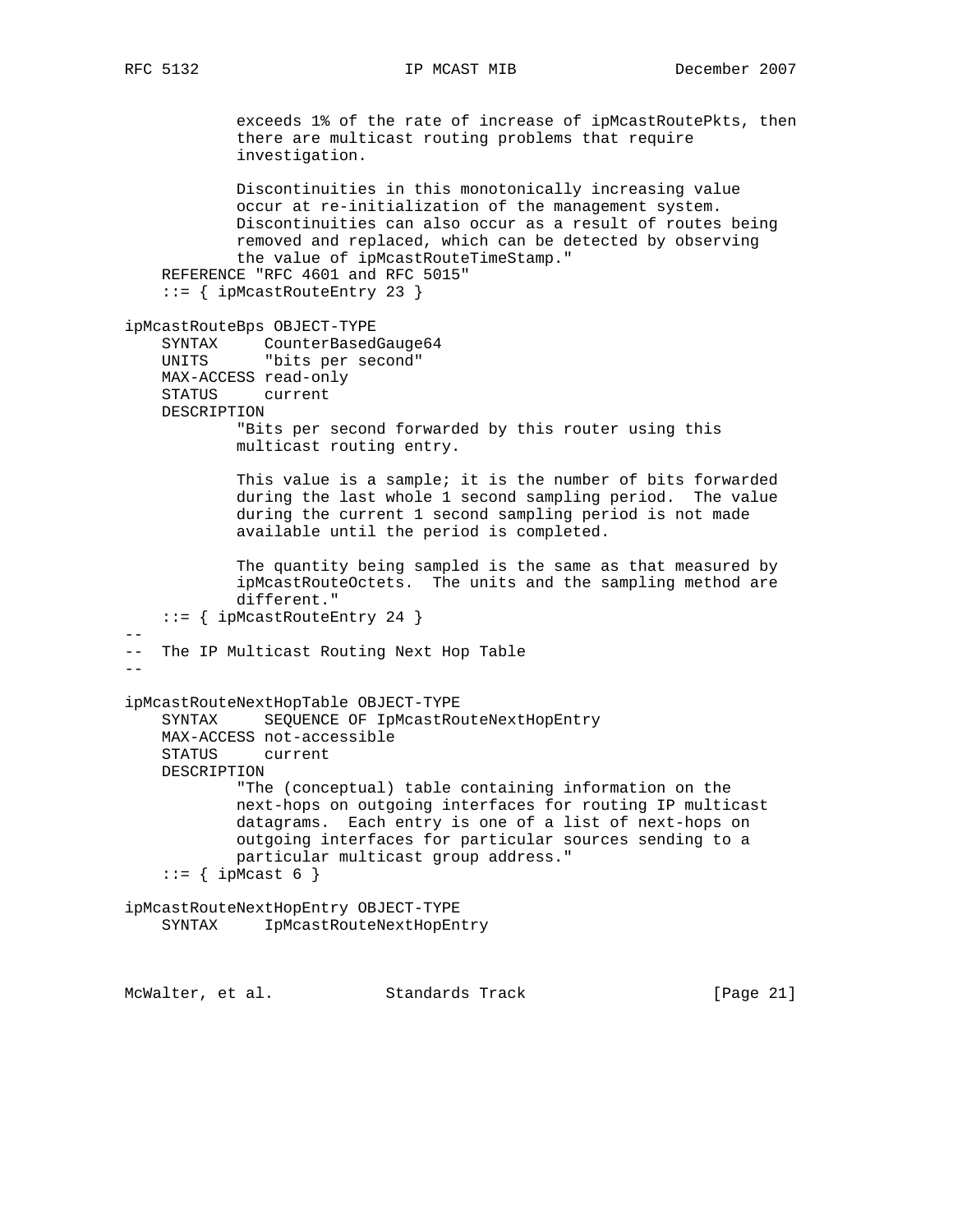```
            exceeds 1% of the rate of increase of ipMcastRoutePkts, then
            there are multicast routing problems that require
            investigation.

            Discontinuities in this monotonically increasing value
            occur at re-initialization of the management system.
            Discontinuities can also occur as a result of routes being
            removed and replaced, which can be detected by observing
            the value of ipMcastRouteTimeStamp."
    REFERENCE "RFC 4601 and RFC 5015"
    ::= { ipMcastRouteEntry 23 }

ipMcastRouteBps OBJECT-TYPE
    SYNTAX     CounterBasedGauge64
    UNITS      "bits per second"
    MAX-ACCESS read-only
    STATUS     current
    DESCRIPTION
            "Bits per second forwarded by this router using this
            multicast routing entry.

            This value is a sample; it is the number of bits forwarded
            during the last whole 1 second sampling period.  The value
            during the current 1 second sampling period is not made
            available until the period is completed.

            The quantity being sampled is the same as that measured by
            ipMcastRouteOctets.  The units and the sampling method are
            different."
    ::= { ipMcastRouteEntry 24 }
--
--  The IP Multicast Routing Next Hop Table
--

ipMcastRouteNextHopTable OBJECT-TYPE
    SYNTAX     SEQUENCE OF IpMcastRouteNextHopEntry
    MAX-ACCESS not-accessible
    STATUS     current
    DESCRIPTION
            "The (conceptual) table containing information on the
            next-hops on outgoing interfaces for routing IP multicast
            datagrams.  Each entry is one of a list of next-hops on
            outgoing interfaces for particular sources sending to a
            particular multicast group address."
    ::= { ipMcast 6 }

ipMcastRouteNextHopEntry OBJECT-TYPE
    SYNTAX     IpMcastRouteNextHopEntry
```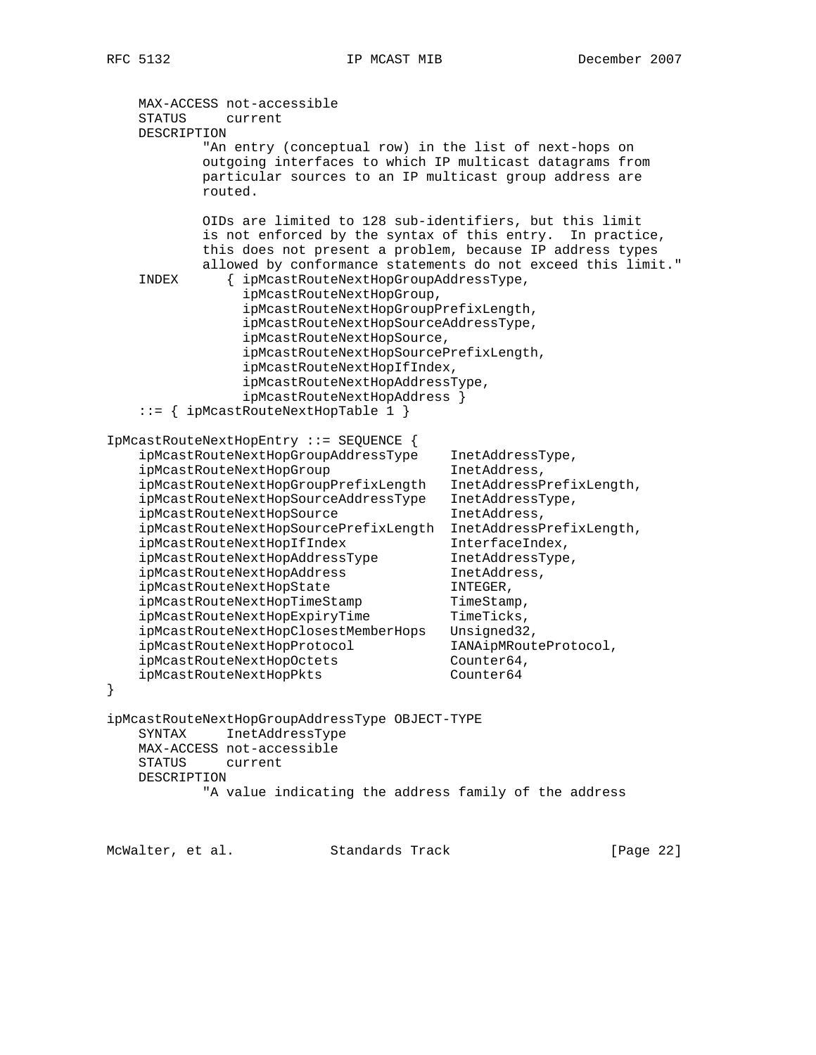```
    MAX-ACCESS not-accessible
    STATUS     current
    DESCRIPTION
            "An entry (conceptual row) in the list of next-hops on
            outgoing interfaces to which IP multicast datagrams from
            particular sources to an IP multicast group address are
            routed.

            OIDs are limited to 128 sub-identifiers, but this limit
            is not enforced by the syntax of this entry.  In practice,
            this does not present a problem, because IP address types
            allowed by conformance statements do not exceed this limit."
    INDEX      { ipMcastRouteNextHopGroupAddressType,
                 ipMcastRouteNextHopGroup,
                 ipMcastRouteNextHopGroupPrefixLength,
                 ipMcastRouteNextHopSourceAddressType,
                 ipMcastRouteNextHopSource,
                 ipMcastRouteNextHopSourcePrefixLength,
                 ipMcastRouteNextHopIfIndex,
                 ipMcastRouteNextHopAddressType,
                 ipMcastRouteNextHopAddress }
    ::= { ipMcastRouteNextHopTable 1 }

IpMcastRouteNextHopEntry ::= SEQUENCE {
    ipMcastRouteNextHopGroupAddressType    InetAddressType,
    ipMcastRouteNextHopGroup               InetAddress,
    ipMcastRouteNextHopGroupPrefixLength   InetAddressPrefixLength,
    ipMcastRouteNextHopSourceAddressType   InetAddressType,
    ipMcastRouteNextHopSource              InetAddress,
    ipMcastRouteNextHopSourcePrefixLength  InetAddressPrefixLength,
    ipMcastRouteNextHopIfIndex             InterfaceIndex,
    ipMcastRouteNextHopAddressType         InetAddressType,
    ipMcastRouteNextHopAddress             InetAddress,
    ipMcastRouteNextHopState               INTEGER,
    ipMcastRouteNextHopTimeStamp           TimeStamp,
    ipMcastRouteNextHopExpiryTime          TimeTicks,
    ipMcastRouteNextHopClosestMemberHops   Unsigned32,
    ipMcastRouteNextHopProtocol            IANAipMRouteProtocol,
    ipMcastRouteNextHopOctets              Counter64,
    ipMcastRouteNextHopPkts                Counter64
}

ipMcastRouteNextHopGroupAddressType OBJECT-TYPE
    SYNTAX     InetAddressType
    MAX-ACCESS not-accessible
    STATUS     current
    DESCRIPTION
            "A value indicating the address family of the address
```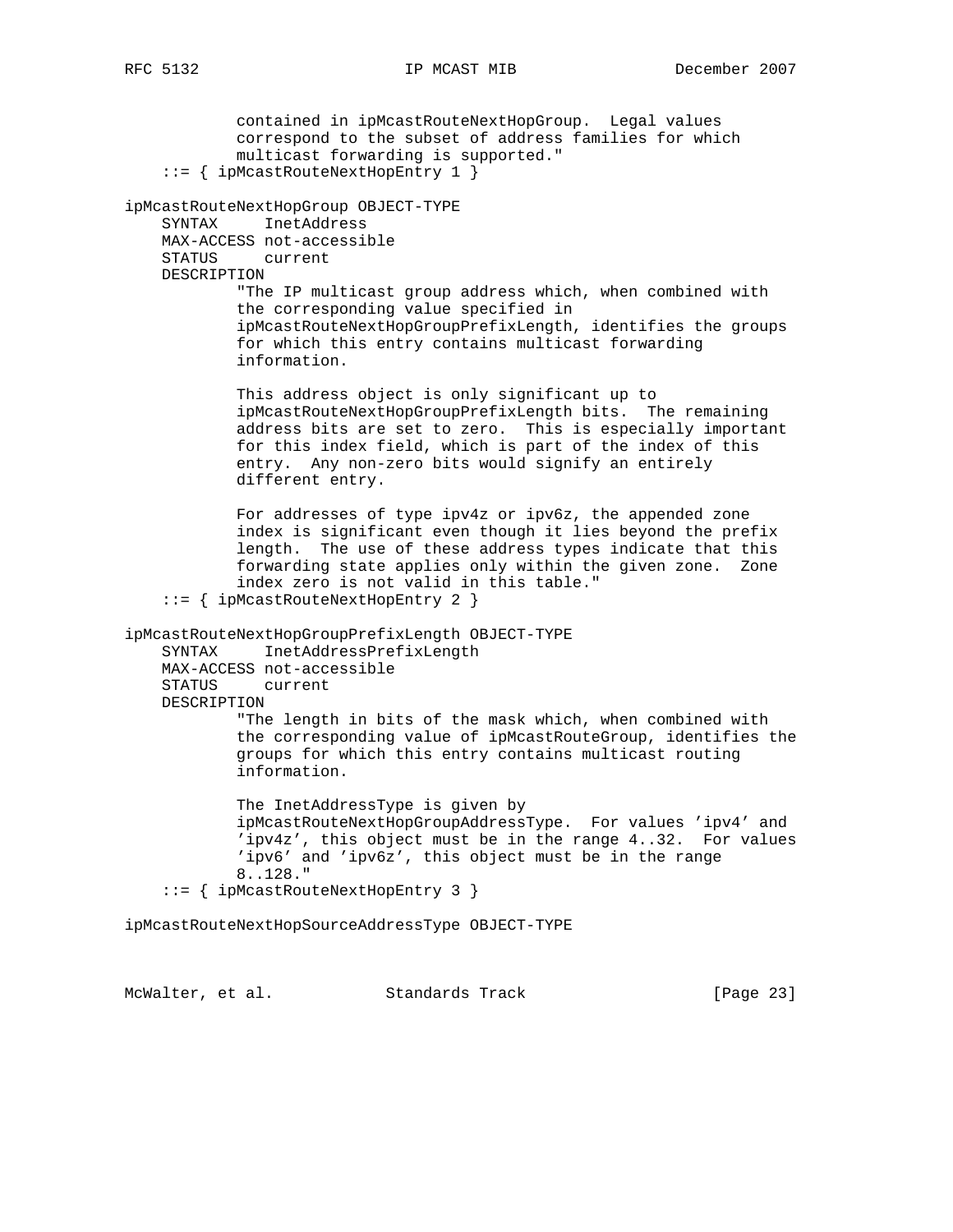```
            contained in ipMcastRouteNextHopGroup.  Legal values
            correspond to the subset of address families for which
            multicast forwarding is supported."
    ::= { ipMcastRouteNextHopEntry 1 }

ipMcastRouteNextHopGroup OBJECT-TYPE
    SYNTAX     InetAddress
    MAX-ACCESS not-accessible
    STATUS     current
    DESCRIPTION
            "The IP multicast group address which, when combined with
            the corresponding value specified in
            ipMcastRouteNextHopGroupPrefixLength, identifies the groups
            for which this entry contains multicast forwarding
            information.

            This address object is only significant up to
            ipMcastRouteNextHopGroupPrefixLength bits.  The remaining
            address bits are set to zero.  This is especially important
            for this index field, which is part of the index of this
            entry.  Any non-zero bits would signify an entirely
            different entry.

            For addresses of type ipv4z or ipv6z, the appended zone
            index is significant even though it lies beyond the prefix
            length.  The use of these address types indicate that this
            forwarding state applies only within the given zone.  Zone
            index zero is not valid in this table."
    ::= { ipMcastRouteNextHopEntry 2 }

ipMcastRouteNextHopGroupPrefixLength OBJECT-TYPE
    SYNTAX     InetAddressPrefixLength
    MAX-ACCESS not-accessible
    STATUS     current
    DESCRIPTION
            "The length in bits of the mask which, when combined with
            the corresponding value of ipMcastRouteGroup, identifies the
            groups for which this entry contains multicast routing
            information.

            The InetAddressType is given by
            ipMcastRouteNextHopGroupAddressType.  For values 'ipv4' and
            'ipv4z', this object must be in the range 4..32.  For values
            'ipv6' and 'ipv6z', this object must be in the range
            8..128."
    ::= { ipMcastRouteNextHopEntry 3 }

ipMcastRouteNextHopSourceAddressType OBJECT-TYPE
```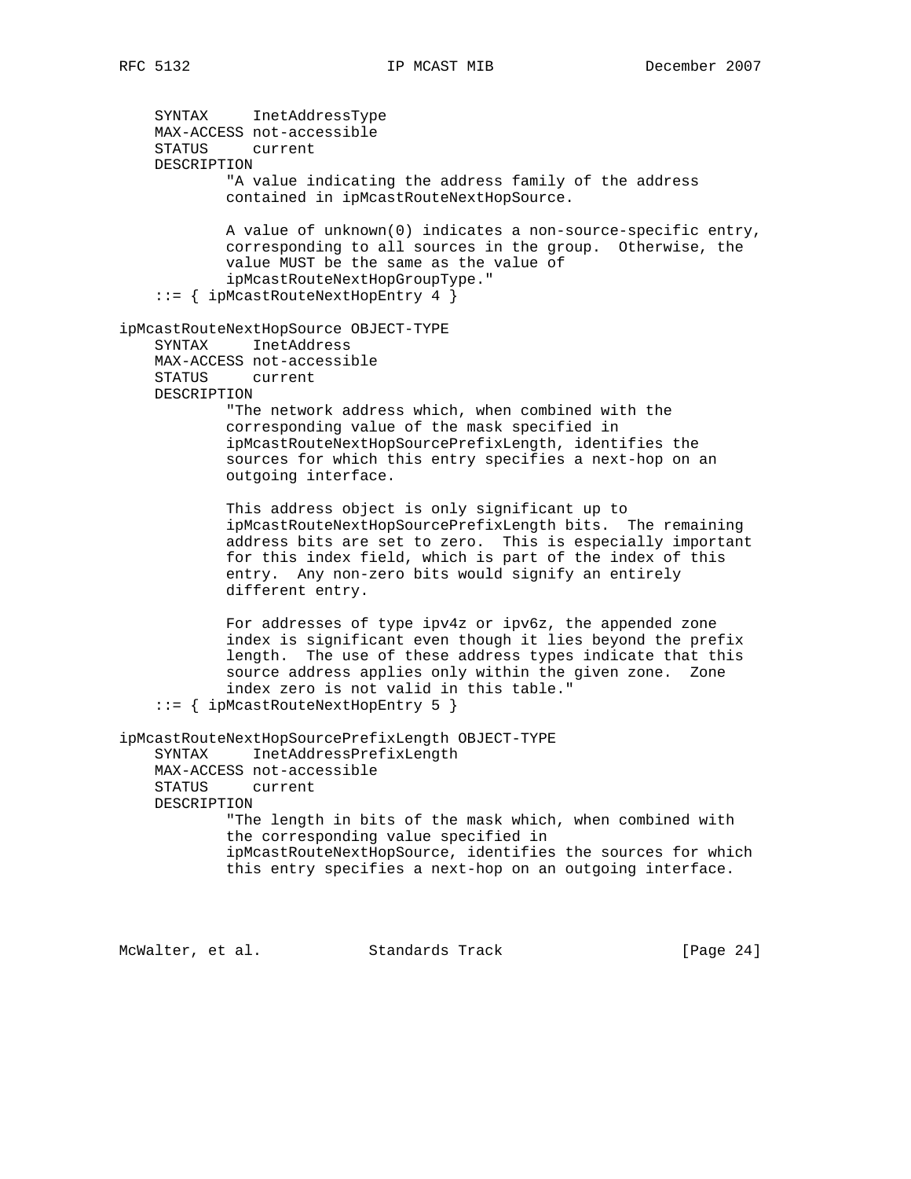```
    SYNTAX     InetAddressType
    MAX-ACCESS not-accessible
    STATUS     current
    DESCRIPTION
            "A value indicating the address family of the address
            contained in ipMcastRouteNextHopSource.

            A value of unknown(0) indicates a non-source-specific entry,
            corresponding to all sources in the group.  Otherwise, the
            value MUST be the same as the value of
            ipMcastRouteNextHopGroupType."
    ::= { ipMcastRouteNextHopEntry 4 }

ipMcastRouteNextHopSource OBJECT-TYPE
    SYNTAX     InetAddress
    MAX-ACCESS not-accessible
    STATUS     current
    DESCRIPTION
            "The network address which, when combined with the
            corresponding value of the mask specified in
            ipMcastRouteNextHopSourcePrefixLength, identifies the
            sources for which this entry specifies a next-hop on an
            outgoing interface.

            This address object is only significant up to
            ipMcastRouteNextHopSourcePrefixLength bits.  The remaining
            address bits are set to zero.  This is especially important
            for this index field, which is part of the index of this
            entry.  Any non-zero bits would signify an entirely
            different entry.

            For addresses of type ipv4z or ipv6z, the appended zone
            index is significant even though it lies beyond the prefix
            length.  The use of these address types indicate that this
            source address applies only within the given zone.  Zone
            index zero is not valid in this table."
    ::= { ipMcastRouteNextHopEntry 5 }

ipMcastRouteNextHopSourcePrefixLength OBJECT-TYPE
    SYNTAX     InetAddressPrefixLength
    MAX-ACCESS not-accessible
    STATUS     current
    DESCRIPTION
            "The length in bits of the mask which, when combined with
            the corresponding value specified in
            ipMcastRouteNextHopSource, identifies the sources for which
            this entry specifies a next-hop on an outgoing interface.
```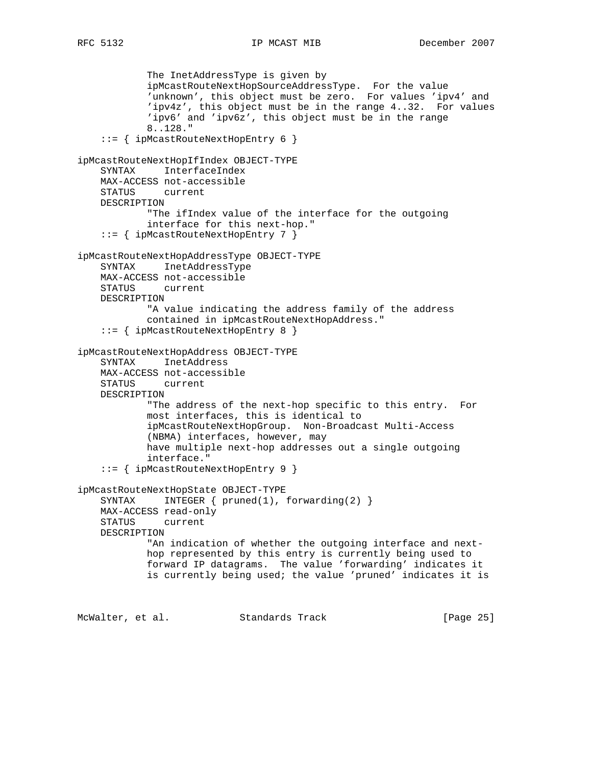```
            The InetAddressType is given by
            ipMcastRouteNextHopSourceAddressType.  For the value
            'unknown', this object must be zero.  For values 'ipv4' and
            'ipv4z', this object must be in the range 4..32.  For values
            'ipv6' and 'ipv6z', this object must be in the range
            8..128."
    ::= { ipMcastRouteNextHopEntry 6 }

ipMcastRouteNextHopIfIndex OBJECT-TYPE
    SYNTAX     InterfaceIndex
    MAX-ACCESS not-accessible
    STATUS     current
    DESCRIPTION
            "The ifIndex value of the interface for the outgoing
            interface for this next-hop."
    ::= { ipMcastRouteNextHopEntry 7 }

ipMcastRouteNextHopAddressType OBJECT-TYPE
    SYNTAX     InetAddressType
    MAX-ACCESS not-accessible
    STATUS     current
    DESCRIPTION
            "A value indicating the address family of the address
            contained in ipMcastRouteNextHopAddress."
    ::= { ipMcastRouteNextHopEntry 8 }

ipMcastRouteNextHopAddress OBJECT-TYPE
    SYNTAX     InetAddress
    MAX-ACCESS not-accessible
    STATUS     current
    DESCRIPTION
            "The address of the next-hop specific to this entry.  For
            most interfaces, this is identical to
            ipMcastRouteNextHopGroup.  Non-Broadcast Multi-Access
            (NBMA) interfaces, however, may
            have multiple next-hop addresses out a single outgoing
            interface."
    ::= { ipMcastRouteNextHopEntry 9 }

ipMcastRouteNextHopState OBJECT-TYPE
    SYNTAX     INTEGER { pruned(1), forwarding(2) }
    MAX-ACCESS read-only
    STATUS     current
    DESCRIPTION
            "An indication of whether the outgoing interface and next-
            hop represented by this entry is currently being used to
            forward IP datagrams.  The value 'forwarding' indicates it
            is currently being used; the value 'pruned' indicates it is
```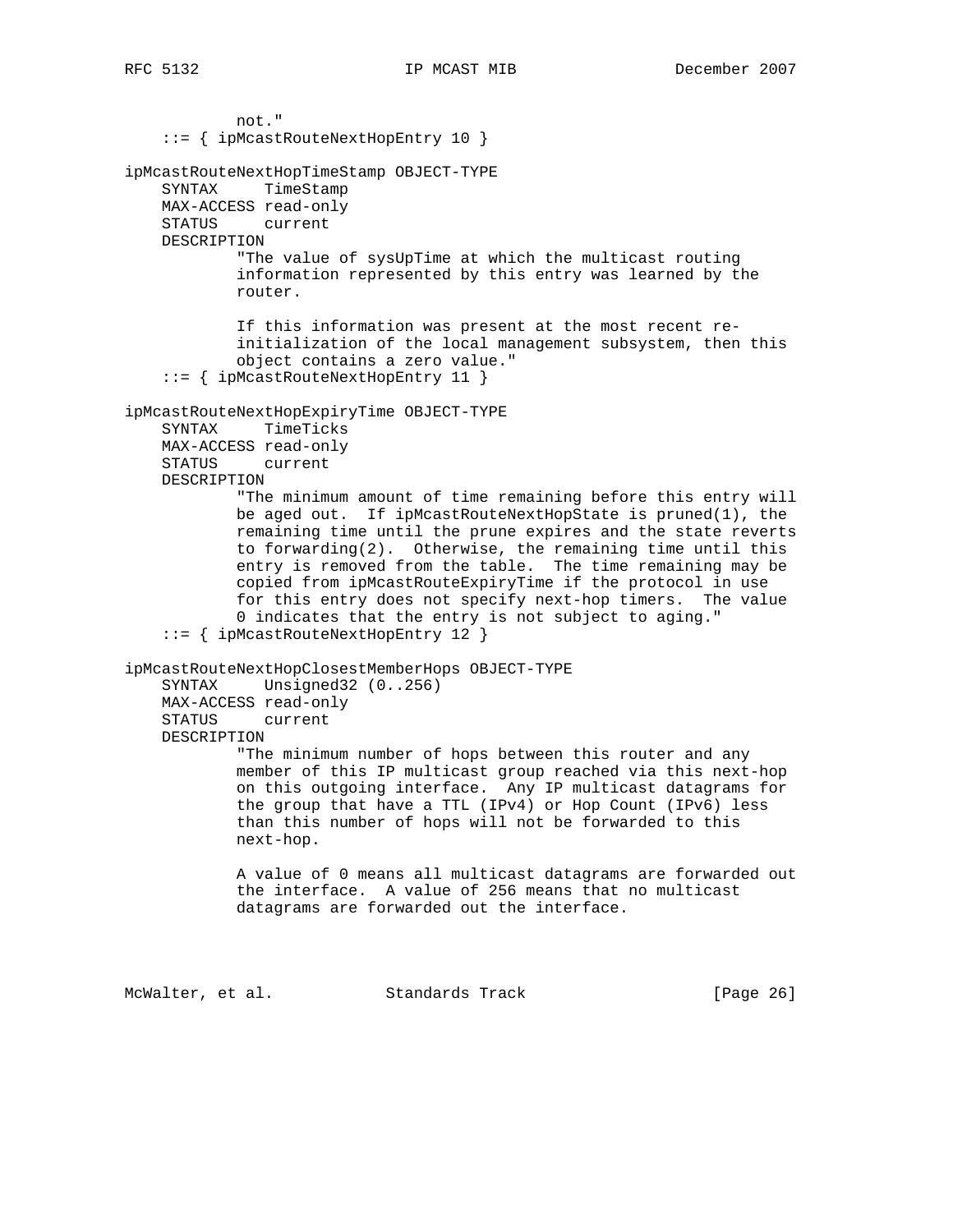```
            not."
    ::= { ipMcastRouteNextHopEntry 10 }

ipMcastRouteNextHopTimeStamp OBJECT-TYPE
    SYNTAX     TimeStamp
    MAX-ACCESS read-only
    STATUS     current
    DESCRIPTION
            "The value of sysUpTime at which the multicast routing
            information represented by this entry was learned by the
            router.

            If this information was present at the most recent re-
            initialization of the local management subsystem, then this
            object contains a zero value."
    ::= { ipMcastRouteNextHopEntry 11 }

ipMcastRouteNextHopExpiryTime OBJECT-TYPE
    SYNTAX     TimeTicks
    MAX-ACCESS read-only
    STATUS     current
    DESCRIPTION
            "The minimum amount of time remaining before this entry will
            be aged out.  If ipMcastRouteNextHopState is pruned(1), the
            remaining time until the prune expires and the state reverts
            to forwarding(2).  Otherwise, the remaining time until this
            entry is removed from the table.  The time remaining may be
            copied from ipMcastRouteExpiryTime if the protocol in use
            for this entry does not specify next-hop timers.  The value
            0 indicates that the entry is not subject to aging."
    ::= { ipMcastRouteNextHopEntry 12 }

ipMcastRouteNextHopClosestMemberHops OBJECT-TYPE
    SYNTAX     Unsigned32 (0..256)
    MAX-ACCESS read-only
    STATUS     current
    DESCRIPTION
            "The minimum number of hops between this router and any
            member of this IP multicast group reached via this next-hop
            on this outgoing interface.  Any IP multicast datagrams for
            the group that have a TTL (IPv4) or Hop Count (IPv6) less
            than this number of hops will not be forwarded to this
            next-hop.

            A value of 0 means all multicast datagrams are forwarded out
            the interface.  A value of 256 means that no multicast
            datagrams are forwarded out the interface.
```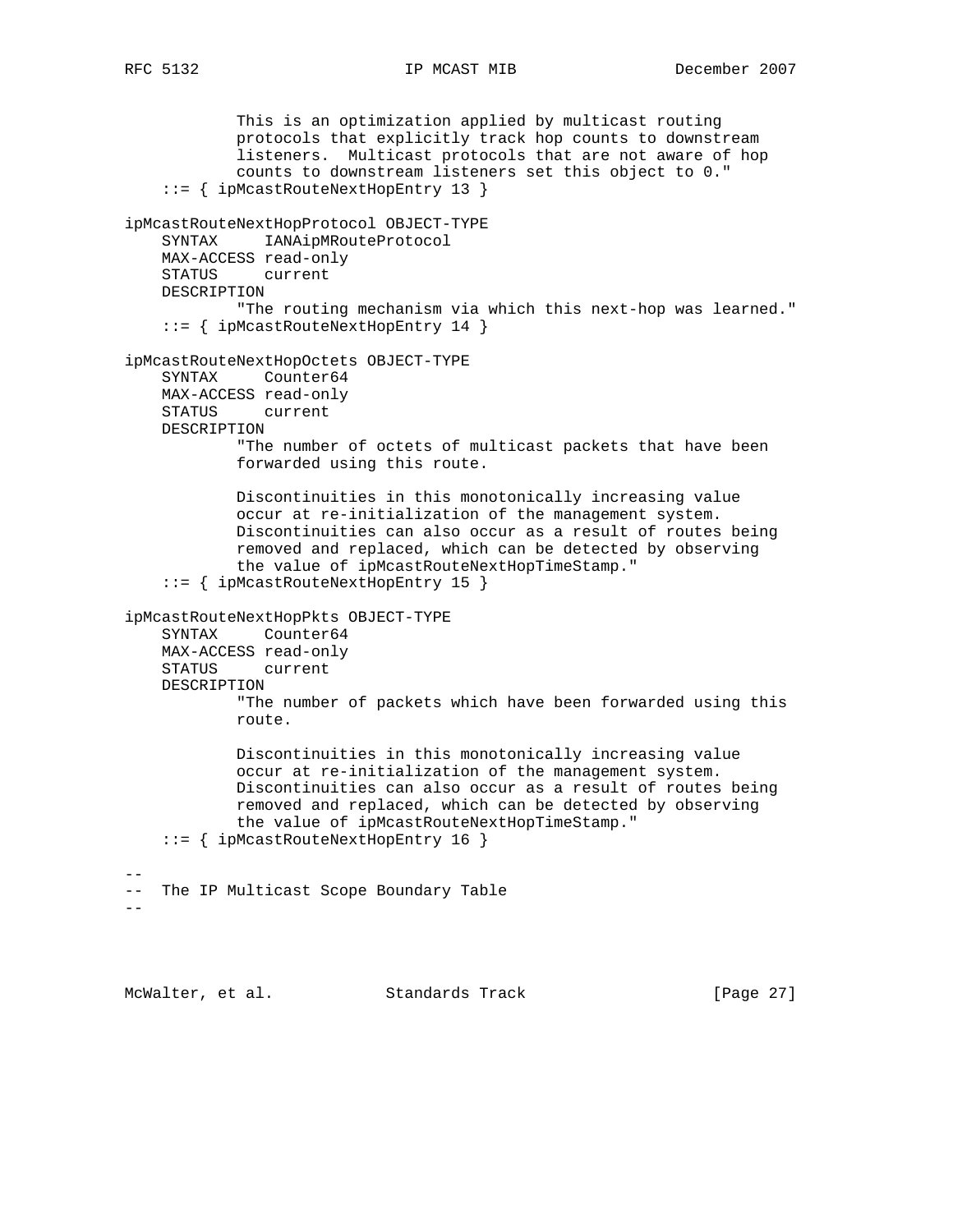```
            This is an optimization applied by multicast routing
            protocols that explicitly track hop counts to downstream
            listeners.  Multicast protocols that are not aware of hop
            counts to downstream listeners set this object to 0."
    ::= { ipMcastRouteNextHopEntry 13 }

ipMcastRouteNextHopProtocol OBJECT-TYPE
    SYNTAX     IANAipMRouteProtocol
    MAX-ACCESS read-only
    STATUS     current
    DESCRIPTION
            "The routing mechanism via which this next-hop was learned."
    ::= { ipMcastRouteNextHopEntry 14 }

ipMcastRouteNextHopOctets OBJECT-TYPE
    SYNTAX     Counter64
    MAX-ACCESS read-only
    STATUS     current
    DESCRIPTION
            "The number of octets of multicast packets that have been
            forwarded using this route.

            Discontinuities in this monotonically increasing value
            occur at re-initialization of the management system.
            Discontinuities can also occur as a result of routes being
            removed and replaced, which can be detected by observing
            the value of ipMcastRouteNextHopTimeStamp."
    ::= { ipMcastRouteNextHopEntry 15 }

ipMcastRouteNextHopPkts OBJECT-TYPE
    SYNTAX     Counter64
    MAX-ACCESS read-only
    STATUS     current
    DESCRIPTION
            "The number of packets which have been forwarded using this
            route.

            Discontinuities in this monotonically increasing value
            occur at re-initialization of the management system.
            Discontinuities can also occur as a result of routes being
            removed and replaced, which can be detected by observing
            the value of ipMcastRouteNextHopTimeStamp."
    ::= { ipMcastRouteNextHopEntry 16 }

--
--  The IP Multicast Scope Boundary Table
--
```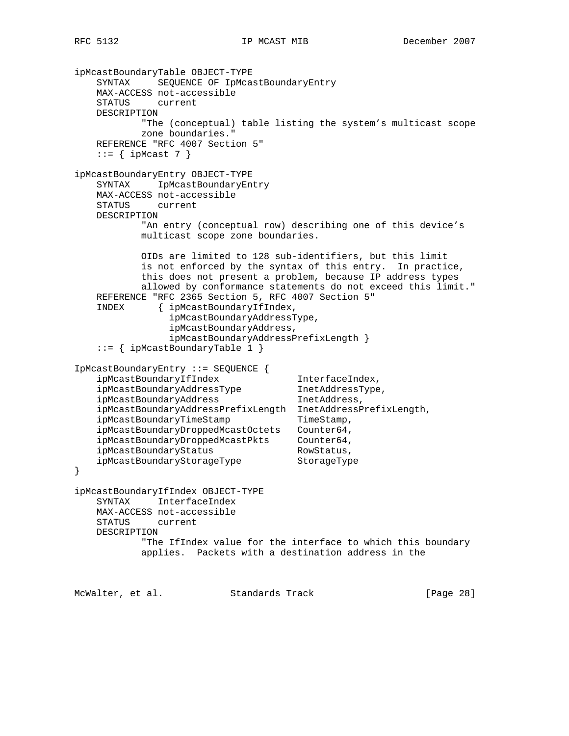```
ipMcastBoundaryTable OBJECT-TYPE
    SYNTAX     SEQUENCE OF IpMcastBoundaryEntry
    MAX-ACCESS not-accessible
    STATUS     current
    DESCRIPTION
            "The (conceptual) table listing the system's multicast scope
            zone boundaries."
    REFERENCE "RFC 4007 Section 5"
    ::= { ipMcast 7 }

ipMcastBoundaryEntry OBJECT-TYPE
    SYNTAX     IpMcastBoundaryEntry
    MAX-ACCESS not-accessible
    STATUS     current
    DESCRIPTION
            "An entry (conceptual row) describing one of this device's
            multicast scope zone boundaries.

            OIDs are limited to 128 sub-identifiers, but this limit
            is not enforced by the syntax of this entry.  In practice,
            this does not present a problem, because IP address types
            allowed by conformance statements do not exceed this limit."
    REFERENCE "RFC 2365 Section 5, RFC 4007 Section 5"
    INDEX      { ipMcastBoundaryIfIndex,
                 ipMcastBoundaryAddressType,
                 ipMcastBoundaryAddress,
                 ipMcastBoundaryAddressPrefixLength }
    ::= { ipMcastBoundaryTable 1 }

IpMcastBoundaryEntry ::= SEQUENCE {
    ipMcastBoundaryIfIndex              InterfaceIndex,
    ipMcastBoundaryAddressType          InetAddressType,
    ipMcastBoundaryAddress              InetAddress,
    ipMcastBoundaryAddressPrefixLength  InetAddressPrefixLength,
    ipMcastBoundaryTimeStamp            TimeStamp,
    ipMcastBoundaryDroppedMcastOctets   Counter64,
    ipMcastBoundaryDroppedMcastPkts     Counter64,
    ipMcastBoundaryStatus               RowStatus,
    ipMcastBoundaryStorageType          StorageType
}

ipMcastBoundaryIfIndex OBJECT-TYPE
    SYNTAX     InterfaceIndex
    MAX-ACCESS not-accessible
    STATUS     current
    DESCRIPTION
            "The IfIndex value for the interface to which this boundary
            applies.  Packets with a destination address in the
```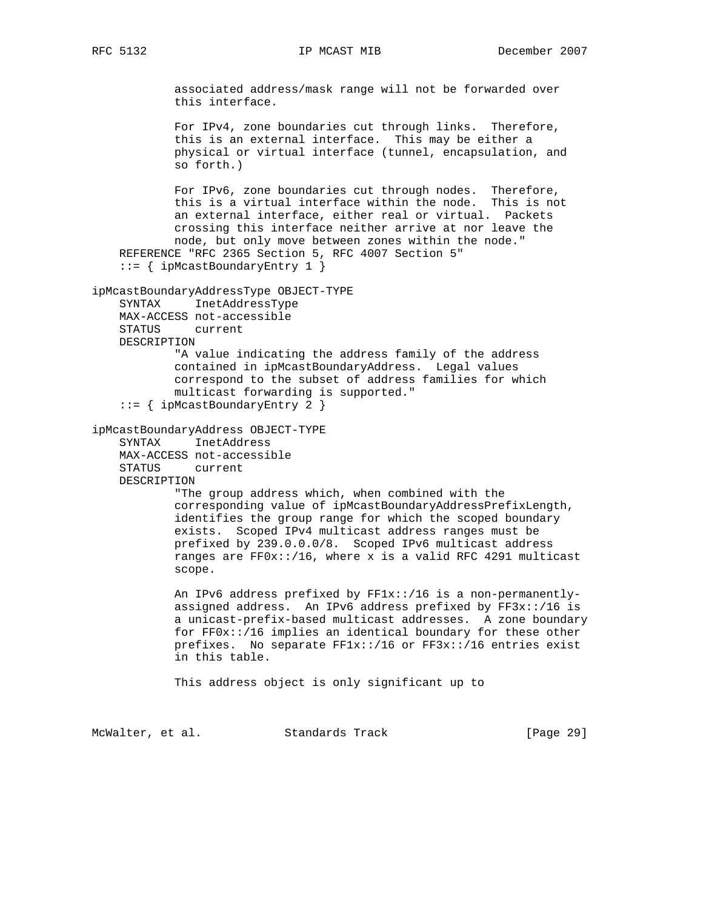```
            associated address/mask range will not be forwarded over
            this interface.

            For IPv4, zone boundaries cut through links.  Therefore,
            this is an external interface.  This may be either a
            physical or virtual interface (tunnel, encapsulation, and
            so forth.)

            For IPv6, zone boundaries cut through nodes.  Therefore,
            this is a virtual interface within the node.  This is not
            an external interface, either real or virtual.  Packets
            crossing this interface neither arrive at nor leave the
            node, but only move between zones within the node."
    REFERENCE "RFC 2365 Section 5, RFC 4007 Section 5"
    ::= { ipMcastBoundaryEntry 1 }

ipMcastBoundaryAddressType OBJECT-TYPE
    SYNTAX     InetAddressType
    MAX-ACCESS not-accessible
    STATUS     current
    DESCRIPTION
            "A value indicating the address family of the address
            contained in ipMcastBoundaryAddress.  Legal values
            correspond to the subset of address families for which
            multicast forwarding is supported."
    ::= { ipMcastBoundaryEntry 2 }

ipMcastBoundaryAddress OBJECT-TYPE
    SYNTAX     InetAddress
    MAX-ACCESS not-accessible
    STATUS     current
    DESCRIPTION
            "The group address which, when combined with the
            corresponding value of ipMcastBoundaryAddressPrefixLength,
            identifies the group range for which the scoped boundary
            exists.  Scoped IPv4 multicast address ranges must be
            prefixed by 239.0.0.0/8.  Scoped IPv6 multicast address
            ranges are FF0x::/16, where x is a valid RFC 4291 multicast
            scope.

            An IPv6 address prefixed by FF1x::/16 is a non-permanently-
            assigned address.  An IPv6 address prefixed by FF3x::/16 is
            a unicast-prefix-based multicast addresses.  A zone boundary
            for FF0x::/16 implies an identical boundary for these other
            prefixes.  No separate FF1x::/16 or FF3x::/16 entries exist
            in this table.

            This address object is only significant up to
```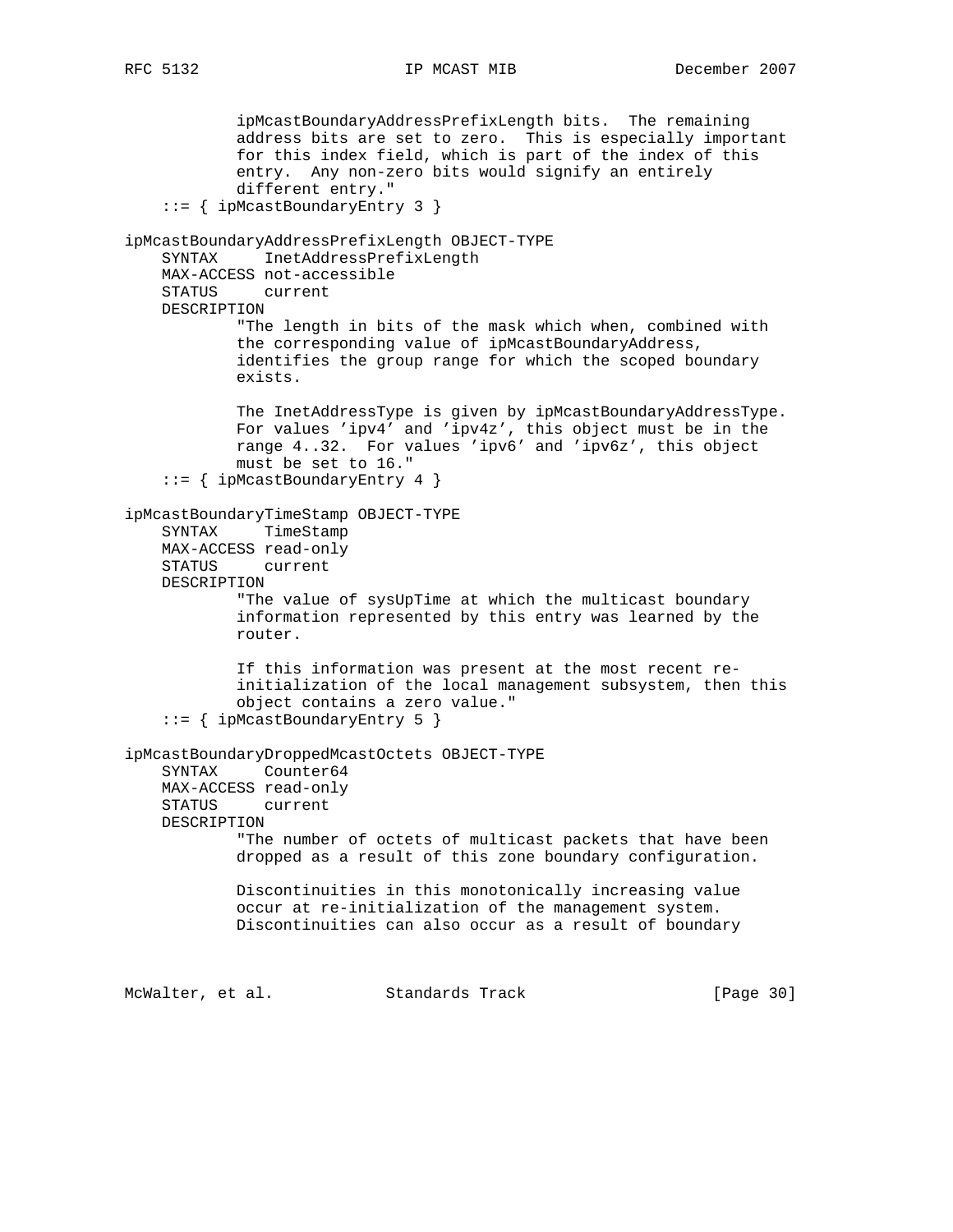```
            ipMcastBoundaryAddressPrefixLength bits.  The remaining
            address bits are set to zero.  This is especially important
            for this index field, which is part of the index of this
            entry.  Any non-zero bits would signify an entirely
            different entry."
    ::= { ipMcastBoundaryEntry 3 }

ipMcastBoundaryAddressPrefixLength OBJECT-TYPE
    SYNTAX     InetAddressPrefixLength
    MAX-ACCESS not-accessible
    STATUS     current
    DESCRIPTION
            "The length in bits of the mask which when, combined with
            the corresponding value of ipMcastBoundaryAddress,
            identifies the group range for which the scoped boundary
            exists.

            The InetAddressType is given by ipMcastBoundaryAddressType.
            For values 'ipv4' and 'ipv4z', this object must be in the
            range 4..32.  For values 'ipv6' and 'ipv6z', this object
            must be set to 16."
    ::= { ipMcastBoundaryEntry 4 }

ipMcastBoundaryTimeStamp OBJECT-TYPE
    SYNTAX     TimeStamp
    MAX-ACCESS read-only
    STATUS     current
    DESCRIPTION
            "The value of sysUpTime at which the multicast boundary
            information represented by this entry was learned by the
            router.

            If this information was present at the most recent re-
            initialization of the local management subsystem, then this
            object contains a zero value."
    ::= { ipMcastBoundaryEntry 5 }

ipMcastBoundaryDroppedMcastOctets OBJECT-TYPE
    SYNTAX     Counter64
    MAX-ACCESS read-only
    STATUS     current
    DESCRIPTION
            "The number of octets of multicast packets that have been
            dropped as a result of this zone boundary configuration.

            Discontinuities in this monotonically increasing value
            occur at re-initialization of the management system.
            Discontinuities can also occur as a result of boundary
```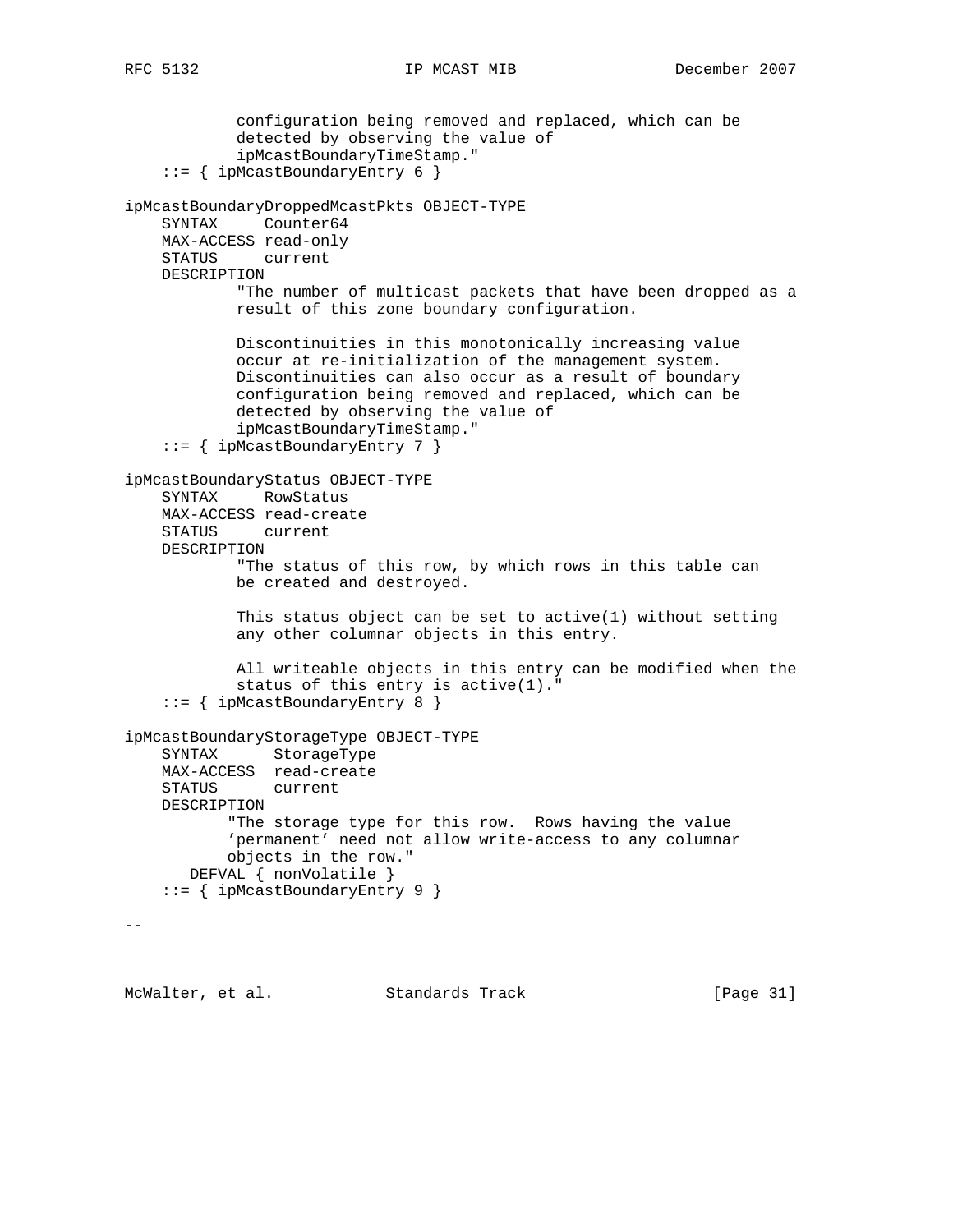```
            configuration being removed and replaced, which can be
            detected by observing the value of
            ipMcastBoundaryTimeStamp."
    ::= { ipMcastBoundaryEntry 6 }

ipMcastBoundaryDroppedMcastPkts OBJECT-TYPE
    SYNTAX     Counter64
    MAX-ACCESS read-only
    STATUS     current
    DESCRIPTION
            "The number of multicast packets that have been dropped as a
            result of this zone boundary configuration.

            Discontinuities in this monotonically increasing value
            occur at re-initialization of the management system.
            Discontinuities can also occur as a result of boundary
            configuration being removed and replaced, which can be
            detected by observing the value of
            ipMcastBoundaryTimeStamp."
    ::= { ipMcastBoundaryEntry 7 }

ipMcastBoundaryStatus OBJECT-TYPE
    SYNTAX     RowStatus
    MAX-ACCESS read-create
    STATUS     current
    DESCRIPTION
            "The status of this row, by which rows in this table can
            be created and destroyed.

            This status object can be set to active(1) without setting
            any other columnar objects in this entry.

            All writeable objects in this entry can be modified when the
            status of this entry is active(1)."
    ::= { ipMcastBoundaryEntry 8 }

ipMcastBoundaryStorageType OBJECT-TYPE
    SYNTAX      StorageType
    MAX-ACCESS  read-create
    STATUS      current
    DESCRIPTION
           "The storage type for this row.  Rows having the value
           'permanent' need not allow write-access to any columnar
           objects in the row."
       DEFVAL { nonVolatile }
    ::= { ipMcastBoundaryEntry 9 }

--
```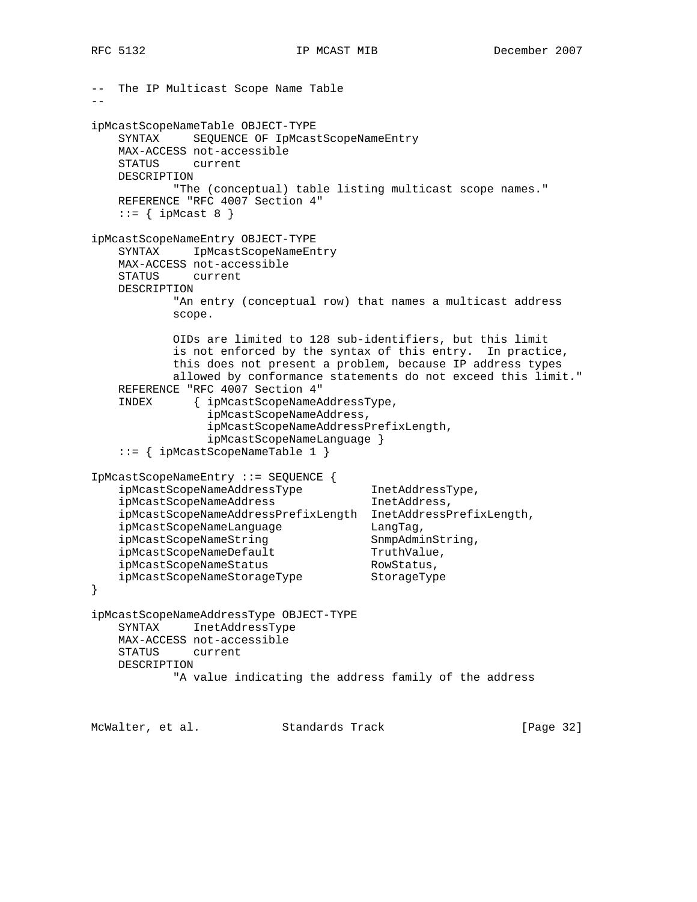```
-- The IP Multicast Scope Name Table
--

ipMcastScopeNameTable OBJECT-TYPE
    SYNTAX     SEQUENCE OF IpMcastScopeNameEntry
    MAX-ACCESS not-accessible
    STATUS     current
    DESCRIPTION
            "The (conceptual) table listing multicast scope names."
    REFERENCE "RFC 4007 Section 4"
    ::= { ipMcast 8 }

ipMcastScopeNameEntry OBJECT-TYPE
    SYNTAX     IpMcastScopeNameEntry
    MAX-ACCESS not-accessible
    STATUS     current
    DESCRIPTION
            "An entry (conceptual row) that names a multicast address
            scope.

            OIDs are limited to 128 sub-identifiers, but this limit
            is not enforced by the syntax of this entry.  In practice,
            this does not present a problem, because IP address types
            allowed by conformance statements do not exceed this limit."
    REFERENCE "RFC 4007 Section 4"
    INDEX      { ipMcastScopeNameAddressType,
                 ipMcastScopeNameAddress,
                 ipMcastScopeNameAddressPrefixLength,
                 ipMcastScopeNameLanguage }
    ::= { ipMcastScopeNameTable 1 }

IpMcastScopeNameEntry ::= SEQUENCE {
    ipMcastScopeNameAddressType          InetAddressType,
    ipMcastScopeNameAddress              InetAddress,
    ipMcastScopeNameAddressPrefixLength  InetAddressPrefixLength,
    ipMcastScopeNameLanguage             LangTag,
    ipMcastScopeNameString               SnmpAdminString,
    ipMcastScopeNameDefault              TruthValue,
    ipMcastScopeNameStatus               RowStatus,
    ipMcastScopeNameStorageType          StorageType
}

ipMcastScopeNameAddressType OBJECT-TYPE
    SYNTAX     InetAddressType
    MAX-ACCESS not-accessible
    STATUS     current
    DESCRIPTION
            "A value indicating the address family of the address
```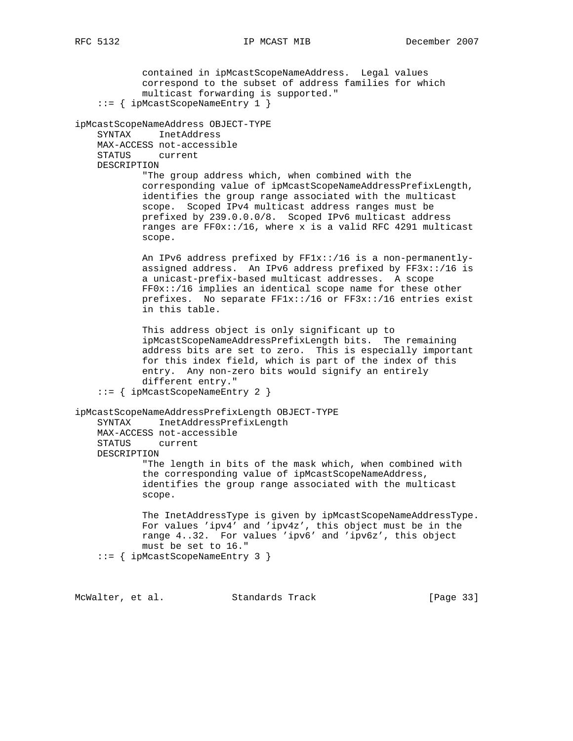```
            contained in ipMcastScopeNameAddress.  Legal values
            correspond to the subset of address families for which
            multicast forwarding is supported."
    ::= { ipMcastScopeNameEntry 1 }

ipMcastScopeNameAddress OBJECT-TYPE
    SYNTAX     InetAddress
    MAX-ACCESS not-accessible
    STATUS     current
    DESCRIPTION
            "The group address which, when combined with the
            corresponding value of ipMcastScopeNameAddressPrefixLength,
            identifies the group range associated with the multicast
            scope.  Scoped IPv4 multicast address ranges must be
            prefixed by 239.0.0.0/8.  Scoped IPv6 multicast address
            ranges are FF0x::/16, where x is a valid RFC 4291 multicast
            scope.

            An IPv6 address prefixed by FF1x::/16 is a non-permanently-
            assigned address.  An IPv6 address prefixed by FF3x::/16 is
            a unicast-prefix-based multicast addresses.  A scope
            FF0x::/16 implies an identical scope name for these other
            prefixes.  No separate FF1x::/16 or FF3x::/16 entries exist
            in this table.

            This address object is only significant up to
            ipMcastScopeNameAddressPrefixLength bits.  The remaining
            address bits are set to zero.  This is especially important
            for this index field, which is part of the index of this
            entry.  Any non-zero bits would signify an entirely
            different entry."
    ::= { ipMcastScopeNameEntry 2 }

ipMcastScopeNameAddressPrefixLength OBJECT-TYPE
    SYNTAX     InetAddressPrefixLength
    MAX-ACCESS not-accessible
    STATUS     current
    DESCRIPTION
            "The length in bits of the mask which, when combined with
            the corresponding value of ipMcastScopeNameAddress,
            identifies the group range associated with the multicast
            scope.

            The InetAddressType is given by ipMcastScopeNameAddressType.
            For values 'ipv4' and 'ipv4z', this object must be in the
            range 4..32.  For values 'ipv6' and 'ipv6z', this object
            must be set to 16."
    ::= { ipMcastScopeNameEntry 3 }
```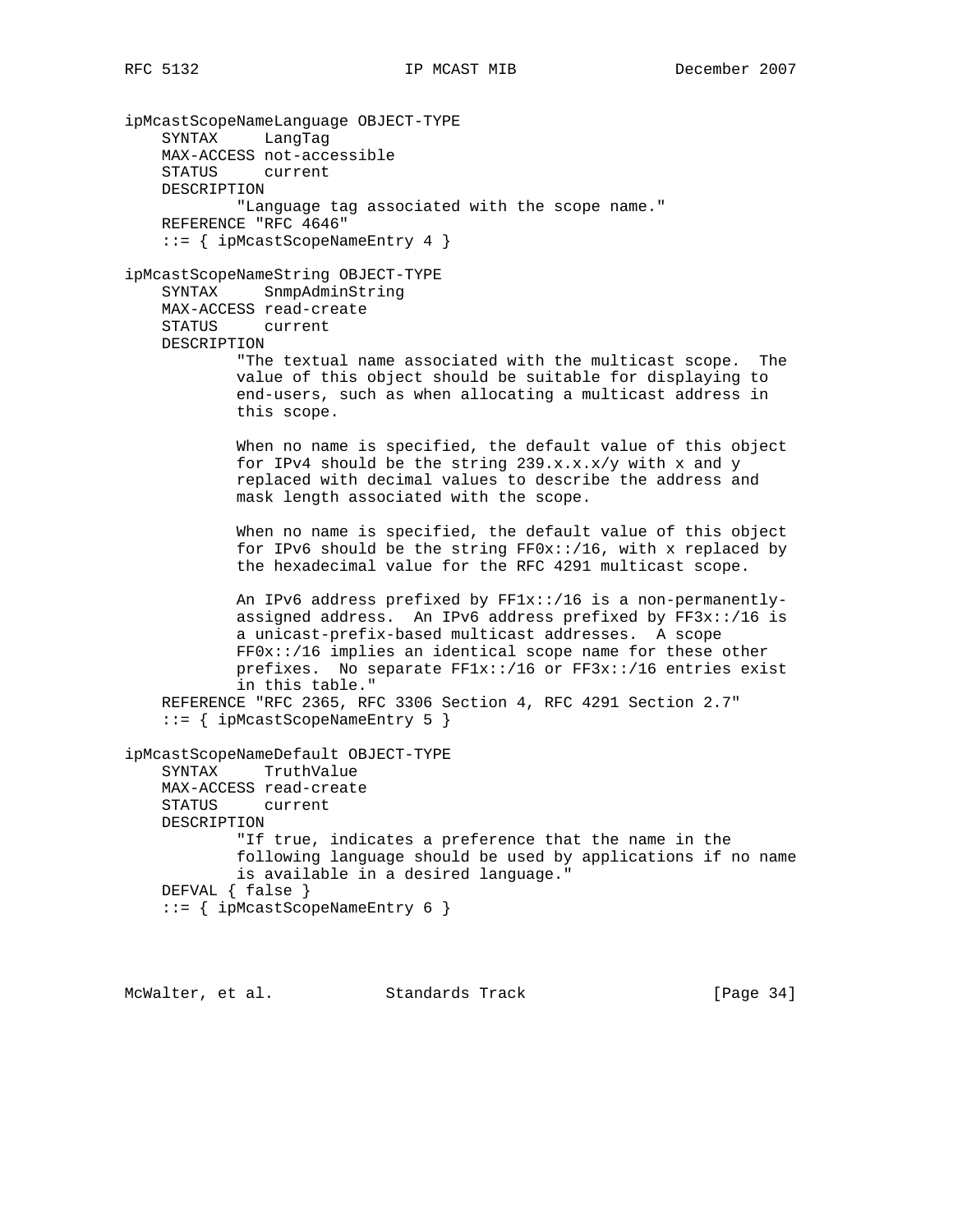```
ipMcastScopeNameLanguage OBJECT-TYPE
    SYNTAX     LangTag
    MAX-ACCESS not-accessible
    STATUS     current
    DESCRIPTION
            "Language tag associated with the scope name."
    REFERENCE "RFC 4646"
    ::= { ipMcastScopeNameEntry 4 }

ipMcastScopeNameString OBJECT-TYPE
    SYNTAX     SnmpAdminString
    MAX-ACCESS read-create
    STATUS     current
    DESCRIPTION
            "The textual name associated with the multicast scope.  The
            value of this object should be suitable for displaying to
            end-users, such as when allocating a multicast address in
            this scope.

            When no name is specified, the default value of this object
            for IPv4 should be the string 239.x.x.x/y with x and y
            replaced with decimal values to describe the address and
            mask length associated with the scope.

            When no name is specified, the default value of this object
            for IPv6 should be the string FF0x::/16, with x replaced by
            the hexadecimal value for the RFC 4291 multicast scope.

            An IPv6 address prefixed by FF1x::/16 is a non-permanently-
            assigned address.  An IPv6 address prefixed by FF3x::/16 is
            a unicast-prefix-based multicast addresses.  A scope
            FF0x::/16 implies an identical scope name for these other
            prefixes.  No separate FF1x::/16 or FF3x::/16 entries exist
            in this table."
    REFERENCE "RFC 2365, RFC 3306 Section 4, RFC 4291 Section 2.7"
    ::= { ipMcastScopeNameEntry 5 }

ipMcastScopeNameDefault OBJECT-TYPE
    SYNTAX     TruthValue
    MAX-ACCESS read-create
    STATUS     current
    DESCRIPTION
            "If true, indicates a preference that the name in the
            following language should be used by applications if no name
            is available in a desired language."
    DEFVAL { false }
    ::= { ipMcastScopeNameEntry 6 }
```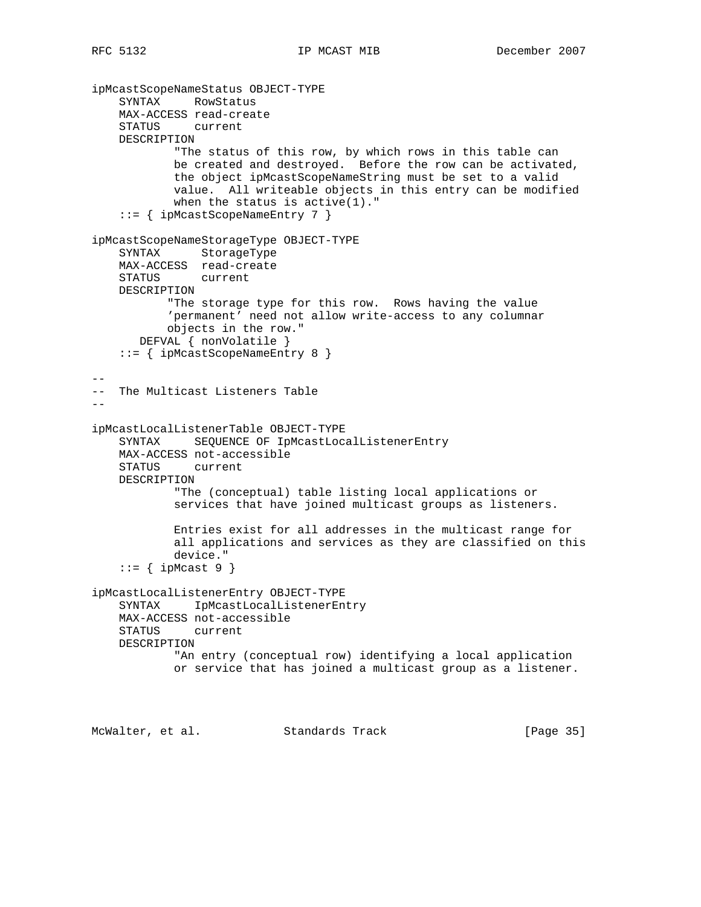```
ipMcastScopeNameStatus OBJECT-TYPE
    SYNTAX     RowStatus
    MAX-ACCESS read-create
    STATUS     current
    DESCRIPTION
            "The status of this row, by which rows in this table can
            be created and destroyed.  Before the row can be activated,
            the object ipMcastScopeNameString must be set to a valid
            value.  All writeable objects in this entry can be modified
            when the status is active(1)."
    ::= { ipMcastScopeNameEntry 7 }

ipMcastScopeNameStorageType OBJECT-TYPE
    SYNTAX      StorageType
    MAX-ACCESS  read-create
    STATUS      current
    DESCRIPTION
           "The storage type for this row.  Rows having the value
           'permanent' need not allow write-access to any columnar
           objects in the row."
       DEFVAL { nonVolatile }
    ::= { ipMcastScopeNameEntry 8 }

--
--  The Multicast Listeners Table
--

ipMcastLocalListenerTable OBJECT-TYPE
    SYNTAX     SEQUENCE OF IpMcastLocalListenerEntry
    MAX-ACCESS not-accessible
    STATUS     current
    DESCRIPTION
            "The (conceptual) table listing local applications or
            services that have joined multicast groups as listeners.

            Entries exist for all addresses in the multicast range for
            all applications and services as they are classified on this
            device."
    ::= { ipMcast 9 }

ipMcastLocalListenerEntry OBJECT-TYPE
    SYNTAX     IpMcastLocalListenerEntry
    MAX-ACCESS not-accessible
    STATUS     current
    DESCRIPTION
            "An entry (conceptual row) identifying a local application
            or service that has joined a multicast group as a listener.
```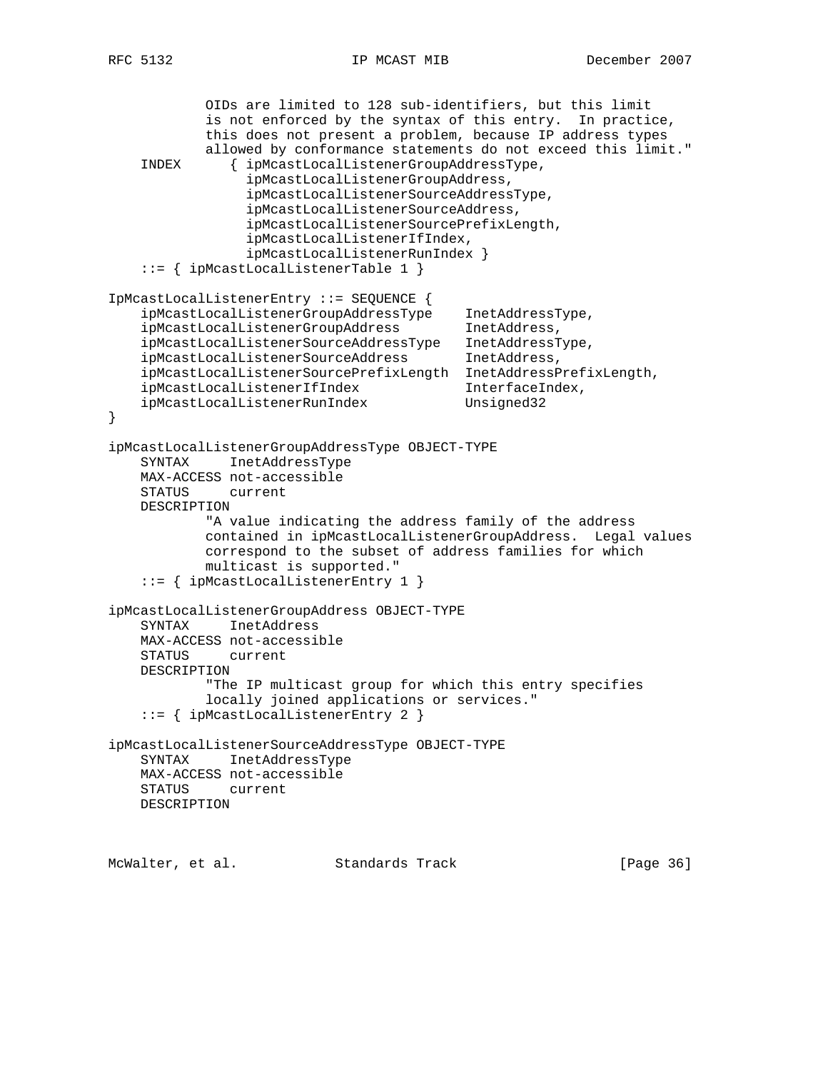```
            OIDs are limited to 128 sub-identifiers, but this limit
            is not enforced by the syntax of this entry.  In practice,
            this does not present a problem, because IP address types
            allowed by conformance statements do not exceed this limit."
    INDEX      { ipMcastLocalListenerGroupAddressType,
                 ipMcastLocalListenerGroupAddress,
                 ipMcastLocalListenerSourceAddressType,
                 ipMcastLocalListenerSourceAddress,
                 ipMcastLocalListenerSourcePrefixLength,
                 ipMcastLocalListenerIfIndex,
                 ipMcastLocalListenerRunIndex }
    ::= { ipMcastLocalListenerTable 1 }

IpMcastLocalListenerEntry ::= SEQUENCE {
    ipMcastLocalListenerGroupAddressType    InetAddressType,
    ipMcastLocalListenerGroupAddress        InetAddress,
    ipMcastLocalListenerSourceAddressType   InetAddressType,
    ipMcastLocalListenerSourceAddress       InetAddress,
    ipMcastLocalListenerSourcePrefixLength  InetAddressPrefixLength,
    ipMcastLocalListenerIfIndex             InterfaceIndex,
    ipMcastLocalListenerRunIndex            Unsigned32
}

ipMcastLocalListenerGroupAddressType OBJECT-TYPE
    SYNTAX     InetAddressType
    MAX-ACCESS not-accessible
    STATUS     current
    DESCRIPTION
            "A value indicating the address family of the address
            contained in ipMcastLocalListenerGroupAddress.  Legal values
            correspond to the subset of address families for which
            multicast is supported."
    ::= { ipMcastLocalListenerEntry 1 }

ipMcastLocalListenerGroupAddress OBJECT-TYPE
    SYNTAX     InetAddress
    MAX-ACCESS not-accessible
    STATUS     current
    DESCRIPTION
            "The IP multicast group for which this entry specifies
            locally joined applications or services."
    ::= { ipMcastLocalListenerEntry 2 }

ipMcastLocalListenerSourceAddressType OBJECT-TYPE
    SYNTAX     InetAddressType
    MAX-ACCESS not-accessible
    STATUS     current
    DESCRIPTION
```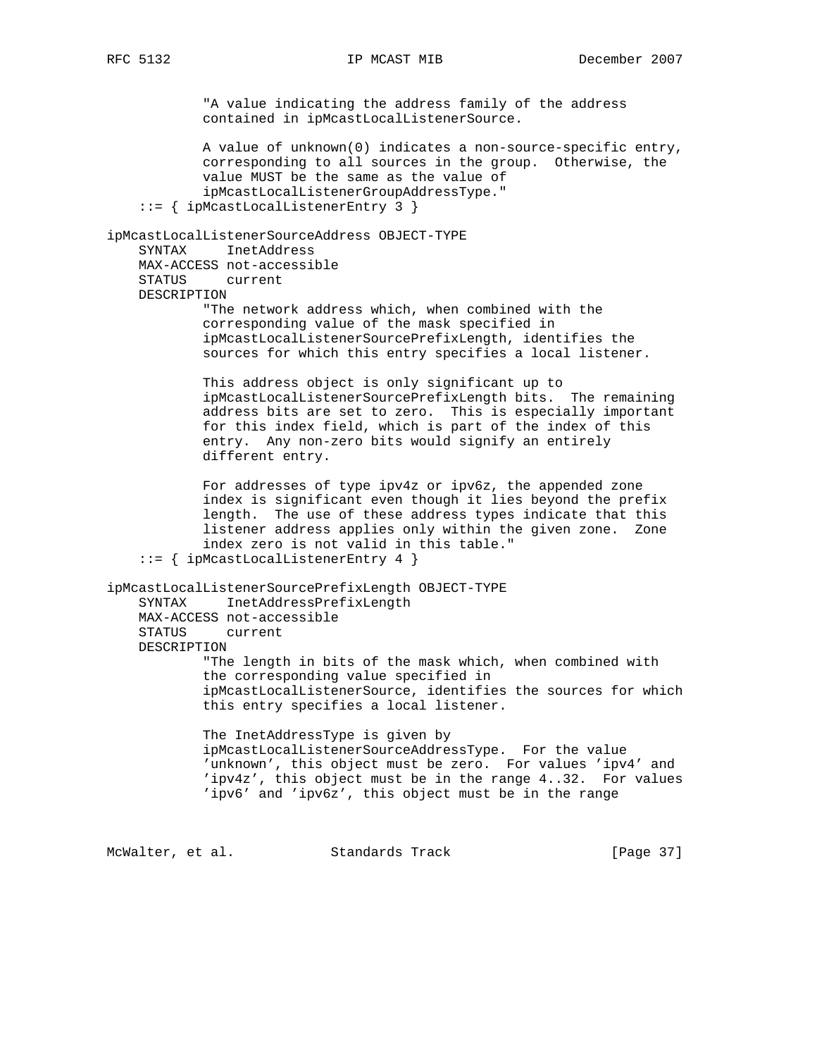```
            "A value indicating the address family of the address
            contained in ipMcastLocalListenerSource.

            A value of unknown(0) indicates a non-source-specific entry,
            corresponding to all sources in the group.  Otherwise, the
            value MUST be the same as the value of
            ipMcastLocalListenerGroupAddressType."
    ::= { ipMcastLocalListenerEntry 3 }

ipMcastLocalListenerSourceAddress OBJECT-TYPE
    SYNTAX     InetAddress
    MAX-ACCESS not-accessible
    STATUS     current
    DESCRIPTION
            "The network address which, when combined with the
            corresponding value of the mask specified in
            ipMcastLocalListenerSourcePrefixLength, identifies the
            sources for which this entry specifies a local listener.

            This address object is only significant up to
            ipMcastLocalListenerSourcePrefixLength bits.  The remaining
            address bits are set to zero.  This is especially important
            for this index field, which is part of the index of this
            entry.  Any non-zero bits would signify an entirely
            different entry.

            For addresses of type ipv4z or ipv6z, the appended zone
            index is significant even though it lies beyond the prefix
            length.  The use of these address types indicate that this
            listener address applies only within the given zone.  Zone
            index zero is not valid in this table."
    ::= { ipMcastLocalListenerEntry 4 }

ipMcastLocalListenerSourcePrefixLength OBJECT-TYPE
    SYNTAX     InetAddressPrefixLength
    MAX-ACCESS not-accessible
    STATUS     current
    DESCRIPTION
            "The length in bits of the mask which, when combined with
            the corresponding value specified in
            ipMcastLocalListenerSource, identifies the sources for which
            this entry specifies a local listener.

            The InetAddressType is given by
            ipMcastLocalListenerSourceAddressType.  For the value
            'unknown', this object must be zero.  For values 'ipv4' and
            'ipv4z', this object must be in the range 4..32.  For values
            'ipv6' and 'ipv6z', this object must be in the range
```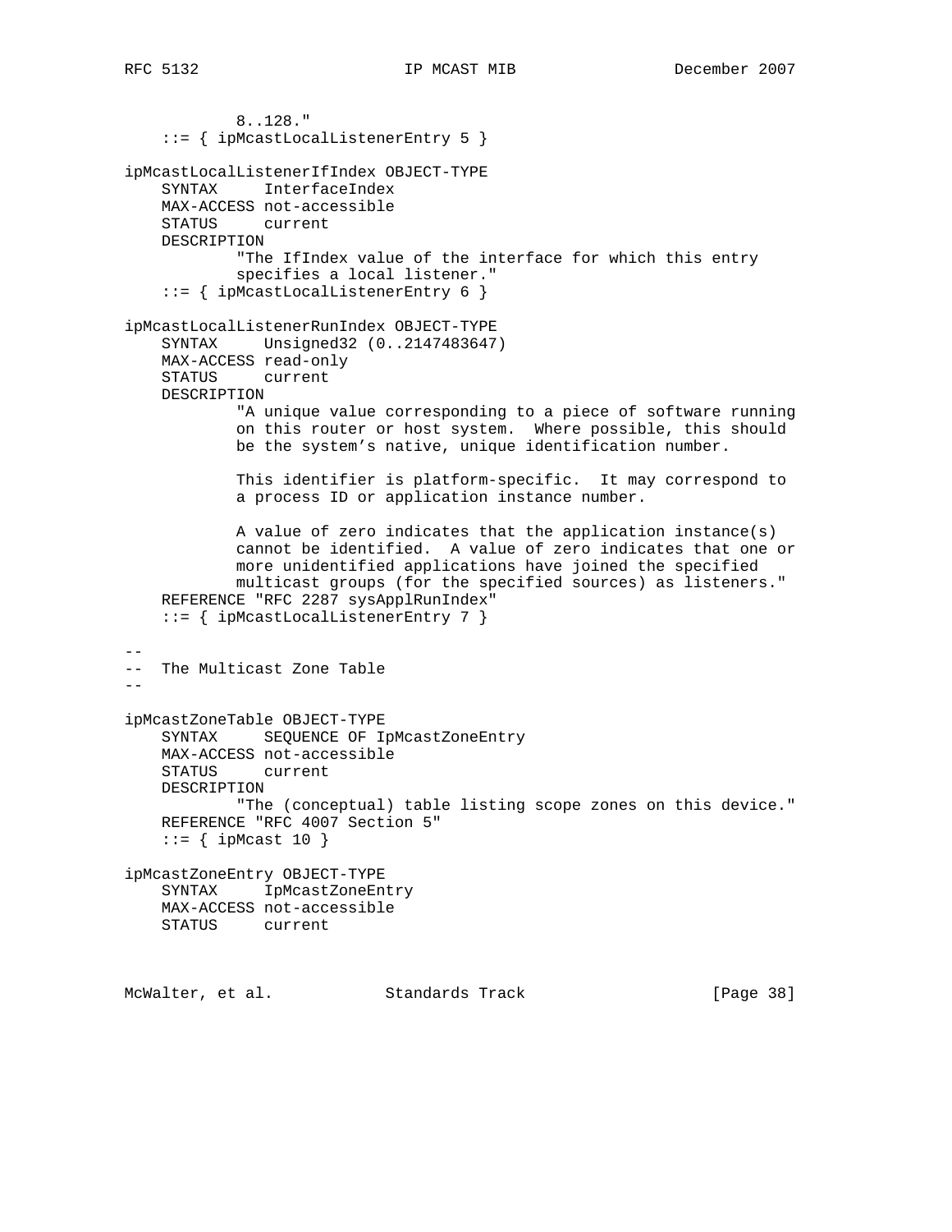```
            8..128."
    ::= { ipMcastLocalListenerEntry 5 }

ipMcastLocalListenerIfIndex OBJECT-TYPE
    SYNTAX     InterfaceIndex
    MAX-ACCESS not-accessible
    STATUS     current
    DESCRIPTION
            "The IfIndex value of the interface for which this entry
            specifies a local listener."
    ::= { ipMcastLocalListenerEntry 6 }

ipMcastLocalListenerRunIndex OBJECT-TYPE
    SYNTAX     Unsigned32 (0..2147483647)
    MAX-ACCESS read-only
    STATUS     current
    DESCRIPTION
            "A unique value corresponding to a piece of software running
            on this router or host system.  Where possible, this should
            be the system's native, unique identification number.

            This identifier is platform-specific.  It may correspond to
            a process ID or application instance number.

            A value of zero indicates that the application instance(s)
            cannot be identified.  A value of zero indicates that one or
            more unidentified applications have joined the specified
            multicast groups (for the specified sources) as listeners."
    REFERENCE "RFC 2287 sysApplRunIndex"
    ::= { ipMcastLocalListenerEntry 7 }

--
--  The Multicast Zone Table
--

ipMcastZoneTable OBJECT-TYPE
    SYNTAX     SEQUENCE OF IpMcastZoneEntry
    MAX-ACCESS not-accessible
    STATUS     current
    DESCRIPTION
            "The (conceptual) table listing scope zones on this device."
    REFERENCE "RFC 4007 Section 5"
    ::= { ipMcast 10 }

ipMcastZoneEntry OBJECT-TYPE
    SYNTAX     IpMcastZoneEntry
    MAX-ACCESS not-accessible
    STATUS     current
```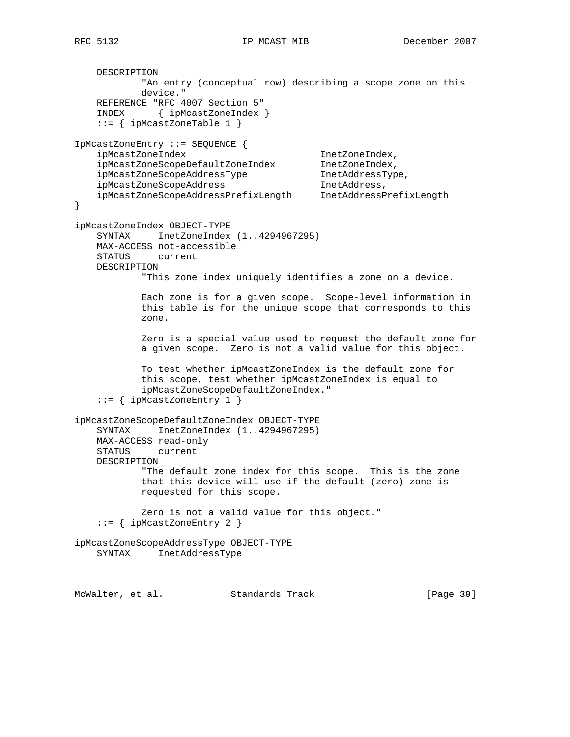```
    DESCRIPTION
            "An entry (conceptual row) describing a scope zone on this
            device."
    REFERENCE "RFC 4007 Section 5"
    INDEX      { ipMcastZoneIndex }
    ::= { ipMcastZoneTable 1 }

IpMcastZoneEntry ::= SEQUENCE {
    ipMcastZoneIndex                     InetZoneIndex,
    ipMcastZoneScopeDefaultZoneIndex     InetZoneIndex,
    ipMcastZoneScopeAddressType          InetAddressType,
    ipMcastZoneScopeAddress              InetAddress,
    ipMcastZoneScopeAddressPrefixLength  InetAddressPrefixLength
}

ipMcastZoneIndex OBJECT-TYPE
    SYNTAX     InetZoneIndex (1..4294967295)
    MAX-ACCESS not-accessible
    STATUS     current
    DESCRIPTION
            "This zone index uniquely identifies a zone on a device.

            Each zone is for a given scope.  Scope-level information in
            this table is for the unique scope that corresponds to this
            zone.

            Zero is a special value used to request the default zone for
            a given scope.  Zero is not a valid value for this object.

            To test whether ipMcastZoneIndex is the default zone for
            this scope, test whether ipMcastZoneIndex is equal to
            ipMcastZoneScopeDefaultZoneIndex."
    ::= { ipMcastZoneEntry 1 }

ipMcastZoneScopeDefaultZoneIndex OBJECT-TYPE
    SYNTAX     InetZoneIndex (1..4294967295)
    MAX-ACCESS read-only
    STATUS     current
    DESCRIPTION
            "The default zone index for this scope.  This is the zone
            that this device will use if the default (zero) zone is
            requested for this scope.

            Zero is not a valid value for this object."
    ::= { ipMcastZoneEntry 2 }

ipMcastZoneScopeAddressType OBJECT-TYPE
    SYNTAX     InetAddressType
```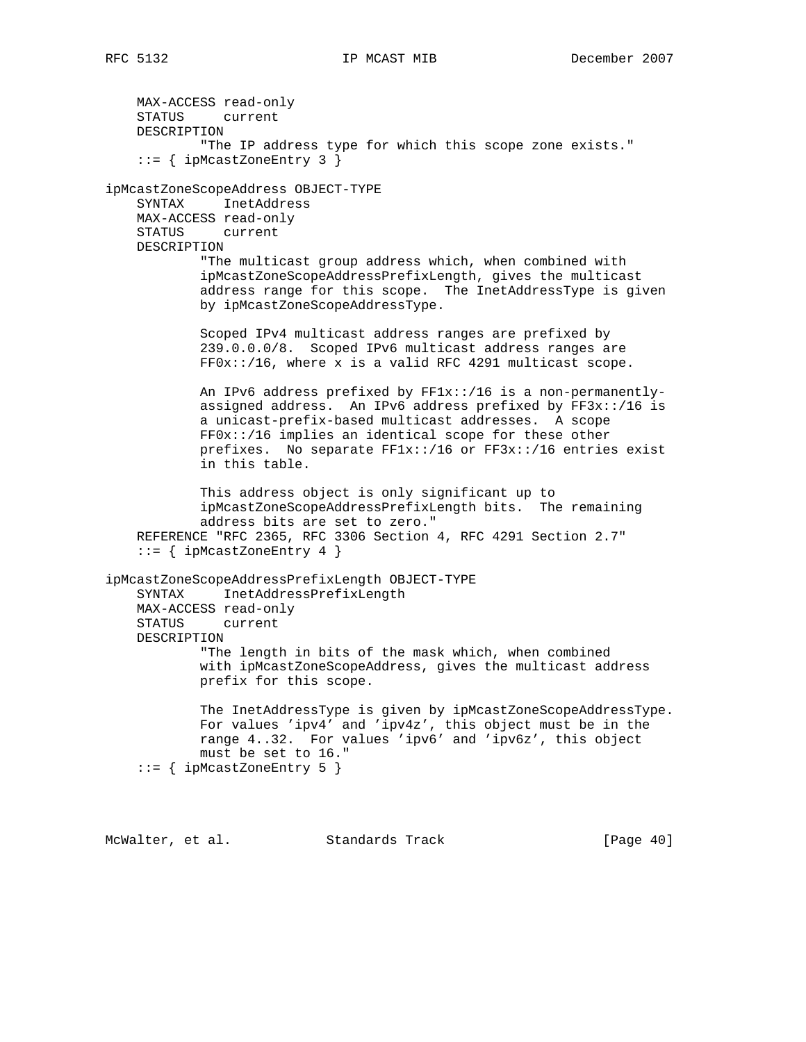```
    MAX-ACCESS read-only
    STATUS     current
    DESCRIPTION
            "The IP address type for which this scope zone exists."
    ::= { ipMcastZoneEntry 3 }

ipMcastZoneScopeAddress OBJECT-TYPE
    SYNTAX     InetAddress
    MAX-ACCESS read-only
    STATUS     current
    DESCRIPTION
            "The multicast group address which, when combined with
            ipMcastZoneScopeAddressPrefixLength, gives the multicast
            address range for this scope.  The InetAddressType is given
            by ipMcastZoneScopeAddressType.

            Scoped IPv4 multicast address ranges are prefixed by
            239.0.0.0/8.  Scoped IPv6 multicast address ranges are
            FF0x::/16, where x is a valid RFC 4291 multicast scope.

            An IPv6 address prefixed by FF1x::/16 is a non-permanently-
            assigned address.  An IPv6 address prefixed by FF3x::/16 is
            a unicast-prefix-based multicast addresses.  A scope
            FF0x::/16 implies an identical scope for these other
            prefixes.  No separate FF1x::/16 or FF3x::/16 entries exist
            in this table.

            This address object is only significant up to
            ipMcastZoneScopeAddressPrefixLength bits.  The remaining
            address bits are set to zero."
    REFERENCE "RFC 2365, RFC 3306 Section 4, RFC 4291 Section 2.7"
    ::= { ipMcastZoneEntry 4 }

ipMcastZoneScopeAddressPrefixLength OBJECT-TYPE
    SYNTAX     InetAddressPrefixLength
    MAX-ACCESS read-only
    STATUS     current
    DESCRIPTION
            "The length in bits of the mask which, when combined
            with ipMcastZoneScopeAddress, gives the multicast address
            prefix for this scope.

            The InetAddressType is given by ipMcastZoneScopeAddressType.
            For values 'ipv4' and 'ipv4z', this object must be in the
            range 4..32.  For values 'ipv6' and 'ipv6z', this object
            must be set to 16."
    ::= { ipMcastZoneEntry 5 }
```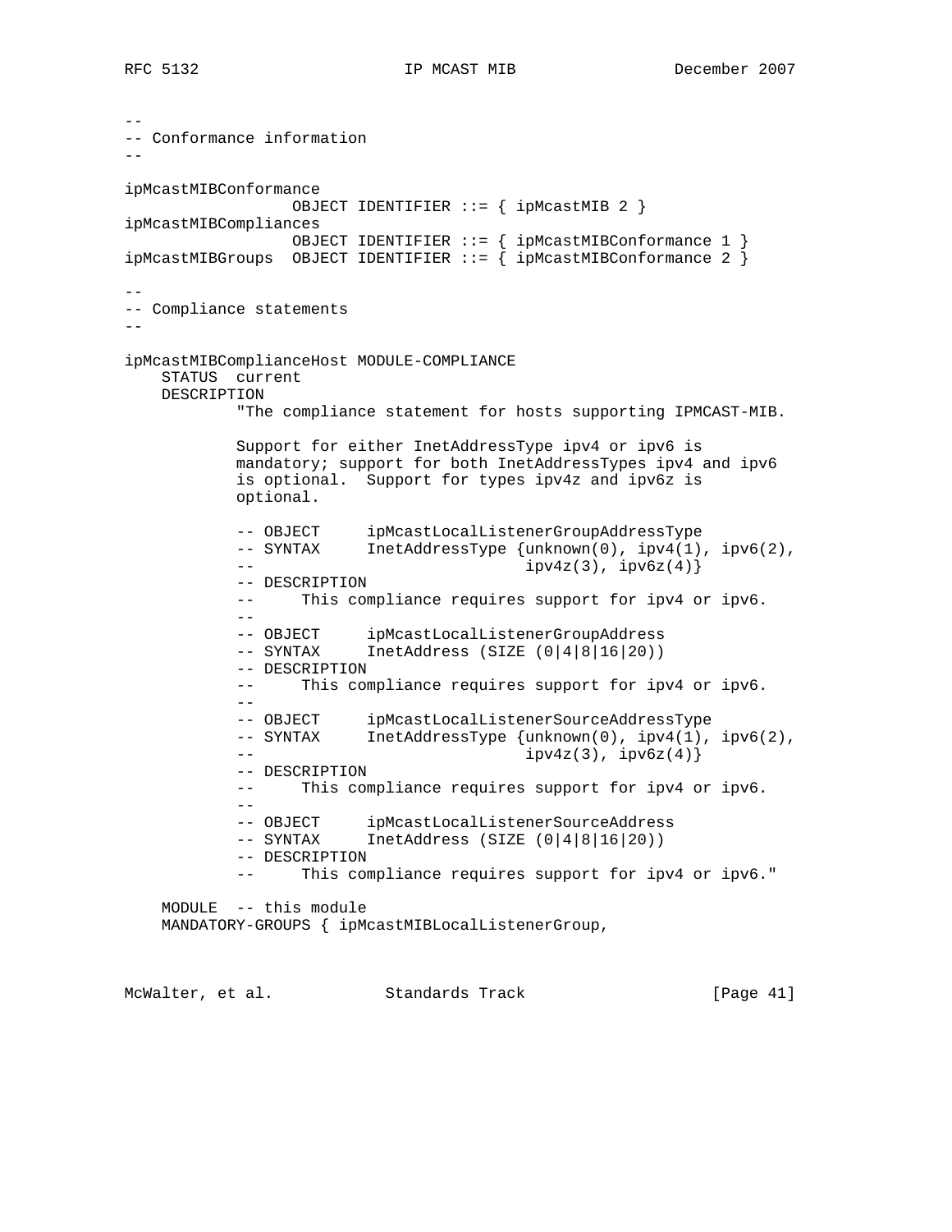```
--
-- Conformance information
--

ipMcastMIBConformance
                  OBJECT IDENTIFIER ::= { ipMcastMIB 2 }
ipMcastMIBCompliances
                  OBJECT IDENTIFIER ::= { ipMcastMIBConformance 1 }
ipMcastMIBGroups  OBJECT IDENTIFIER ::= { ipMcastMIBConformance 2 }

--
-- Compliance statements
--

ipMcastMIBComplianceHost MODULE-COMPLIANCE
    STATUS  current
    DESCRIPTION
            "The compliance statement for hosts supporting IPMCAST-MIB.

            Support for either InetAddressType ipv4 or ipv6 is
            mandatory; support for both InetAddressTypes ipv4 and ipv6
            is optional.  Support for types ipv4z and ipv6z is
            optional.

            -- OBJECT     ipMcastLocalListenerGroupAddressType
            -- SYNTAX     InetAddressType {unknown(0), ipv4(1), ipv6(2),
            --                               ipv4z(3), ipv6z(4)}
            -- DESCRIPTION
            --     This compliance requires support for ipv4 or ipv6.
            --
            -- OBJECT     ipMcastLocalListenerGroupAddress
            -- SYNTAX     InetAddress (SIZE (0|4|8|16|20))
            -- DESCRIPTION
            --     This compliance requires support for ipv4 or ipv6.
            --
            -- OBJECT     ipMcastLocalListenerSourceAddressType
            -- SYNTAX     InetAddressType {unknown(0), ipv4(1), ipv6(2),
            --                               ipv4z(3), ipv6z(4)}
            -- DESCRIPTION
            --     This compliance requires support for ipv4 or ipv6.
            --
            -- OBJECT     ipMcastLocalListenerSourceAddress
            -- SYNTAX     InetAddress (SIZE (0|4|8|16|20))
            -- DESCRIPTION
            --     This compliance requires support for ipv4 or ipv6."

    MODULE  -- this module
    MANDATORY-GROUPS { ipMcastMIBLocalListenerGroup,
```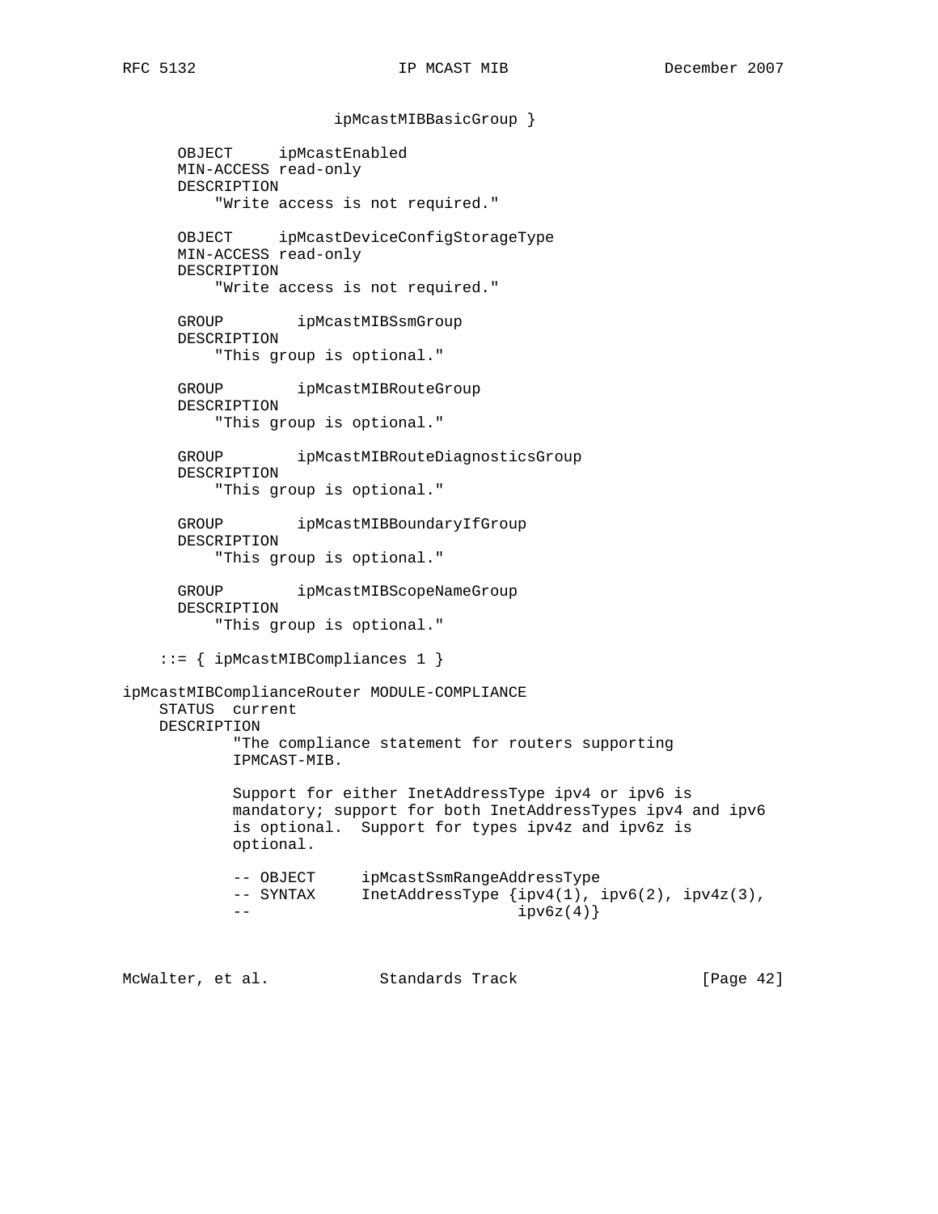```
                       ipMcastMIBBasicGroup }

      OBJECT     ipMcastEnabled
      MIN-ACCESS read-only
      DESCRIPTION
          "Write access is not required."

      OBJECT     ipMcastDeviceConfigStorageType
      MIN-ACCESS read-only
      DESCRIPTION
          "Write access is not required."

      GROUP        ipMcastMIBSsmGroup
      DESCRIPTION
          "This group is optional."

      GROUP        ipMcastMIBRouteGroup
      DESCRIPTION
          "This group is optional."

      GROUP        ipMcastMIBRouteDiagnosticsGroup
      DESCRIPTION
          "This group is optional."

      GROUP        ipMcastMIBBoundaryIfGroup
      DESCRIPTION
          "This group is optional."

      GROUP        ipMcastMIBScopeNameGroup
      DESCRIPTION
          "This group is optional."

    ::= { ipMcastMIBCompliances 1 }

ipMcastMIBComplianceRouter MODULE-COMPLIANCE
    STATUS  current
    DESCRIPTION
            "The compliance statement for routers supporting
            IPMCAST-MIB.

            Support for either InetAddressType ipv4 or ipv6 is
            mandatory; support for both InetAddressTypes ipv4 and ipv6
            is optional.  Support for types ipv4z and ipv6z is
            optional.

            -- OBJECT     ipMcastSsmRangeAddressType
            -- SYNTAX     InetAddressType {ipv4(1), ipv6(2), ipv4z(3),
            --                             ipv6z(4)}
```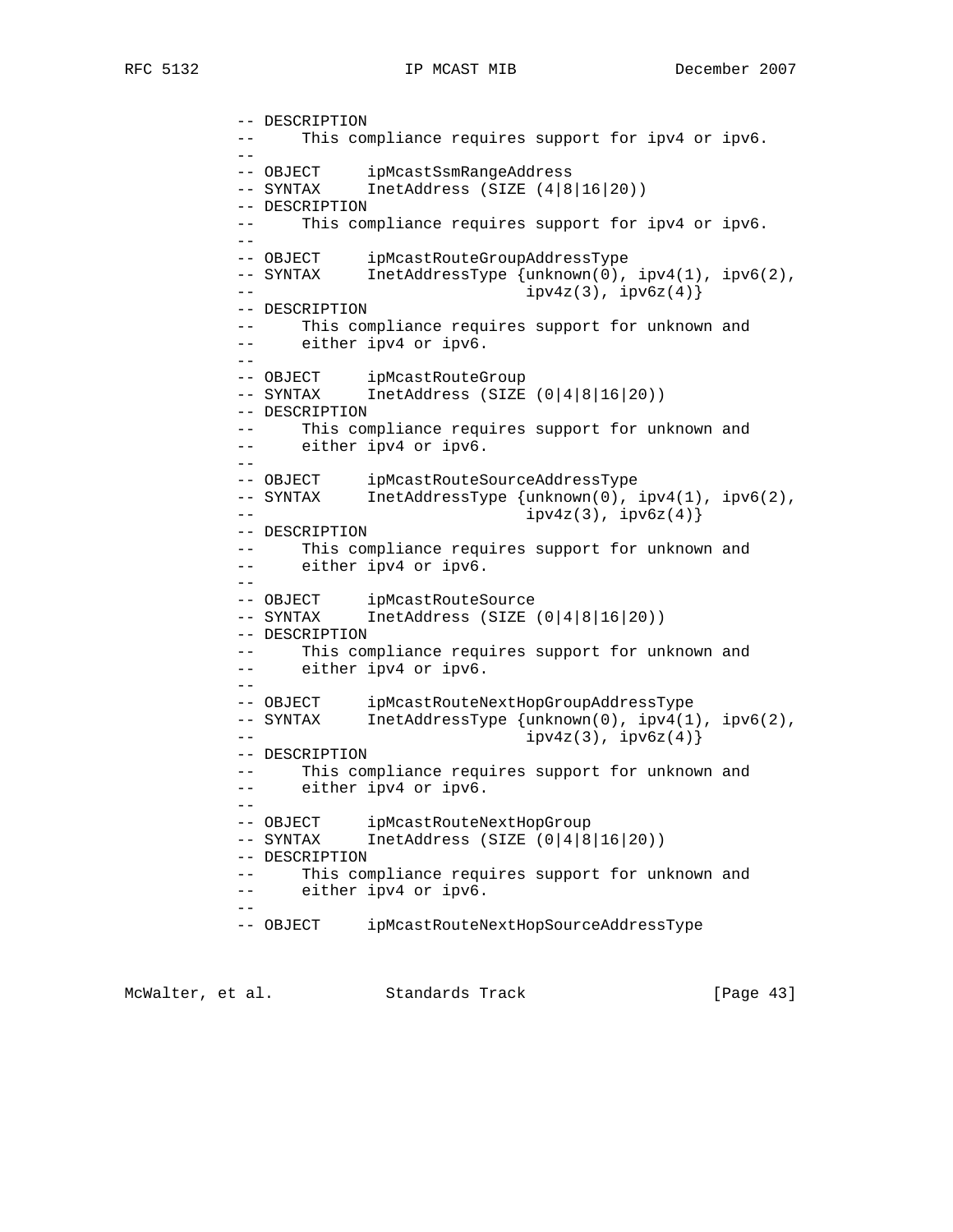```
          -- DESCRIPTION
          --     This compliance requires support for ipv4 or ipv6.
          --
          -- OBJECT     ipMcastSsmRangeAddress
          -- SYNTAX     InetAddress (SIZE (4|8|16|20))
          -- DESCRIPTION
          --     This compliance requires support for ipv4 or ipv6.
          --
          -- OBJECT     ipMcastRouteGroupAddressType
          -- SYNTAX     InetAddressType {unknown(0), ipv4(1), ipv6(2),
          --                             ipv4z(3), ipv6z(4)}
          -- DESCRIPTION
          --     This compliance requires support for unknown and
          --     either ipv4 or ipv6.
          --
          -- OBJECT     ipMcastRouteGroup
          -- SYNTAX     InetAddress (SIZE (0|4|8|16|20))
          -- DESCRIPTION
          --     This compliance requires support for unknown and
          --     either ipv4 or ipv6.
          --
          -- OBJECT     ipMcastRouteSourceAddressType
          -- SYNTAX     InetAddressType {unknown(0), ipv4(1), ipv6(2),
          --                             ipv4z(3), ipv6z(4)}
          -- DESCRIPTION
          --     This compliance requires support for unknown and
          --     either ipv4 or ipv6.
          --
          -- OBJECT     ipMcastRouteSource
          -- SYNTAX     InetAddress (SIZE (0|4|8|16|20))
          -- DESCRIPTION
          --     This compliance requires support for unknown and
          --     either ipv4 or ipv6.
          --
          -- OBJECT     ipMcastRouteNextHopGroupAddressType
          -- SYNTAX     InetAddressType {unknown(0), ipv4(1), ipv6(2),
          --                             ipv4z(3), ipv6z(4)}
          -- DESCRIPTION
          --     This compliance requires support for unknown and
          --     either ipv4 or ipv6.
          --
          -- OBJECT     ipMcastRouteNextHopGroup
          -- SYNTAX     InetAddress (SIZE (0|4|8|16|20))
          -- DESCRIPTION
          --     This compliance requires support for unknown and
          --     either ipv4 or ipv6.
          --
          -- OBJECT     ipMcastRouteNextHopSourceAddressType
```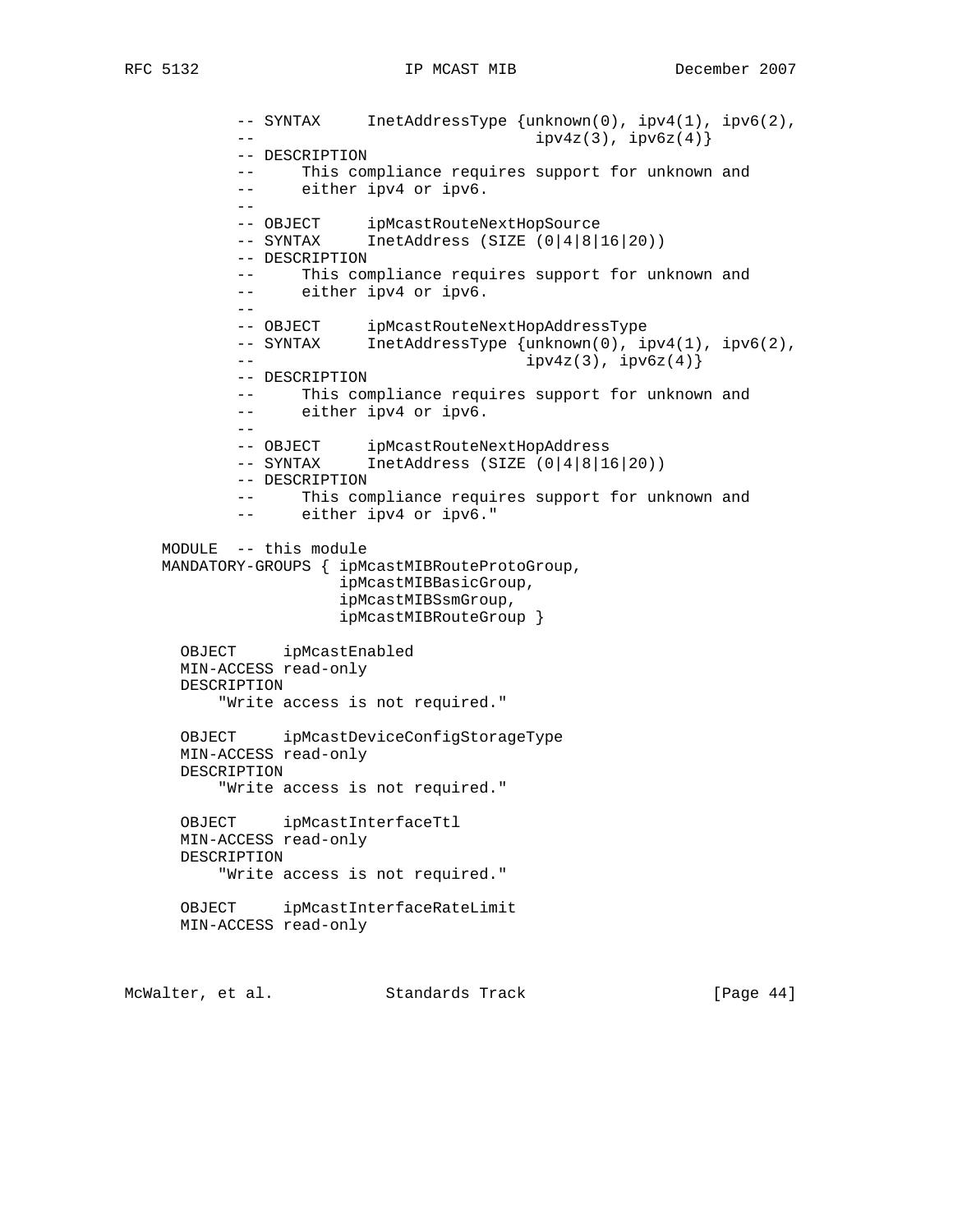```
          -- SYNTAX     InetAddressType {unknown(0), ipv4(1), ipv6(2),
          --                              ipv4z(3), ipv6z(4)}
          -- DESCRIPTION
          --     This compliance requires support for unknown and
          --     either ipv4 or ipv6.
          --
          -- OBJECT     ipMcastRouteNextHopSource
          -- SYNTAX     InetAddress (SIZE (0|4|8|16|20))
          -- DESCRIPTION
          --     This compliance requires support for unknown and
          --     either ipv4 or ipv6.
          --
          -- OBJECT     ipMcastRouteNextHopAddressType
          -- SYNTAX     InetAddressType {unknown(0), ipv4(1), ipv6(2),
          --                             ipv4z(3), ipv6z(4)}
          -- DESCRIPTION
          --     This compliance requires support for unknown and
          --     either ipv4 or ipv6.
          --
          -- OBJECT     ipMcastRouteNextHopAddress
          -- SYNTAX     InetAddress (SIZE (0|4|8|16|20))
          -- DESCRIPTION
          --     This compliance requires support for unknown and
          --     either ipv4 or ipv6."

    MODULE  -- this module
    MANDATORY-GROUPS { ipMcastMIBRouteProtoGroup,
                       ipMcastMIBBasicGroup,
                       ipMcastMIBSsmGroup,
                       ipMcastMIBRouteGroup }

      OBJECT     ipMcastEnabled
      MIN-ACCESS read-only
      DESCRIPTION
          "Write access is not required."

      OBJECT     ipMcastDeviceConfigStorageType
      MIN-ACCESS read-only
      DESCRIPTION
          "Write access is not required."

      OBJECT     ipMcastInterfaceTtl
      MIN-ACCESS read-only
      DESCRIPTION
          "Write access is not required."

      OBJECT     ipMcastInterfaceRateLimit
      MIN-ACCESS read-only
```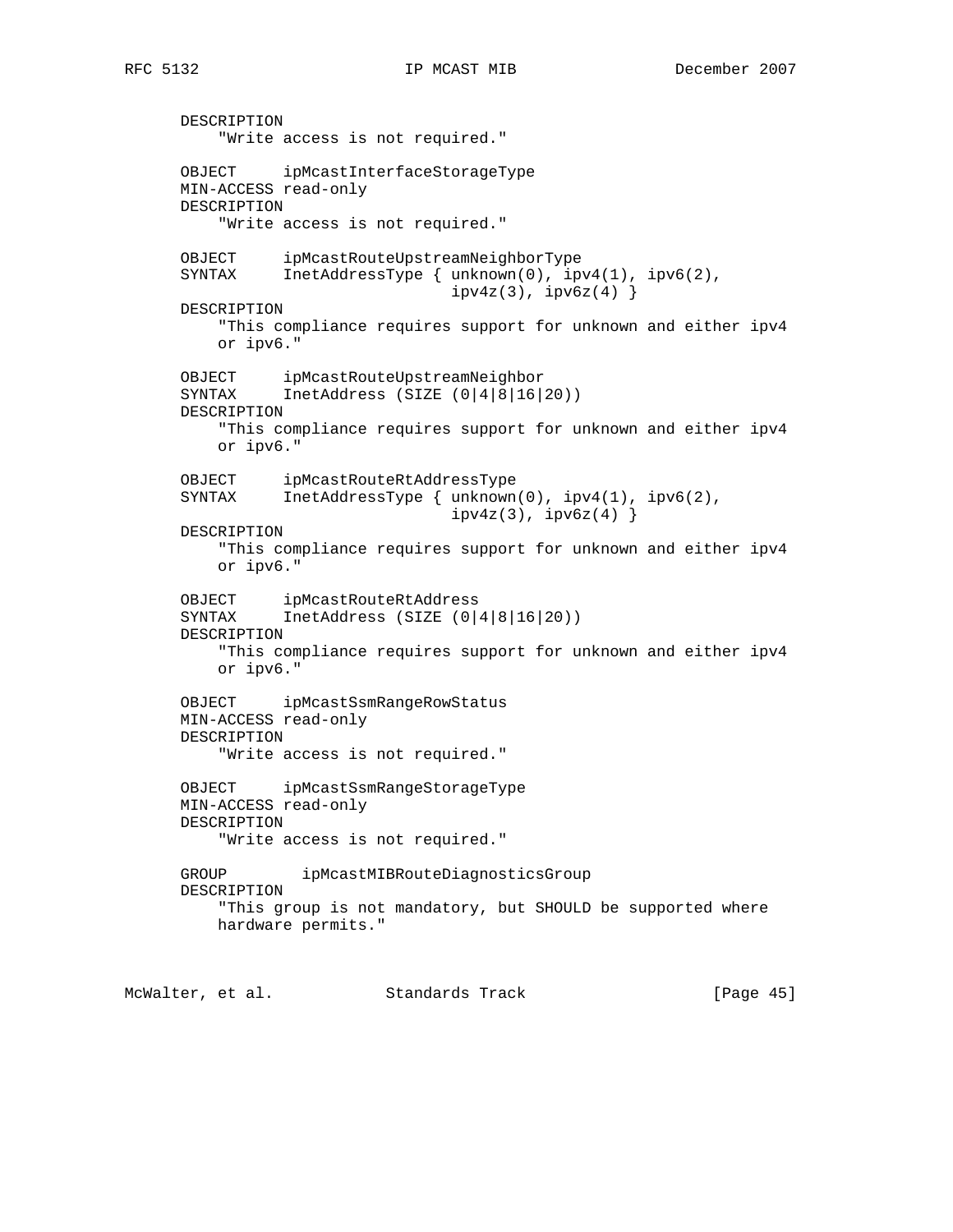```
       DESCRIPTION
           "Write access is not required."

       OBJECT      ipMcastInterfaceStorageType
       MIN-ACCESS read-only
       DESCRIPTION
           "Write access is not required."

       OBJECT      ipMcastRouteUpstreamNeighborType
       SYNTAX      InetAddressType { unknown(0), ipv4(1), ipv6(2),
                                 ipv4z(3), ipv6z(4) }
       DESCRIPTION
           "This compliance requires support for unknown and either ipv4
           or ipv6."

       OBJECT      ipMcastRouteUpstreamNeighbor
       SYNTAX      InetAddress (SIZE (0|4|8|16|20))
       DESCRIPTION
           "This compliance requires support for unknown and either ipv4
           or ipv6."

       OBJECT      ipMcastRouteRtAddressType
       SYNTAX      InetAddressType { unknown(0), ipv4(1), ipv6(2),
                                 ipv4z(3), ipv6z(4) }
       DESCRIPTION
           "This compliance requires support for unknown and either ipv4
           or ipv6."

       OBJECT      ipMcastRouteRtAddress
       SYNTAX      InetAddress (SIZE (0|4|8|16|20))
       DESCRIPTION
           "This compliance requires support for unknown and either ipv4
           or ipv6."

       OBJECT      ipMcastSsmRangeRowStatus
       MIN-ACCESS read-only
       DESCRIPTION
           "Write access is not required."

       OBJECT      ipMcastSsmRangeStorageType
       MIN-ACCESS read-only
       DESCRIPTION
           "Write access is not required."

       GROUP        ipMcastMIBRouteDiagnosticsGroup
       DESCRIPTION
           "This group is not mandatory, but SHOULD be supported where
           hardware permits."
```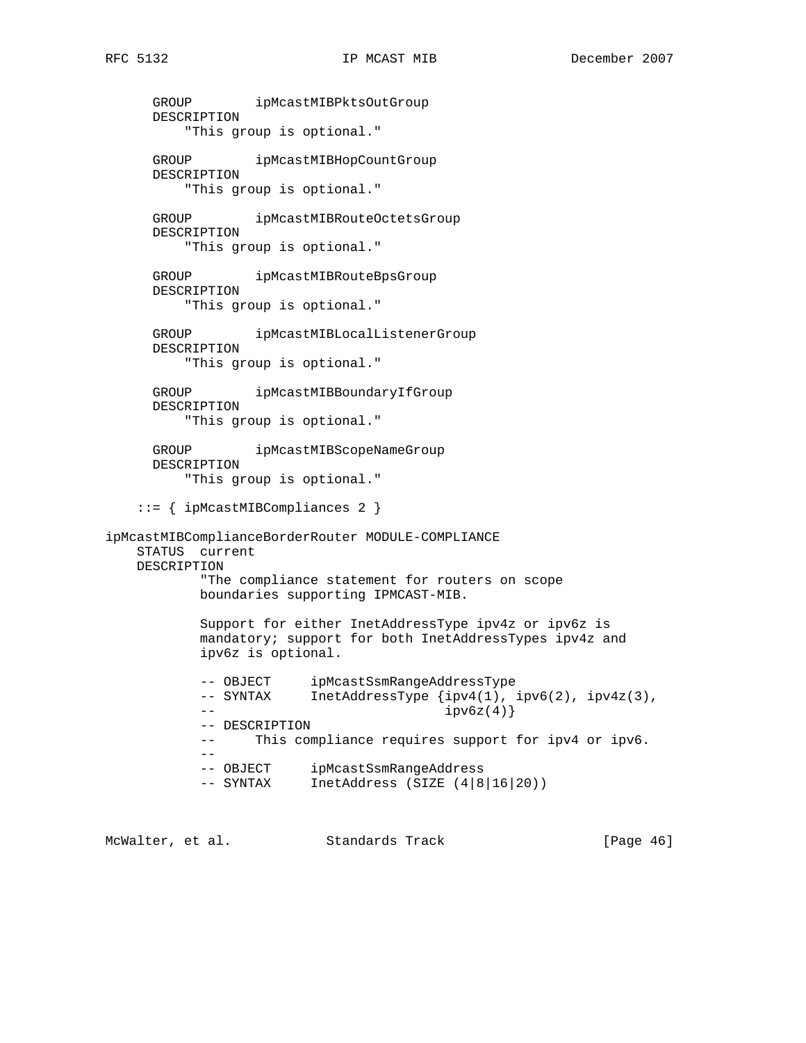```
      GROUP        ipMcastMIBPktsOutGroup
      DESCRIPTION
          "This group is optional."

      GROUP        ipMcastMIBHopCountGroup
      DESCRIPTION
          "This group is optional."

      GROUP        ipMcastMIBRouteOctetsGroup
      DESCRIPTION
          "This group is optional."

      GROUP        ipMcastMIBRouteBpsGroup
      DESCRIPTION
          "This group is optional."

      GROUP        ipMcastMIBLocalListenerGroup
      DESCRIPTION
          "This group is optional."

      GROUP        ipMcastMIBBoundaryIfGroup
      DESCRIPTION
          "This group is optional."

      GROUP        ipMcastMIBScopeNameGroup
      DESCRIPTION
          "This group is optional."

    ::= { ipMcastMIBCompliances 2 }

ipMcastMIBComplianceBorderRouter MODULE-COMPLIANCE
    STATUS  current
    DESCRIPTION
            "The compliance statement for routers on scope
            boundaries supporting IPMCAST-MIB.

            Support for either InetAddressType ipv4z or ipv6z is
            mandatory; support for both InetAddressTypes ipv4z and
            ipv6z is optional.

            -- OBJECT     ipMcastSsmRangeAddressType
            -- SYNTAX     InetAddressType {ipv4(1), ipv6(2), ipv4z(3),
            --                             ipv6z(4)}
            -- DESCRIPTION
            --     This compliance requires support for ipv4 or ipv6.
            --
            -- OBJECT     ipMcastSsmRangeAddress
            -- SYNTAX     InetAddress (SIZE (4|8|16|20))
```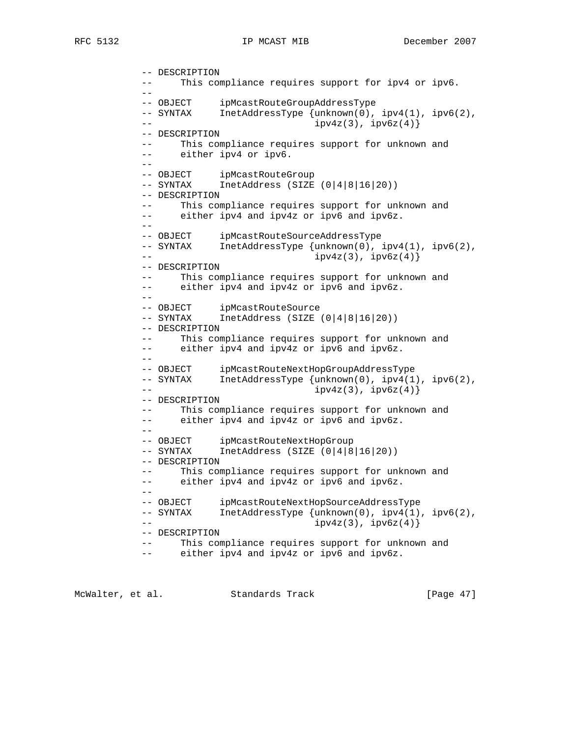```
          -- DESCRIPTION
          --     This compliance requires support for ipv4 or ipv6.
          --
          -- OBJECT      ipMcastRouteGroupAddressType
          -- SYNTAX      InetAddressType {unknown(0), ipv4(1), ipv6(2),
          --                              ipv4z(3), ipv6z(4)}
          -- DESCRIPTION
          --     This compliance requires support for unknown and
          --     either ipv4 or ipv6.
          --
          -- OBJECT      ipMcastRouteGroup
          -- SYNTAX      InetAddress (SIZE (0|4|8|16|20))
          -- DESCRIPTION
          --     This compliance requires support for unknown and
          --     either ipv4 and ipv4z or ipv6 and ipv6z.
          --
          -- OBJECT      ipMcastRouteSourceAddressType
          -- SYNTAX      InetAddressType {unknown(0), ipv4(1), ipv6(2),
          --                              ipv4z(3), ipv6z(4)}
          -- DESCRIPTION
          --     This compliance requires support for unknown and
          --     either ipv4 and ipv4z or ipv6 and ipv6z.
          --
          -- OBJECT      ipMcastRouteSource
          -- SYNTAX      InetAddress (SIZE (0|4|8|16|20))
          -- DESCRIPTION
          --     This compliance requires support for unknown and
          --     either ipv4 and ipv4z or ipv6 and ipv6z.
          --
          -- OBJECT      ipMcastRouteNextHopGroupAddressType
          -- SYNTAX      InetAddressType {unknown(0), ipv4(1), ipv6(2),
          --                              ipv4z(3), ipv6z(4)}
          -- DESCRIPTION
          --     This compliance requires support for unknown and
          --     either ipv4 and ipv4z or ipv6 and ipv6z.
          --
          -- OBJECT      ipMcastRouteNextHopGroup
          -- SYNTAX      InetAddress (SIZE (0|4|8|16|20))
          -- DESCRIPTION
          --     This compliance requires support for unknown and
          --     either ipv4 and ipv4z or ipv6 and ipv6z.
          --
          -- OBJECT      ipMcastRouteNextHopSourceAddressType
          -- SYNTAX      InetAddressType {unknown(0), ipv4(1), ipv6(2),
          --                              ipv4z(3), ipv6z(4)}
          -- DESCRIPTION
          --     This compliance requires support for unknown and
          --     either ipv4 and ipv4z or ipv6 and ipv6z.
```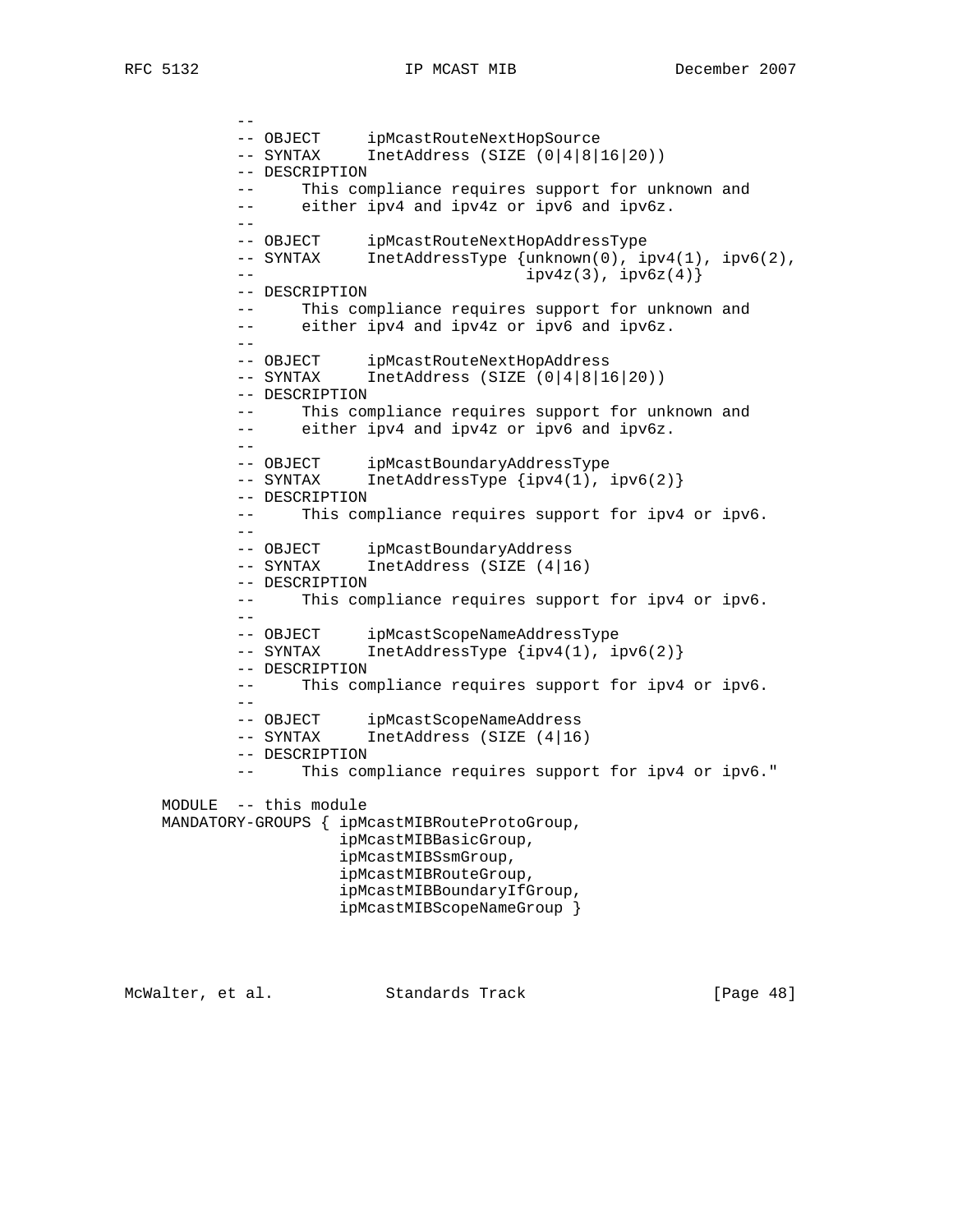```
          --
          -- OBJECT     ipMcastRouteNextHopSource
          -- SYNTAX     InetAddress (SIZE (0|4|8|16|20))
          -- DESCRIPTION
          --     This compliance requires support for unknown and
          --     either ipv4 and ipv4z or ipv6 and ipv6z.
          --
          -- OBJECT     ipMcastRouteNextHopAddressType
          -- SYNTAX     InetAddressType {unknown(0), ipv4(1), ipv6(2),
          --                             ipv4z(3), ipv6z(4)}
          -- DESCRIPTION
          --     This compliance requires support for unknown and
          --     either ipv4 and ipv4z or ipv6 and ipv6z.
          --
          -- OBJECT     ipMcastRouteNextHopAddress
          -- SYNTAX     InetAddress (SIZE (0|4|8|16|20))
          -- DESCRIPTION
          --     This compliance requires support for unknown and
          --     either ipv4 and ipv4z or ipv6 and ipv6z.
          --
          -- OBJECT     ipMcastBoundaryAddressType
          -- SYNTAX     InetAddressType {ipv4(1), ipv6(2)}
          -- DESCRIPTION
          --     This compliance requires support for ipv4 or ipv6.
          --
          -- OBJECT     ipMcastBoundaryAddress
          -- SYNTAX     InetAddress (SIZE (4|16)
          -- DESCRIPTION
          --     This compliance requires support for ipv4 or ipv6.
          --
          -- OBJECT     ipMcastScopeNameAddressType
          -- SYNTAX     InetAddressType {ipv4(1), ipv6(2)}
          -- DESCRIPTION
          --     This compliance requires support for ipv4 or ipv6.
          --
          -- OBJECT     ipMcastScopeNameAddress
          -- SYNTAX     InetAddress (SIZE (4|16)
          -- DESCRIPTION
          --     This compliance requires support for ipv4 or ipv6."

    MODULE  -- this module
    MANDATORY-GROUPS { ipMcastMIBRouteProtoGroup,
                       ipMcastMIBBasicGroup,
                       ipMcastMIBSsmGroup,
                       ipMcastMIBRouteGroup,
                       ipMcastMIBBoundaryIfGroup,
                       ipMcastMIBScopeNameGroup }
```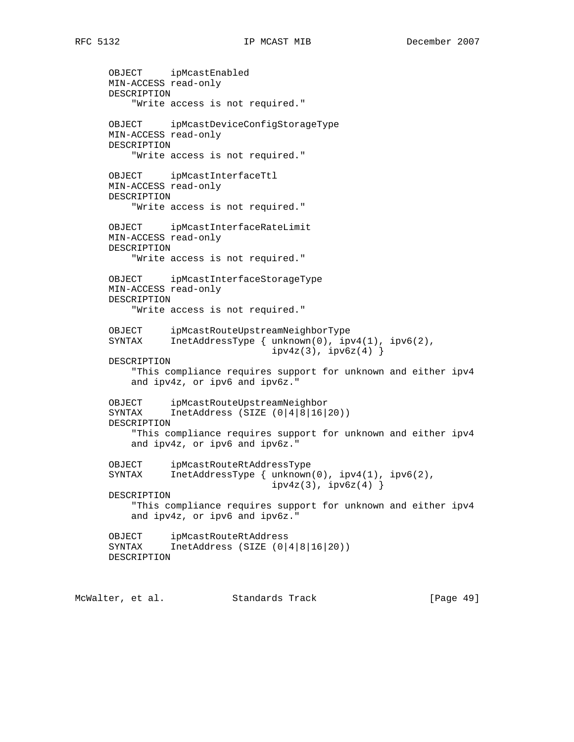```
      OBJECT     ipMcastEnabled
      MIN-ACCESS read-only
      DESCRIPTION
          "Write access is not required."

      OBJECT     ipMcastDeviceConfigStorageType
      MIN-ACCESS read-only
      DESCRIPTION
          "Write access is not required."

      OBJECT     ipMcastInterfaceTtl
      MIN-ACCESS read-only
      DESCRIPTION
          "Write access is not required."

      OBJECT     ipMcastInterfaceRateLimit
      MIN-ACCESS read-only
      DESCRIPTION
          "Write access is not required."

      OBJECT     ipMcastInterfaceStorageType
      MIN-ACCESS read-only
      DESCRIPTION
          "Write access is not required."

      OBJECT     ipMcastRouteUpstreamNeighborType
      SYNTAX     InetAddressType { unknown(0), ipv4(1), ipv6(2),
                                ipv4z(3), ipv6z(4) }
      DESCRIPTION
          "This compliance requires support for unknown and either ipv4
          and ipv4z, or ipv6 and ipv6z."

      OBJECT     ipMcastRouteUpstreamNeighbor
      SYNTAX     InetAddress (SIZE (0|4|8|16|20))
      DESCRIPTION
          "This compliance requires support for unknown and either ipv4
          and ipv4z, or ipv6 and ipv6z."

      OBJECT     ipMcastRouteRtAddressType
      SYNTAX     InetAddressType { unknown(0), ipv4(1), ipv6(2),
                                ipv4z(3), ipv6z(4) }
      DESCRIPTION
          "This compliance requires support for unknown and either ipv4
          and ipv4z, or ipv6 and ipv6z."

      OBJECT     ipMcastRouteRtAddress
      SYNTAX     InetAddress (SIZE (0|4|8|16|20))
      DESCRIPTION
```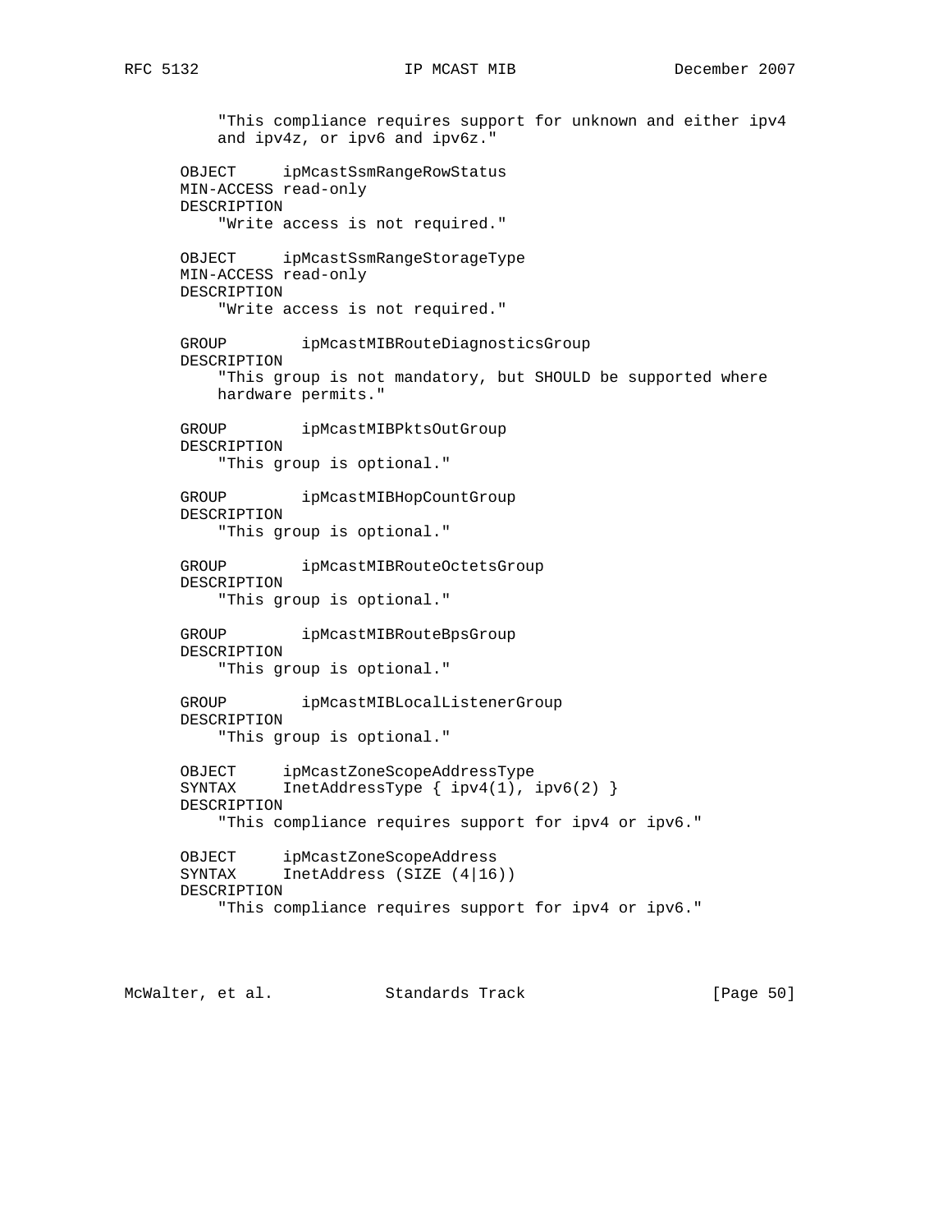```
           "This compliance requires support for unknown and either ipv4
           and ipv4z, or ipv6 and ipv6z."

       OBJECT     ipMcastSsmRangeRowStatus
       MIN-ACCESS read-only
       DESCRIPTION
           "Write access is not required."

       OBJECT     ipMcastSsmRangeStorageType
       MIN-ACCESS read-only
       DESCRIPTION
           "Write access is not required."

       GROUP        ipMcastMIBRouteDiagnosticsGroup
       DESCRIPTION
           "This group is not mandatory, but SHOULD be supported where
           hardware permits."

       GROUP        ipMcastMIBPktsOutGroup
       DESCRIPTION
           "This group is optional."

       GROUP        ipMcastMIBHopCountGroup
       DESCRIPTION
           "This group is optional."

       GROUP        ipMcastMIBRouteOctetsGroup
       DESCRIPTION
           "This group is optional."

       GROUP        ipMcastMIBRouteBpsGroup
       DESCRIPTION
           "This group is optional."

       GROUP        ipMcastMIBLocalListenerGroup
       DESCRIPTION
           "This group is optional."

       OBJECT     ipMcastZoneScopeAddressType
       SYNTAX     InetAddressType { ipv4(1), ipv6(2) }
       DESCRIPTION
           "This compliance requires support for ipv4 or ipv6."

       OBJECT     ipMcastZoneScopeAddress
       SYNTAX     InetAddress (SIZE (4|16))
       DESCRIPTION
           "This compliance requires support for ipv4 or ipv6."
```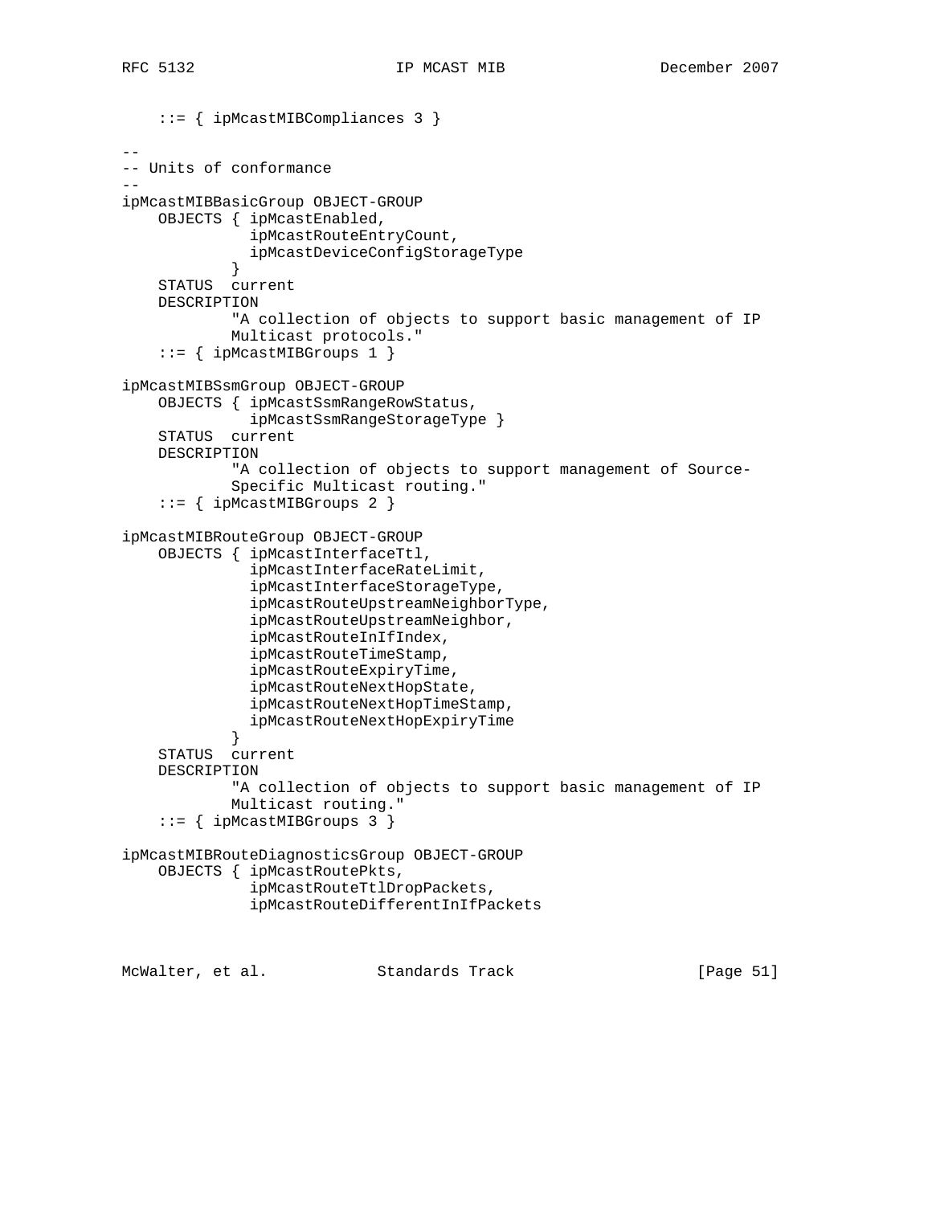```
    ::= { ipMcastMIBCompliances 3 }

--
-- Units of conformance
--
ipMcastMIBBasicGroup OBJECT-GROUP
    OBJECTS { ipMcastEnabled,
              ipMcastRouteEntryCount,
              ipMcastDeviceConfigStorageType
            }
    STATUS  current
    DESCRIPTION
            "A collection of objects to support basic management of IP
            Multicast protocols."
    ::= { ipMcastMIBGroups 1 }

ipMcastMIBSsmGroup OBJECT-GROUP
    OBJECTS { ipMcastSsmRangeRowStatus,
              ipMcastSsmRangeStorageType }
    STATUS  current
    DESCRIPTION
            "A collection of objects to support management of Source-
            Specific Multicast routing."
    ::= { ipMcastMIBGroups 2 }

ipMcastMIBRouteGroup OBJECT-GROUP
    OBJECTS { ipMcastInterfaceTtl,
              ipMcastInterfaceRateLimit,
              ipMcastInterfaceStorageType,
              ipMcastRouteUpstreamNeighborType,
              ipMcastRouteUpstreamNeighbor,
              ipMcastRouteInIfIndex,
              ipMcastRouteTimeStamp,
              ipMcastRouteExpiryTime,
              ipMcastRouteNextHopState,
              ipMcastRouteNextHopTimeStamp,
              ipMcastRouteNextHopExpiryTime
            }
    STATUS  current
    DESCRIPTION
            "A collection of objects to support basic management of IP
            Multicast routing."
    ::= { ipMcastMIBGroups 3 }

ipMcastMIBRouteDiagnosticsGroup OBJECT-GROUP
    OBJECTS { ipMcastRoutePkts,
              ipMcastRouteTtlDropPackets,
              ipMcastRouteDifferentInIfPackets
```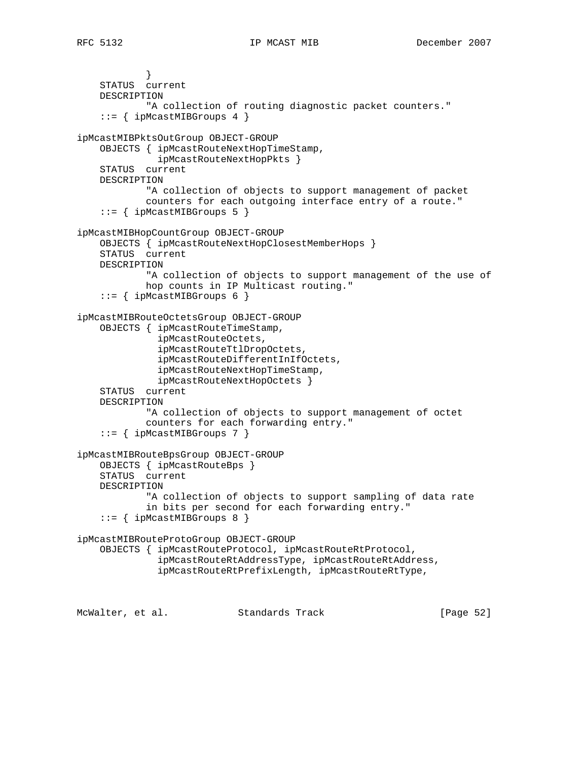```
            }
    STATUS  current
    DESCRIPTION
            "A collection of routing diagnostic packet counters."
    ::= { ipMcastMIBGroups 4 }

ipMcastMIBPktsOutGroup OBJECT-GROUP
    OBJECTS { ipMcastRouteNextHopTimeStamp,
              ipMcastRouteNextHopPkts }
    STATUS  current
    DESCRIPTION
            "A collection of objects to support management of packet
            counters for each outgoing interface entry of a route."
    ::= { ipMcastMIBGroups 5 }

ipMcastMIBHopCountGroup OBJECT-GROUP
    OBJECTS { ipMcastRouteNextHopClosestMemberHops }
    STATUS  current
    DESCRIPTION
            "A collection of objects to support management of the use of
            hop counts in IP Multicast routing."
    ::= { ipMcastMIBGroups 6 }

ipMcastMIBRouteOctetsGroup OBJECT-GROUP
    OBJECTS { ipMcastRouteTimeStamp,
              ipMcastRouteOctets,
              ipMcastRouteTtlDropOctets,
              ipMcastRouteDifferentInIfOctets,
              ipMcastRouteNextHopTimeStamp,
              ipMcastRouteNextHopOctets }
    STATUS  current
    DESCRIPTION
            "A collection of objects to support management of octet
            counters for each forwarding entry."
    ::= { ipMcastMIBGroups 7 }

ipMcastMIBRouteBpsGroup OBJECT-GROUP
    OBJECTS { ipMcastRouteBps }
    STATUS  current
    DESCRIPTION
            "A collection of objects to support sampling of data rate
            in bits per second for each forwarding entry."
    ::= { ipMcastMIBGroups 8 }

ipMcastMIBRouteProtoGroup OBJECT-GROUP
    OBJECTS { ipMcastRouteProtocol, ipMcastRouteRtProtocol,
              ipMcastRouteRtAddressType, ipMcastRouteRtAddress,
              ipMcastRouteRtPrefixLength, ipMcastRouteRtType,
```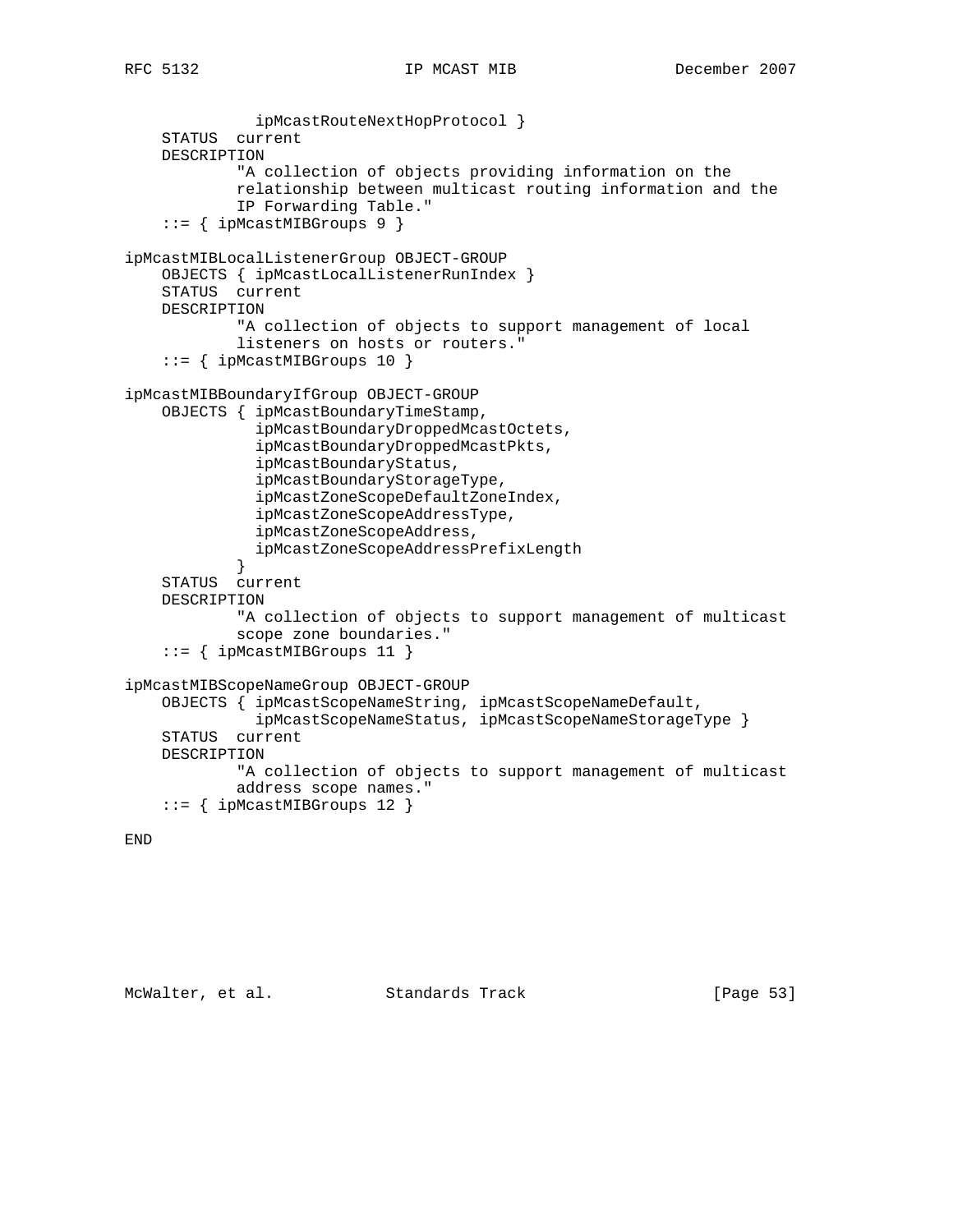```
               ipMcastRouteNextHopProtocol }
    STATUS  current
    DESCRIPTION
            "A collection of objects providing information on the
            relationship between multicast routing information and the
            IP Forwarding Table."
    ::= { ipMcastMIBGroups 9 }

ipMcastMIBLocalListenerGroup OBJECT-GROUP
    OBJECTS { ipMcastLocalListenerRunIndex }
    STATUS  current
    DESCRIPTION
            "A collection of objects to support management of local
            listeners on hosts or routers."
    ::= { ipMcastMIBGroups 10 }

ipMcastMIBBoundaryIfGroup OBJECT-GROUP
    OBJECTS { ipMcastBoundaryTimeStamp,
              ipMcastBoundaryDroppedMcastOctets,
              ipMcastBoundaryDroppedMcastPkts,
              ipMcastBoundaryStatus,
              ipMcastBoundaryStorageType,
              ipMcastZoneScopeDefaultZoneIndex,
              ipMcastZoneScopeAddressType,
              ipMcastZoneScopeAddress,
              ipMcastZoneScopeAddressPrefixLength
            }
    STATUS  current
    DESCRIPTION
            "A collection of objects to support management of multicast
            scope zone boundaries."
    ::= { ipMcastMIBGroups 11 }

ipMcastMIBScopeNameGroup OBJECT-GROUP
    OBJECTS { ipMcastScopeNameString, ipMcastScopeNameDefault,
              ipMcastScopeNameStatus, ipMcastScopeNameStorageType }
    STATUS  current
    DESCRIPTION
            "A collection of objects to support management of multicast
            address scope names."
    ::= { ipMcastMIBGroups 12 }

END
```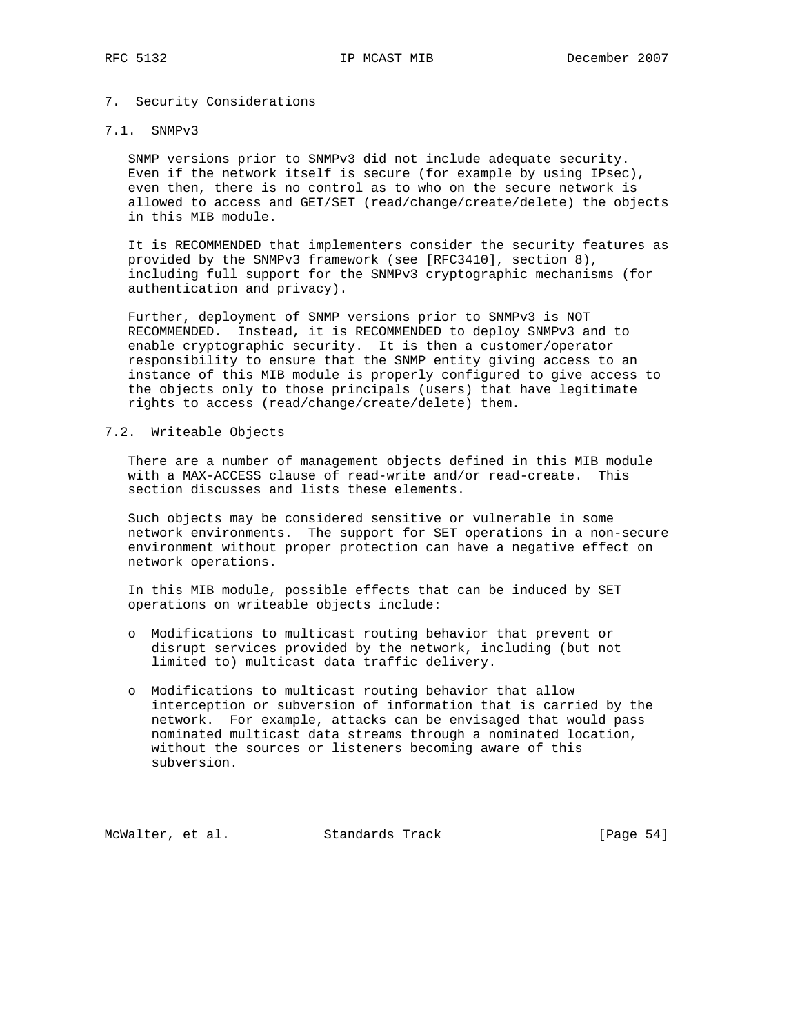## 7. Security Considerations

### 7.1. SNMPv3

SNMP versions prior to SNMPv3 did not include adequate security. Even if the network itself is secure (for example by using IPsec), even then, there is no control as to who on the secure network is allowed to access and GET/SET (read/change/create/delete) the objects in this MIB module.

It is RECOMMENDED that implementers consider the security features as provided by the SNMPv3 framework (see [RFC3410], section 8), including full support for the SNMPv3 cryptographic mechanisms (for authentication and privacy).

Further, deployment of SNMP versions prior to SNMPv3 is NOT RECOMMENDED. Instead, it is RECOMMENDED to deploy SNMPv3 and to enable cryptographic security. It is then a customer/operator responsibility to ensure that the SNMP entity giving access to an instance of this MIB module is properly configured to give access to the objects only to those principals (users) that have legitimate rights to access (read/change/create/delete) them.

### 7.2. Writeable Objects

There are a number of management objects defined in this MIB module with a MAX-ACCESS clause of read-write and/or read-create. This section discusses and lists these elements.

Such objects may be considered sensitive or vulnerable in some network environments. The support for SET operations in a non-secure environment without proper protection can have a negative effect on network operations.

In this MIB module, possible effects that can be induced by SET operations on writeable objects include:

- Modifications to multicast routing behavior that prevent or disrupt services provided by the network, including (but not limited to) multicast data traffic delivery.
- Modifications to multicast routing behavior that allow interception or subversion of information that is carried by the network. For example, attacks can be envisaged that would pass nominated multicast data streams through a nominated location, without the sources or listeners becoming aware of this subversion.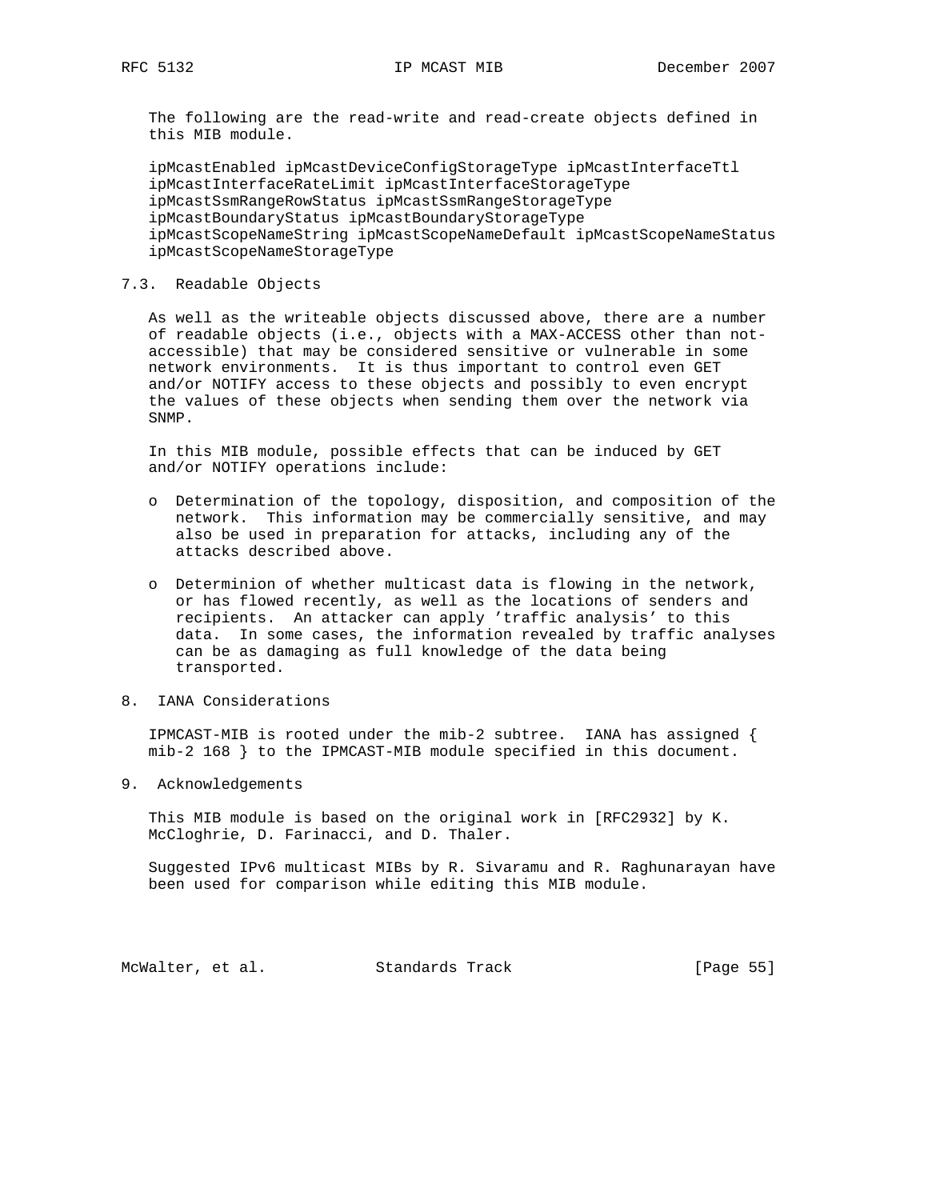The following are the read-write and read-create objects defined in this MIB module.

ipMcastEnabled ipMcastDeviceConfigStorageType ipMcastInterfaceTtl ipMcastInterfaceRateLimit ipMcastInterfaceStorageType ipMcastSsmRangeRowStatus ipMcastSsmRangeStorageType ipMcastBoundaryStatus ipMcastBoundaryStorageType ipMcastScopeNameString ipMcastScopeNameDefault ipMcastScopeNameStatus ipMcastScopeNameStorageType

### 7.3. Readable Objects

As well as the writeable objects discussed above, there are a number of readable objects (i.e., objects with a MAX-ACCESS other than not-accessible) that may be considered sensitive or vulnerable in some network environments. It is thus important to control even GET and/or NOTIFY access to these objects and possibly to even encrypt the values of these objects when sending them over the network via SNMP.

In this MIB module, possible effects that can be induced by GET and/or NOTIFY operations include:

- Determination of the topology, disposition, and composition of the network. This information may be commercially sensitive, and may also be used in preparation for attacks, including any of the attacks described above.

- Determinion of whether multicast data is flowing in the network, or has flowed recently, as well as the locations of senders and recipients. An attacker can apply 'traffic analysis' to this data. In some cases, the information revealed by traffic analyses can be as damaging as full knowledge of the data being transported.

## 8. IANA Considerations

IPMCAST-MIB is rooted under the mib-2 subtree. IANA has assigned { mib-2 168 } to the IPMCAST-MIB module specified in this document.

## 9. Acknowledgements

This MIB module is based on the original work in [RFC2932] by K. McCloghrie, D. Farinacci, and D. Thaler.

Suggested IPv6 multicast MIBs by R. Sivaramu and R. Raghunarayan have been used for comparison while editing this MIB module.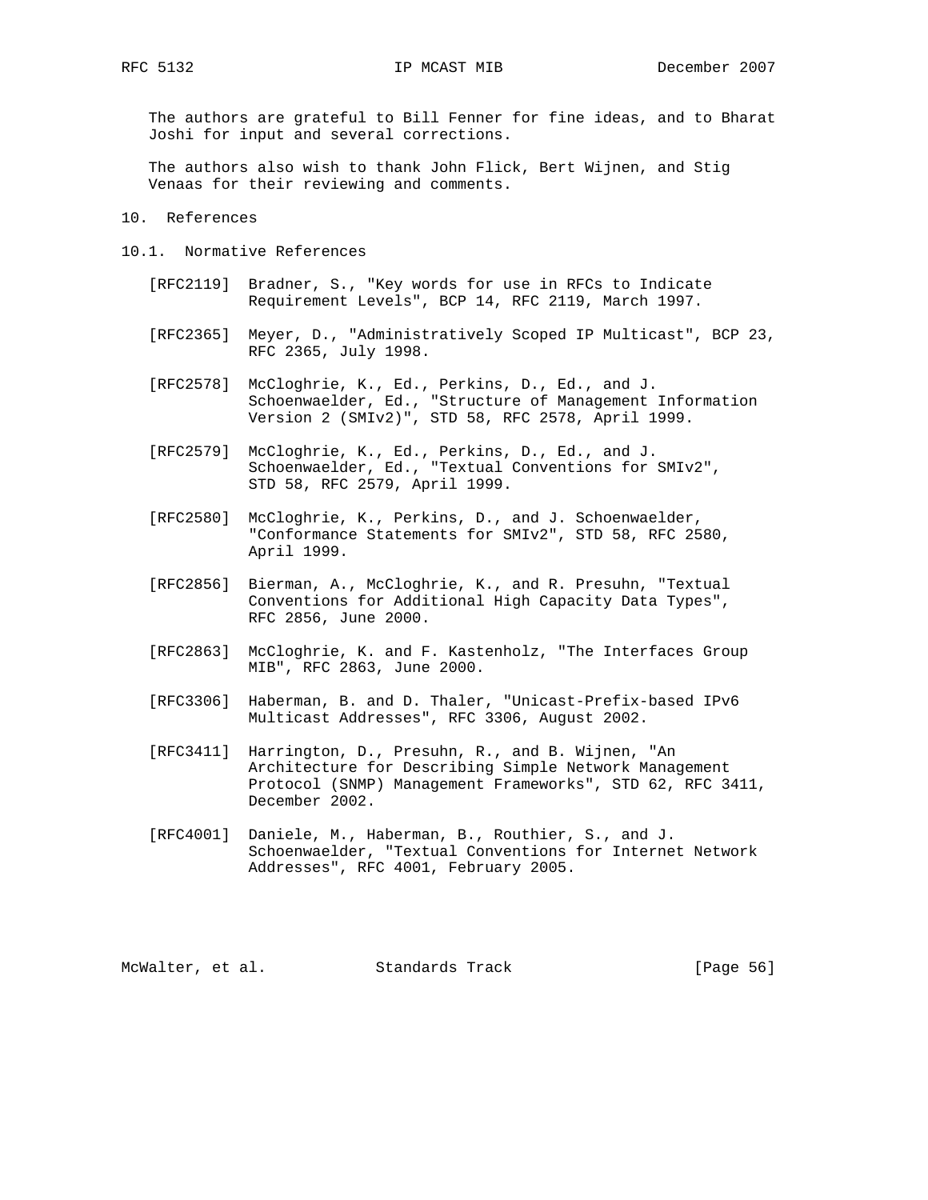The authors are grateful to Bill Fenner for fine ideas, and to Bharat Joshi for input and several corrections.

The authors also wish to thank John Flick, Bert Wijnen, and Stig Venaas for their reviewing and comments.

# 10. References

## 10.1. Normative References

[RFC2119] Bradner, S., "Key words for use in RFCs to Indicate Requirement Levels", BCP 14, RFC 2119, March 1997.

[RFC2365] Meyer, D., "Administratively Scoped IP Multicast", BCP 23, RFC 2365, July 1998.

[RFC2578] McCloghrie, K., Ed., Perkins, D., Ed., and J. Schoenwaelder, Ed., "Structure of Management Information Version 2 (SMIv2)", STD 58, RFC 2578, April 1999.

[RFC2579] McCloghrie, K., Ed., Perkins, D., Ed., and J. Schoenwaelder, Ed., "Textual Conventions for SMIv2", STD 58, RFC 2579, April 1999.

[RFC2580] McCloghrie, K., Perkins, D., and J. Schoenwaelder, "Conformance Statements for SMIv2", STD 58, RFC 2580, April 1999.

[RFC2856] Bierman, A., McCloghrie, K., and R. Presuhn, "Textual Conventions for Additional High Capacity Data Types", RFC 2856, June 2000.

[RFC2863] McCloghrie, K. and F. Kastenholz, "The Interfaces Group MIB", RFC 2863, June 2000.

[RFC3306] Haberman, B. and D. Thaler, "Unicast-Prefix-based IPv6 Multicast Addresses", RFC 3306, August 2002.

[RFC3411] Harrington, D., Presuhn, R., and B. Wijnen, "An Architecture for Describing Simple Network Management Protocol (SNMP) Management Frameworks", STD 62, RFC 3411, December 2002.

[RFC4001] Daniele, M., Haberman, B., Routhier, S., and J. Schoenwaelder, "Textual Conventions for Internet Network Addresses", RFC 4001, February 2005.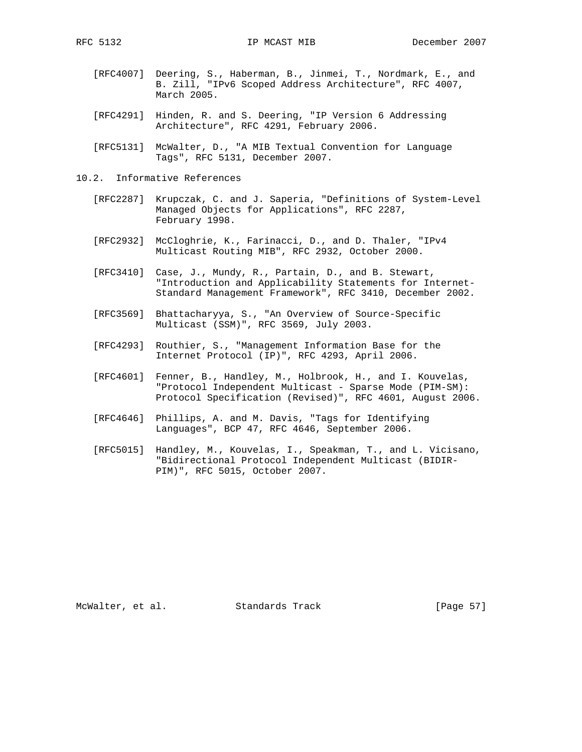[RFC4007] Deering, S., Haberman, B., Jinmei, T., Nordmark, E., and B. Zill, "IPv6 Scoped Address Architecture", RFC 4007, March 2005.

[RFC4291] Hinden, R. and S. Deering, "IP Version 6 Addressing Architecture", RFC 4291, February 2006.

[RFC5131] McWalter, D., "A MIB Textual Convention for Language Tags", RFC 5131, December 2007.

## 10.2. Informative References

[RFC2287] Krupczak, C. and J. Saperia, "Definitions of System-Level Managed Objects for Applications", RFC 2287, February 1998.

[RFC2932] McCloghrie, K., Farinacci, D., and D. Thaler, "IPv4 Multicast Routing MIB", RFC 2932, October 2000.

[RFC3410] Case, J., Mundy, R., Partain, D., and B. Stewart, "Introduction and Applicability Statements for Internet-Standard Management Framework", RFC 3410, December 2002.

[RFC3569] Bhattacharyya, S., "An Overview of Source-Specific Multicast (SSM)", RFC 3569, July 2003.

[RFC4293] Routhier, S., "Management Information Base for the Internet Protocol (IP)", RFC 4293, April 2006.

[RFC4601] Fenner, B., Handley, M., Holbrook, H., and I. Kouvelas, "Protocol Independent Multicast - Sparse Mode (PIM-SM): Protocol Specification (Revised)", RFC 4601, August 2006.

[RFC4646] Phillips, A. and M. Davis, "Tags for Identifying Languages", BCP 47, RFC 4646, September 2006.

[RFC5015] Handley, M., Kouvelas, I., Speakman, T., and L. Vicisano, "Bidirectional Protocol Independent Multicast (BIDIR-PIM)", RFC 5015, October 2007.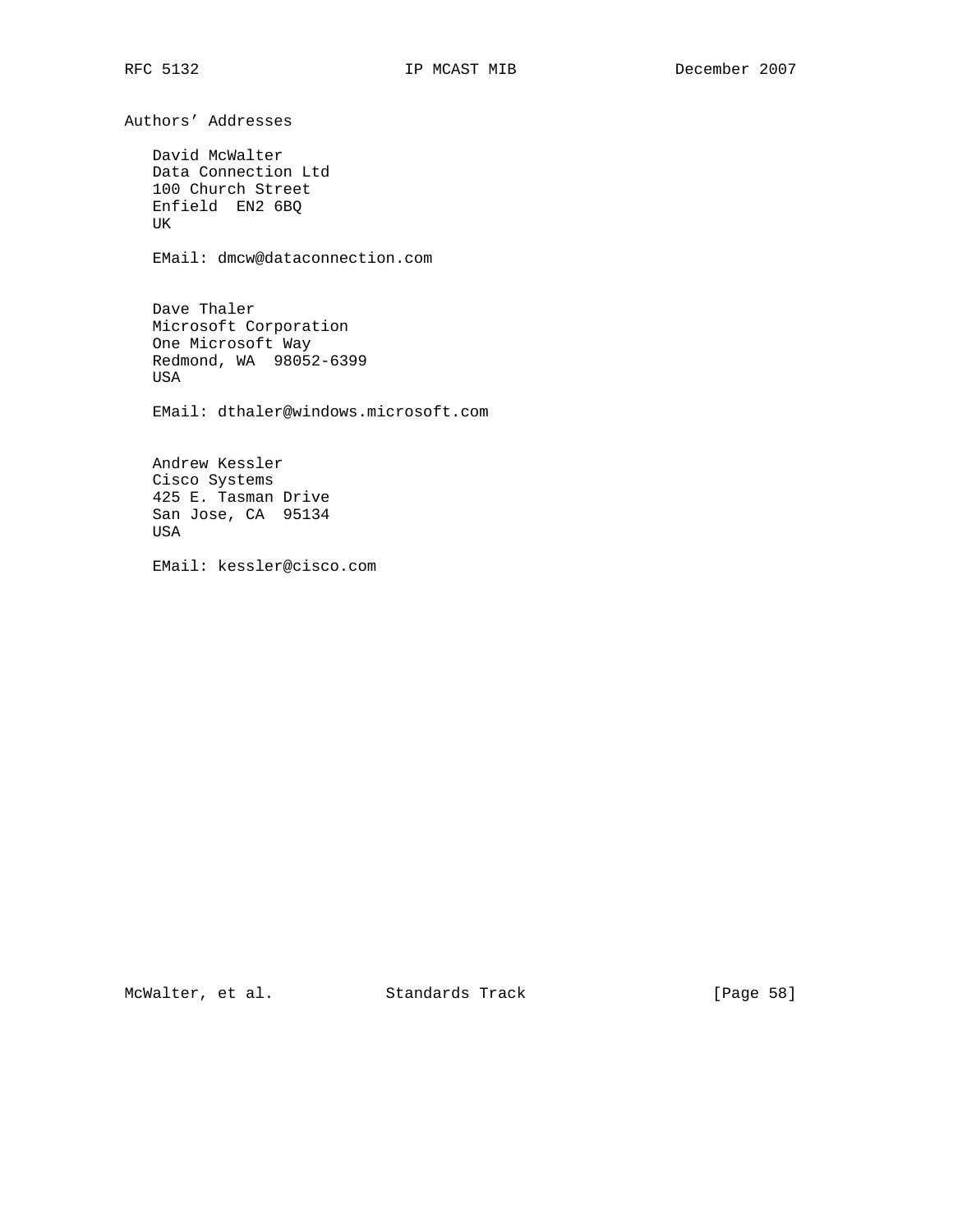## Authors' Addresses

David McWalter
Data Connection Ltd
100 Church Street
Enfield  EN2 6BQ
UK

EMail: dmcw@dataconnection.com

Dave Thaler
Microsoft Corporation
One Microsoft Way
Redmond, WA  98052-6399
USA

EMail: dthaler@windows.microsoft.com

Andrew Kessler
Cisco Systems
425 E. Tasman Drive
San Jose, CA  95134
USA

EMail: kessler@cisco.com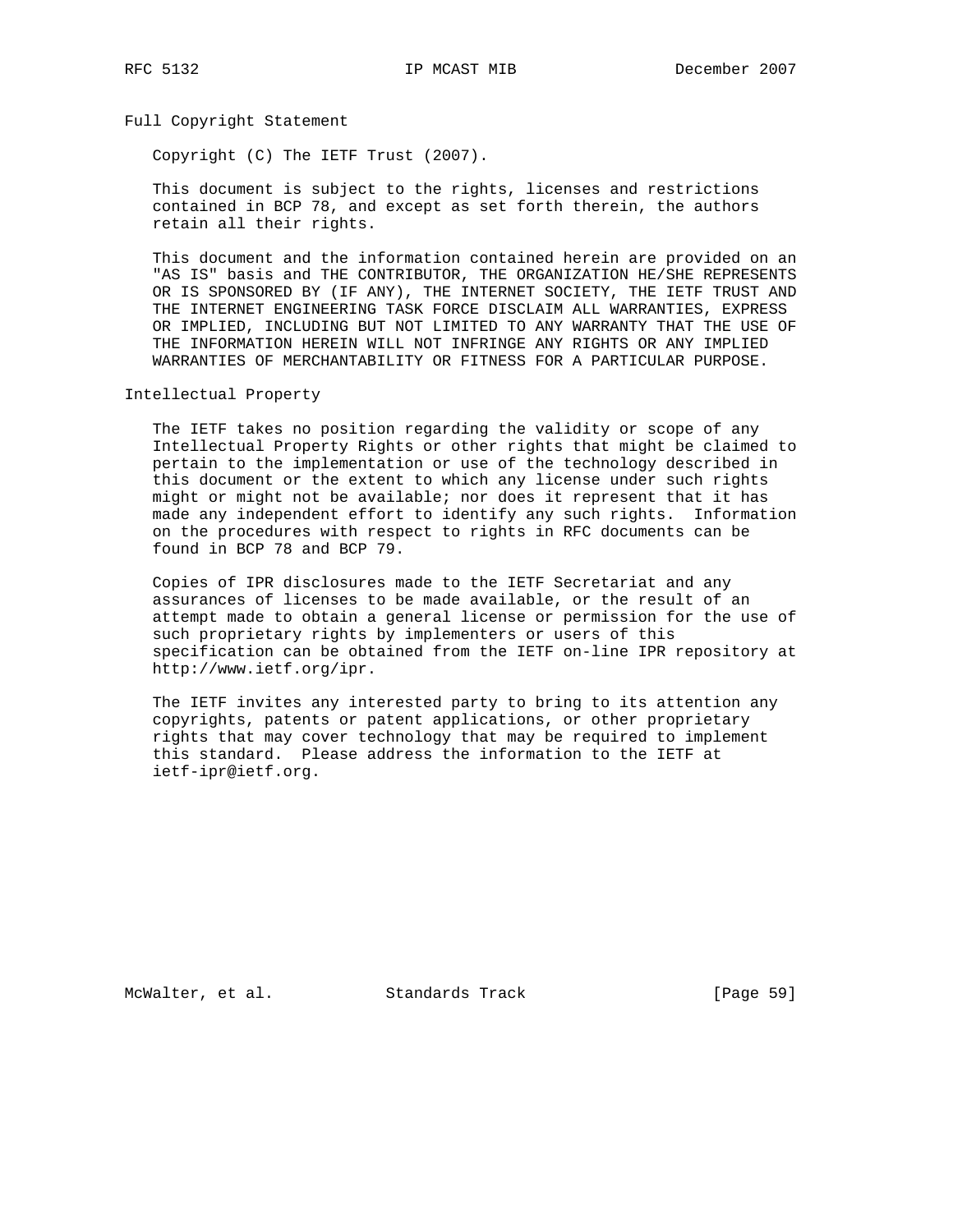## Full Copyright Statement

Copyright (C) The IETF Trust (2007).

This document is subject to the rights, licenses and restrictions contained in BCP 78, and except as set forth therein, the authors retain all their rights.

This document and the information contained herein are provided on an "AS IS" basis and THE CONTRIBUTOR, THE ORGANIZATION HE/SHE REPRESENTS OR IS SPONSORED BY (IF ANY), THE INTERNET SOCIETY, THE IETF TRUST AND THE INTERNET ENGINEERING TASK FORCE DISCLAIM ALL WARRANTIES, EXPRESS OR IMPLIED, INCLUDING BUT NOT LIMITED TO ANY WARRANTY THAT THE USE OF THE INFORMATION HEREIN WILL NOT INFRINGE ANY RIGHTS OR ANY IMPLIED WARRANTIES OF MERCHANTABILITY OR FITNESS FOR A PARTICULAR PURPOSE.

## Intellectual Property

The IETF takes no position regarding the validity or scope of any Intellectual Property Rights or other rights that might be claimed to pertain to the implementation or use of the technology described in this document or the extent to which any license under such rights might or might not be available; nor does it represent that it has made any independent effort to identify any such rights. Information on the procedures with respect to rights in RFC documents can be found in BCP 78 and BCP 79.

Copies of IPR disclosures made to the IETF Secretariat and any assurances of licenses to be made available, or the result of an attempt made to obtain a general license or permission for the use of such proprietary rights by implementers or users of this specification can be obtained from the IETF on-line IPR repository at http://www.ietf.org/ipr.

The IETF invites any interested party to bring to its attention any copyrights, patents or patent applications, or other proprietary rights that may cover technology that may be required to implement this standard. Please address the information to the IETF at ietf-ipr@ietf.org.